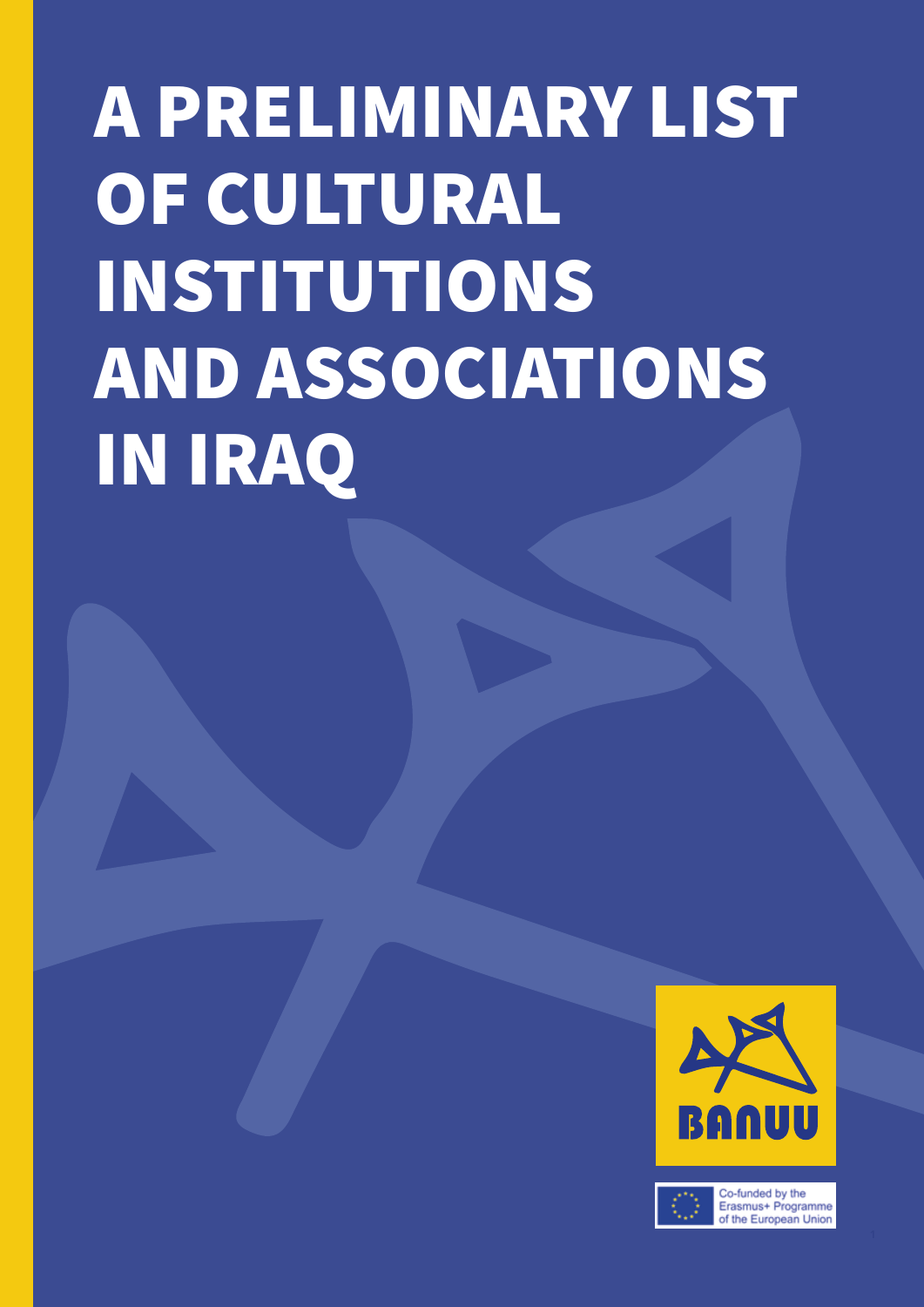# A PRELIMINARY LIST OF CULTURAL INSTITUTIONS AND ASSOCIATIONS IN IRAQ

BANUU

Co-funded by the Erasmus+ Programme of the European Union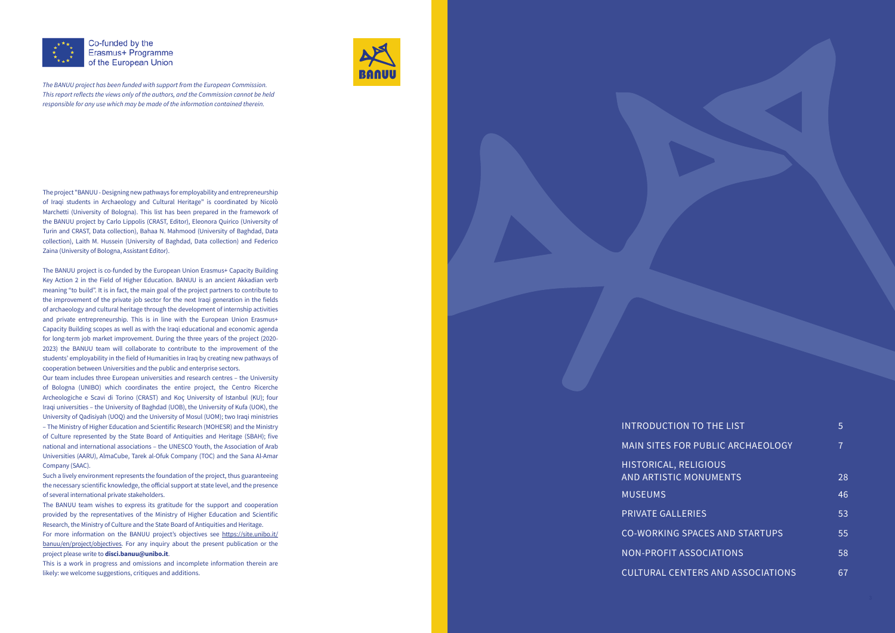Co-funded by the Erasmus+ Programme of the European Union

*The BANUU project has been funded with support from the European Commission. This report reflects the views only of the authors, and the Commission cannot be held responsible for any use which may be made of the information contained therein.*

The project "BANUU - Designing new pathways for employability and entrepreneurship of Iraqi students in Archaeology and Cultural Heritage" is coordinated by Nicolò Marchetti (University of Bologna). This list has been prepared in the framework of the BANUU project by Carlo Lippolis (CRAST, Editor), Eleonora Quirico (University of Turin and CRAST, Data collection), Bahaa N. Mahmood (University of Baghdad, Data collection), Laith M. Hussein (University of Baghdad, Data collection) and Federico Zaina (University of Bologna, Assistant Editor).

The BANUU project is co-funded by the European Union Erasmus+ Capacity Building Key Action 2 in the Field of Higher Education. BANUU is an ancient Akkadian verb meaning "to build". It is in fact, the main goal of the project partners to contribute to the improvement of the private job sector for the next Iraqi generation in the fields of archaeology and cultural heritage through the development of internship activities and private entrepreneurship. This is in line with the European Union Erasmus+ Capacity Building scopes as well as with the Iraqi educational and economic agenda for long-term job market improvement. During the three years of the project (2020-2023) the BANUU team will collaborate to contribute to the improvement of the students' employability in the field of Humanities in Iraq by creating new pathways of cooperation between Universities and the public and enterprise sectors.

Our team includes three European universities and research centres – the University of Bologna (UNIBO) which coordinates the entire project, the Centro Ricerche Archeologiche e Scavi di Torino (CRAST) and Koç University of Istanbul (KU); four Iraqi universities – the University of Baghdad (UOB), the University of Kufa (UOK), the University of Qadisiyah (UOQ) and the University of Mosul (UOM); two Iraqi ministries – The Ministry of Higher Education and Scientific Research (MOHESR) and the Ministry of Culture represented by the State Board of Antiquities and Heritage (SBAH); five national and international associations – the UNESCO Youth, the Association of Arab Universities (AARU), AlmaCube, Tarek al-Ofuk Company (TOC) and the Sana Al-Amar Company (SAAC).

Such a lively environment represents the foundation of the project, thus guaranteeing the necessary scientific knowledge, the official support at state level, and the presence of several international private stakeholders.

The BANUU team wishes to express its gratitude for the support and cooperation provided by the representatives of the Ministry of Higher Education and Scientific Research, the Ministry of Culture and the State Board of Antiquities and Heritage.

For more information on the BANUU project's objectives see https://site.unibo.it/banuu/en/project/objectives. For any inquiry about the present publication or the project please write to **disci.banuu@unibo.it**.

This is a work in progress and omissions and incomplete information therein are likely: we welcome suggestions, critiques and additions.

BANUU

| | |
|---|---|
| INTRODUCTION TO THE LIST | 5 |
| MAIN SITES FOR PUBLIC ARCHAEOLOGY | 7 |
| HISTORICAL, RELIGIOUS AND ARTISTIC MONUMENTS | 28 |
| MUSEUMS | 46 |
| PRIVATE GALLERIES | 53 |
| CO-WORKING SPACES AND STARTUPS | 55 |
| NON-PROFIT ASSOCIATIONS | 58 |
| CULTURAL CENTERS AND ASSOCIATIONS | 67 |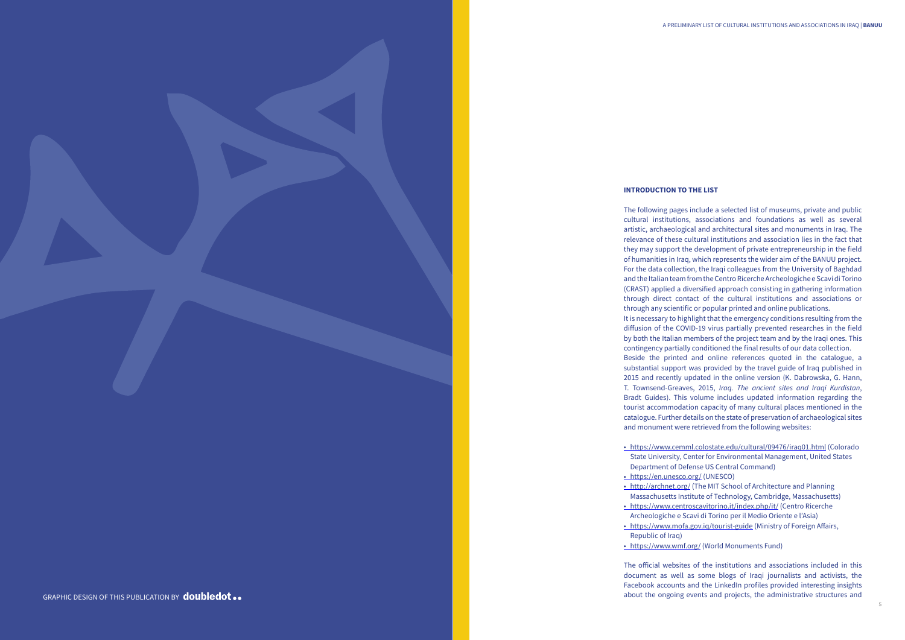GRAPHIC DESIGN OF THIS PUBLICATION BY doubledot

## INTRODUCTION TO THE LIST

The following pages include a selected list of museums, private and public cultural institutions, associations and foundations as well as several artistic, archaeological and architectural sites and monuments in Iraq. The relevance of these cultural institutions and association lies in the fact that they may support the development of private entrepreneurship in the field of humanities in Iraq, which represents the wider aim of the BANUU project. For the data collection, the Iraqi colleagues from the University of Baghdad and the Italian team from the Centro Ricerche Archeologiche e Scavi di Torino (CRAST) applied a diversified approach consisting in gathering information through direct contact of the cultural institutions and associations or through any scientific or popular printed and online publications.

It is necessary to highlight that the emergency conditions resulting from the diffusion of the COVID-19 virus partially prevented researches in the field by both the Italian members of the project team and by the Iraqi ones. This contingency partially conditioned the final results of our data collection.

Beside the printed and online references quoted in the catalogue, a substantial support was provided by the travel guide of Iraq published in 2015 and recently updated in the online version (K. Dabrowska, G. Hann, T. Townsend-Greaves, 2015, *Iraq. The ancient sites and Iraqi Kurdistan*, Bradt Guides). This volume includes updated information regarding the tourist accommodation capacity of many cultural places mentioned in the catalogue. Further details on the state of preservation of archaeological sites and monument were retrieved from the following websites:

- https://www.cemml.colostate.edu/cultural/09476/iraq01.html (Colorado State University, Center for Environmental Management, United States Department of Defense US Central Command)
- https://en.unesco.org/ (UNESCO)
- http://archnet.org/ (The MIT School of Architecture and Planning Massachusetts Institute of Technology, Cambridge, Massachusetts)
- https://www.centroscavitorino.it/index.php/it/ (Centro Ricerche Archeologiche e Scavi di Torino per il Medio Oriente e l'Asia)
- https://www.mofa.gov.iq/tourist-guide (Ministry of Foreign Affairs, Republic of Iraq)
- https://www.wmf.org/ (World Monuments Fund)

The official websites of the institutions and associations included in this document as well as some blogs of Iraqi journalists and activists, the Facebook accounts and the LinkedIn profiles provided interesting insights about the ongoing events and projects, the administrative structures and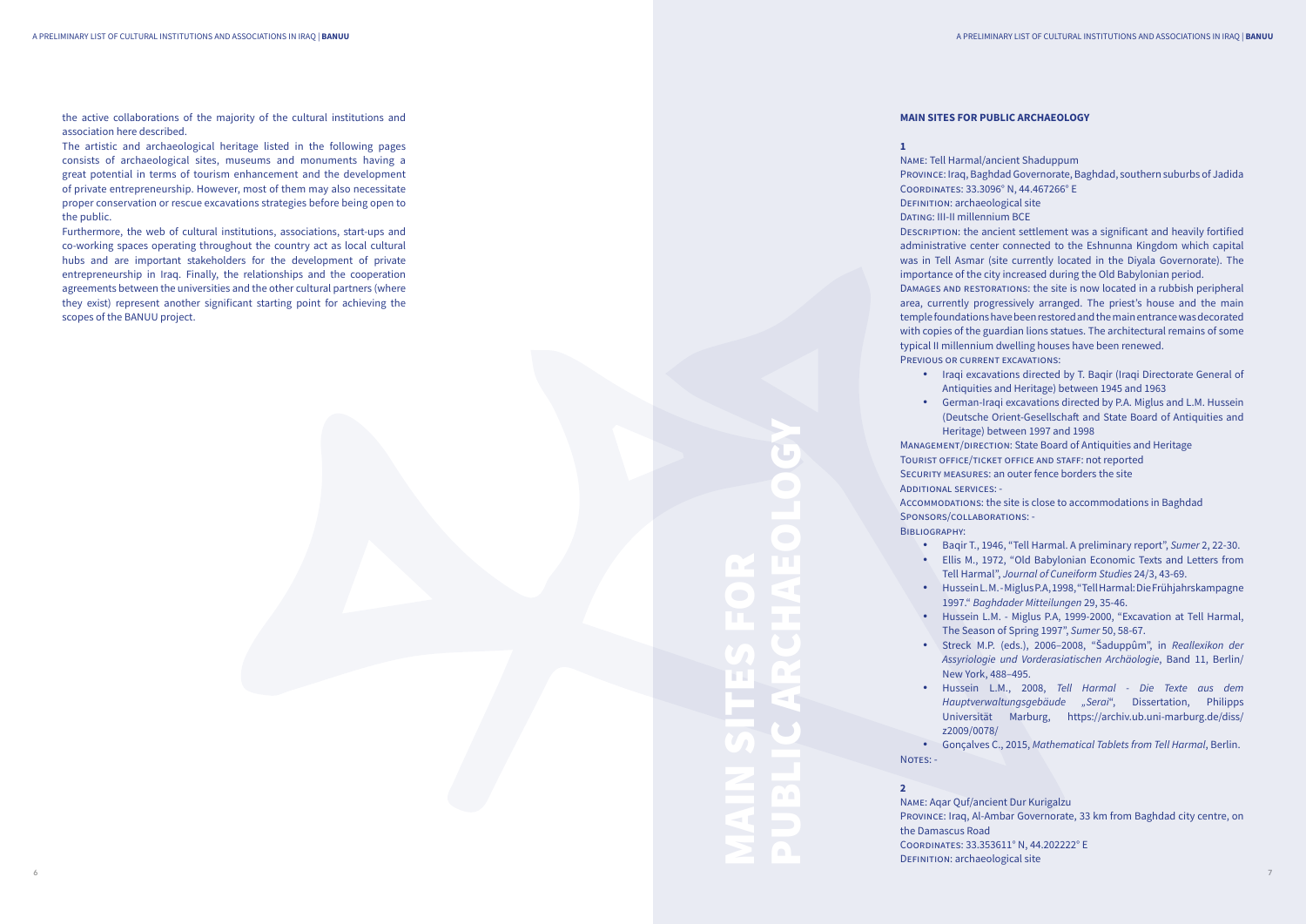the active collaborations of the majority of the cultural institutions and association here described.

The artistic and archaeological heritage listed in the following pages consists of archaeological sites, museums and monuments having a great potential in terms of tourism enhancement and the development of private entrepreneurship. However, most of them may also necessitate proper conservation or rescue excavations strategies before being open to the public.

Furthermore, the web of cultural institutions, associations, start-ups and co-working spaces operating throughout the country act as local cultural hubs and are important stakeholders for the development of private entrepreneurship in Iraq. Finally, the relationships and the cooperation agreements between the universities and the other cultural partners (where they exist) represent another significant starting point for achieving the scopes of the BANUU project.

# MAIN SITES FOR PUBLIC ARCHAEOLOGY

## MAIN SITES FOR PUBLIC ARCHAEOLOGY

**1**

Name: Tell Harmal/ancient Shaduppum
Province: Iraq, Baghdad Governorate, Baghdad, southern suburbs of Jadida
Coordinates: 33.3096° N, 44.467266° E
Definition: archaeological site
Dating: III-II millennium BCE
Description: the ancient settlement was a significant and heavily fortified administrative center connected to the Eshnunna Kingdom which capital was in Tell Asmar (site currently located in the Diyala Governorate). The importance of the city increased during the Old Babylonian period.
Damages and restorations: the site is now located in a rubbish peripheral area, currently progressively arranged. The priest's house and the main temple foundations have been restored and the main entrance was decorated with copies of the guardian lions statues. The architectural remains of some typical II millennium dwelling houses have been renewed.
Previous or current excavations:

- Iraqi excavations directed by T. Baqir (Iraqi Directorate General of Antiquities and Heritage) between 1945 and 1963
- German-Iraqi excavations directed by P.A. Miglus and L.M. Hussein (Deutsche Orient-Gesellschaft and State Board of Antiquities and Heritage) between 1997 and 1998

Management/direction: State Board of Antiquities and Heritage
Tourist office/ticket office and staff: not reported
Security measures: an outer fence borders the site
Additional services: -
Accommodations: the site is close to accommodations in Baghdad
Sponsors/collaborations: -
Bibliography:

- Baqir T., 1946, "Tell Harmal. A preliminary report", *Sumer* 2, 22-30.
- Ellis M., 1972, "Old Babylonian Economic Texts and Letters from Tell Harmal", *Journal of Cuneiform Studies* 24/3, 43-69.
- Hussein L.M. - Miglus P.A, 1998, "Tell Harmal: Die Frühjahrskampagne 1997." *Baghdader Mitteilungen* 29, 35-46.
- Hussein L.M. - Miglus P.A, 1999-2000, "Excavation at Tell Harmal, The Season of Spring 1997", *Sumer* 50, 58-67.
- Streck M.P. (eds.), 2006–2008, "Šaduppûm", in *Reallexikon der Assyriologie und Vorderasiatischen Archäologie*, Band 11, Berlin/New York, 488–495.
- Hussein L.M., 2008, *Tell Harmal - Die Texte aus dem Hauptverwaltungsgebäude „Serai"*, Dissertation, Philipps Universität Marburg, https://archiv.ub.uni-marburg.de/diss/z2009/0078/
- Gonçalves C., 2015, *Mathematical Tablets from Tell Harmal*, Berlin.

Notes: -

**2**

Name: Aqar Quf/ancient Dur Kurigalzu
Province: Iraq, Al-Ambar Governorate, 33 km from Baghdad city centre, on the Damascus Road
Coordinates: 33.353611° N, 44.202222° E
Definition: archaeological site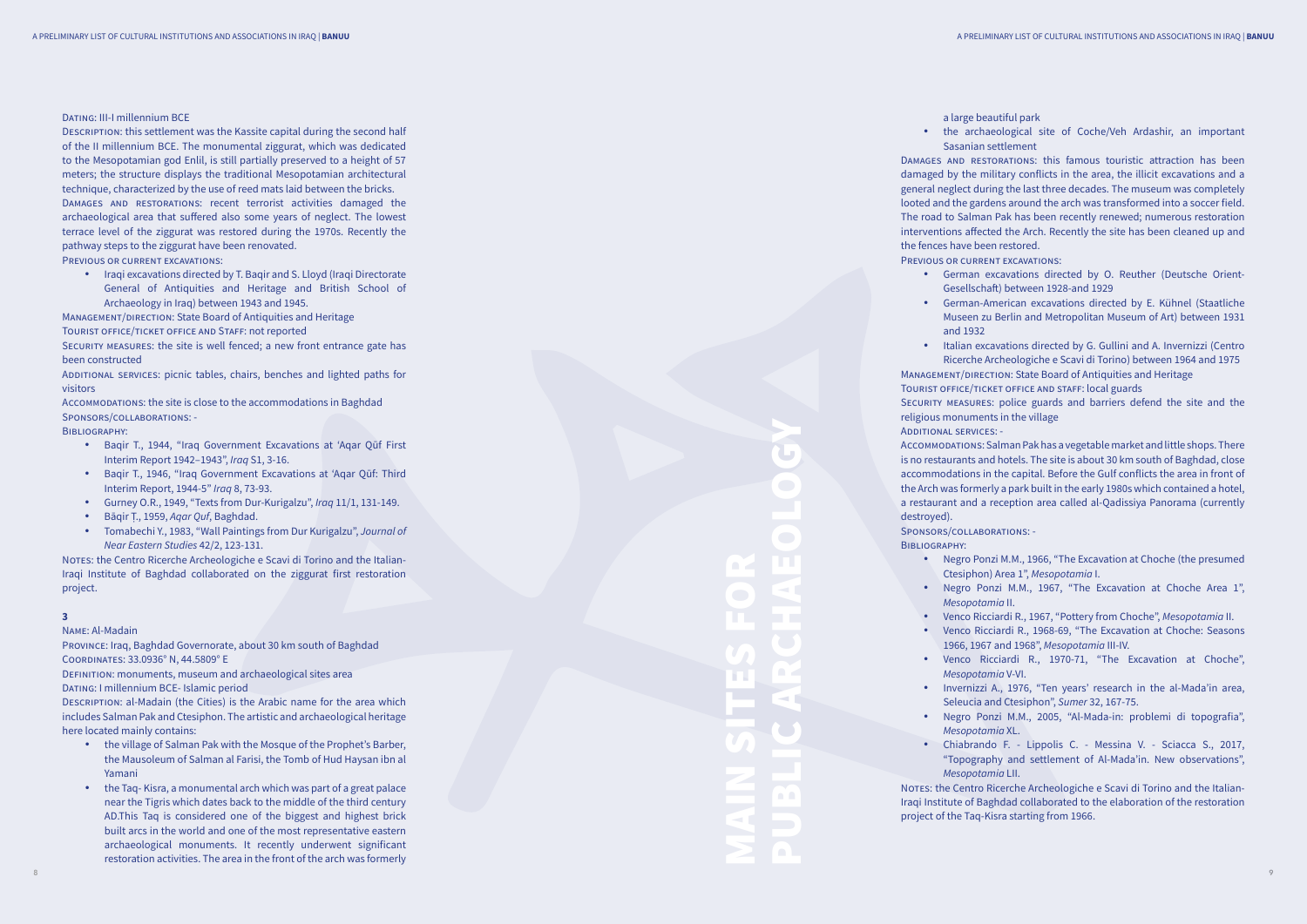Dating: III-I millennium BCE

Description: this settlement was the Kassite capital during the second half of the II millennium BCE. The monumental ziggurat, which was dedicated to the Mesopotamian god Enlil, is still partially preserved to a height of 57 meters; the structure displays the traditional Mesopotamian architectural technique, characterized by the use of reed mats laid between the bricks.

Damages and restorations: recent terrorist activities damaged the archaeological area that suffered also some years of neglect. The lowest terrace level of the ziggurat was restored during the 1970s. Recently the pathway steps to the ziggurat have been renovated.

Previous or current excavations:

- Iraqi excavations directed by T. Baqir and S. Lloyd (Iraqi Directorate General of Antiquities and Heritage and British School of Archaeology in Iraq) between 1943 and 1945.

Management/direction: State Board of Antiquities and Heritage

Tourist office/ticket office and Staff: not reported

Security measures: the site is well fenced; a new front entrance gate has been constructed

Additional services: picnic tables, chairs, benches and lighted paths for visitors

Accommodations: the site is close to the accommodations in Baghdad

Sponsors/collaborations: -

Bibliography:

- Baqir T., 1944, "Iraq Government Excavations at 'Aqar Qūf First Interim Report 1942–1943", *Iraq* S1, 3-16.
- Baqir T., 1946, "Iraq Government Excavations at 'Aqar Qūf: Third Interim Report, 1944-5" *Iraq* 8, 73-93.
- Gurney O.R., 1949, "Texts from Dur-Kurigalzu", *Iraq* 11/1, 131-149.
- Bāqir Ṭ., 1959, *Aqar Quf*, Baghdad.
- Tomabechi Y., 1983, "Wall Paintings from Dur Kurigalzu", *Journal of Near Eastern Studies* 42/2, 123-131.

Notes: the Centro Ricerche Archeologiche e Scavi di Torino and the Italian-Iraqi Institute of Baghdad collaborated on the ziggurat first restoration project.

**3**

Name: Al-Madain

Province: Iraq, Baghdad Governorate, about 30 km south of Baghdad

Coordinates: 33.0936° N, 44.5809° E

Definition: monuments, museum and archaeological sites area

Dating: I millennium BCE- Islamic period

Description: al-Madain (the Cities) is the Arabic name for the area which includes Salman Pak and Ctesiphon. The artistic and archaeological heritage here located mainly contains:

- the village of Salman Pak with the Mosque of the Prophet's Barber, the Mausoleum of Salman al Farisi, the Tomb of Hud Haysan ibn al Yamani
- the Taq- Kisra, a monumental arch which was part of a great palace near the Tigris which dates back to the middle of the third century AD.This Taq is considered one of the biggest and highest brick built arcs in the world and one of the most representative eastern archaeological monuments. It recently underwent significant restoration activities. The area in the front of the arch was formerly a large beautiful park
- the archaeological site of Coche/Veh Ardashir, an important Sasanian settlement

Damages and restorations: this famous touristic attraction has been damaged by the military conflicts in the area, the illicit excavations and a general neglect during the last three decades. The museum was completely looted and the gardens around the arch was transformed into a soccer field. The road to Salman Pak has been recently renewed; numerous restoration interventions affected the Arch. Recently the site has been cleaned up and the fences have been restored.

Previous or current excavations:

- German excavations directed by O. Reuther (Deutsche Orient-Gesellschaft) between 1928-and 1929
- German-American excavations directed by E. Kühnel (Staatliche Museen zu Berlin and Metropolitan Museum of Art) between 1931 and 1932
- Italian excavations directed by G. Gullini and A. Invernizzi (Centro Ricerche Archeologiche e Scavi di Torino) between 1964 and 1975

Management/direction: State Board of Antiquities and Heritage

Tourist office/ticket office and staff: local guards

Security measures: police guards and barriers defend the site and the religious monuments in the village

Additional services: -

Accommodations: Salman Pak has a vegetable market and little shops. There is no restaurants and hotels. The site is about 30 km south of Baghdad, close accommodations in the capital. Before the Gulf conflicts the area in front of the Arch was formerly a park built in the early 1980s which contained a hotel, a restaurant and a reception area called al-Qadissiya Panorama (currently destroyed).

Sponsors/collaborations: -

Bibliography:

- Negro Ponzi M.M., 1966, "The Excavation at Choche (the presumed Ctesiphon) Area 1", *Mesopotamia* I.
- Negro Ponzi M.M., 1967, "The Excavation at Choche Area 1", *Mesopotamia* II.
- Venco Ricciardi R., 1967, "Pottery from Choche", *Mesopotamia* II.
- Venco Ricciardi R., 1968-69, "The Excavation at Choche: Seasons 1966, 1967 and 1968", *Mesopotamia* III-IV.
- Venco Ricciardi R., 1970-71, "The Excavation at Choche", *Mesopotamia* V-VI.
- Invernizzi A., 1976, "Ten years' research in the al-Mada'in area, Seleucia and Ctesiphon", *Sumer* 32, 167-75.
- Negro Ponzi M.M., 2005, "Al-Mada-in: problemi di topografia", *Mesopotamia* XL.
- Chiabrando F. - Lippolis C. - Messina V. - Sciacca S., 2017, "Topography and settlement of Al-Mada'in. New observations", *Mesopotamia* LII.

Notes: the Centro Ricerche Archeologiche e Scavi di Torino and the Italian-Iraqi Institute of Baghdad collaborated to the elaboration of the restoration project of the Taq-Kisra starting from 1966.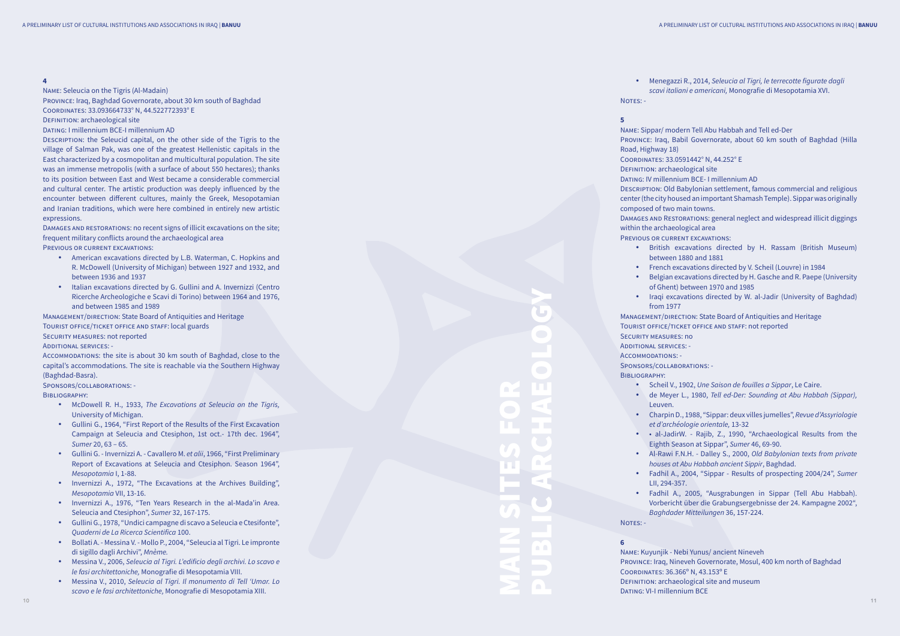**4**

Name: Seleucia on the Tigris (Al-Madain)

Province: Iraq, Baghdad Governorate, about 30 km south of Baghdad

Coordinates: 33.093664733° N, 44.522772393° E

Definition: archaeological site

Dating: I millennium BCE-I millennium AD

Description: the Seleucid capital, on the other side of the Tigris to the village of Salman Pak, was one of the greatest Hellenistic capitals in the East characterized by a cosmopolitan and multicultural population. The site was an immense metropolis (with a surface of about 550 hectares); thanks to its position between East and West became a considerable commercial and cultural center. The artistic production was deeply influenced by the encounter between different cultures, mainly the Greek, Mesopotamian and Iranian traditions, which were here combined in entirely new artistic expressions.

Damages and restorations: no recent signs of illicit excavations on the site; frequent military conflicts around the archaeological area

Previous or current excavations:

- American excavations directed by L.B. Waterman, C. Hopkins and R. McDowell (University of Michigan) between 1927 and 1932, and between 1936 and 1937
- Italian excavations directed by G. Gullini and A. Invernizzi (Centro Ricerche Archeologiche e Scavi di Torino) between 1964 and 1976, and between 1985 and 1989

Management/direction: State Board of Antiquities and Heritage

Tourist office/ticket office and staff: local guards

Security measures: not reported

Additional services: -

Accommodations: the site is about 30 km south of Baghdad, close to the capital's accommodations. The site is reachable via the Southern Highway (Baghdad-Basra).

Sponsors/collaborations: -

Bibliography:

- McDowell R. H., 1933, *The Excavations at Seleucia on the Tigris,* University of Michigan.
- Gullini G., 1964, "First Report of the Results of the First Excavation Campaign at Seleucia and Ctesiphon, 1st oct.- 17th dec. 1964", *Sumer* 20, 63 – 65.
- Gullini G. - Invernizzi A. - Cavallero M. *et alii*, 1966, "First Preliminary Report of Excavations at Seleucia and Ctesiphon. Season 1964", *Mesopotamia* I, 1-88.
- Invernizzi A., 1972, "The Excavations at the Archives Building", *Mesopotamia* VII, 13-16.
- Invernizzi A., 1976, "Ten Years Research in the al-Mada'in Area. Seleucia and Ctesiphon", *Sumer* 32, 167-175.
- Gullini G., 1978, "Undici campagne di scavo a Seleucia e Ctesifonte", *Quaderni de La Ricerca Scientifica* 100.
- Bollati A. - Messina V. - Mollo P., 2004, "Seleucia al Tigri. Le impronte di sigillo dagli Archivi", *Mnème.*
- Messina V., 2006, *Seleucia al Tigri. L'edificio degli archivi. Lo scavo e le fasi architettoniche,* Monografie di Mesopotamia VIII.
- Messina V., 2010, *Seleucia al Tigri. Il monumento di Tell 'Umar. Lo scavo e le fasi architettoniche,* Monografie di Mesopotamia XIII.
- Menegazzi R., 2014, *Seleucia al Tigri, le terrecotte figurate dagli scavi italiani e americani,* Monografie di Mesopotamia XVI.

Notes: -

**5**

Name: Sippar/ modern Tell Abu Habbah and Tell ed-Der

Province: Iraq, Babil Governorate, about 60 km south of Baghdad (Hilla Road, Highway 18)

Coordinates: 33.0591442° N, 44.252° E

Definition: archaeological site

Dating: IV millennium BCE- I millennium AD

Description: Old Babylonian settlement, famous commercial and religious center (the city housed an important Shamash Temple). Sippar was originally composed of two main towns.

Damages and Restorations: general neglect and widespread illicit diggings within the archaeological area

Previous or current excavations:

- British excavations directed by H. Rassam (British Museum) between 1880 and 1881
- French excavations directed by V. Scheil (Louvre) in 1984
- Belgian excavations directed by H. Gasche and R. Paepe (University of Ghent) between 1970 and 1985
- Iraqi excavations directed by W. al-Jadir (University of Baghdad) from 1977

Management/direction: State Board of Antiquities and Heritage

Tourist office/ticket office and staff: not reported

Security measures: no

Additional services: -

Accommodations: -

Sponsors/collaborations: -

Bibliography:

- Scheil V., 1902, *Une Saison de fouilles a Sippar*, Le Caire.
- de Meyer L., 1980, *Tell ed-Der: Sounding at Abu Habbah (Sippar),* Leuven.
- Charpin D., 1988, "Sippar: deux villes jumelles", *Revue d'Assyriologie et d'archéologie orientale,* 13-32
- • al-JadirW. - Rajib, Z., 1990, "Archaeological Results from the Eighth Season at Sippar", *Sumer* 46, 69-90.
- Al-Rawi F.N.H. - Dalley S., 2000, *Old Babylonian texts from private houses at Abu Habbah ancient Sippir*, Baghdad.
- Fadhil A., 2004, "Sippar - Results of prospecting 2004/24", *Sumer* LII, 294-357.
- Fadhil A., 2005, "Ausgrabungen in Sippar (Tell Abu Habbah). Vorbericht über die Grabungsergebnisse der 24. Kampagne 2002", *Baghdader Mitteilungen* 36, 157-224.

Notes: -

**6**

Name: Kuyunjik - Nebi Yunus/ ancient Nineveh

Province: Iraq, Nineveh Governorate, Mosul, 400 km north of Baghdad

Coordinates: 36.366° N, 43.153° E

Definition: archaeological site and museum

Dating: VI-I millennium BCE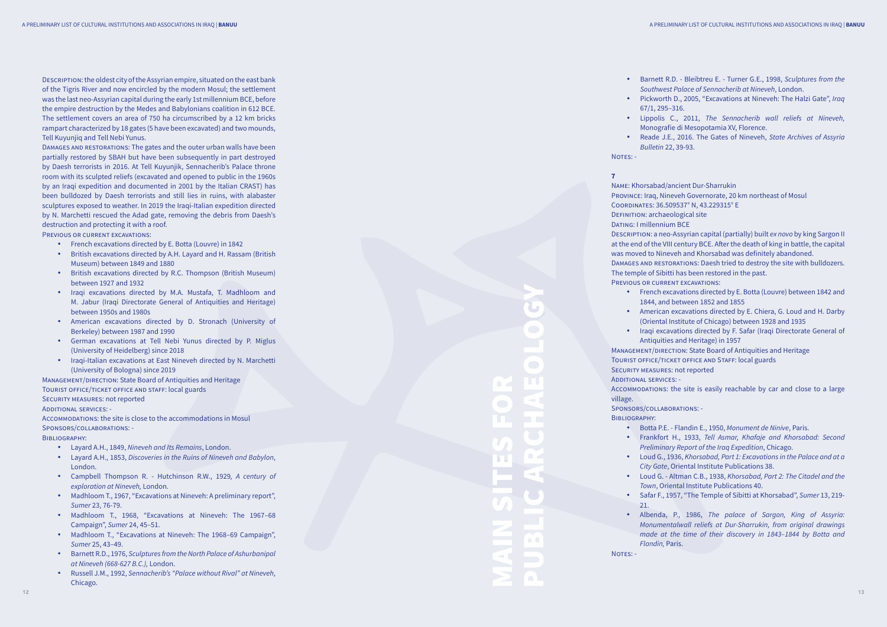Description: the oldest city of the Assyrian empire, situated on the east bank of the Tigris River and now encircled by the modern Mosul; the settlement was the last neo-Assyrian capital during the early 1st millennium BCE, before the empire destruction by the Medes and Babylonians coalition in 612 BCE. The settlement covers an area of 750 ha circumscribed by a 12 km bricks rampart characterized by 18 gates (5 have been excavated) and two mounds, Tell Kuyunjiq and Tell Nebi Yunus.

Damages and restorations: The gates and the outer urban walls have been partially restored by SBAH but have been subsequently in part destroyed by Daesh terrorists in 2016. At Tell Kuyunjik, Sennacherib's Palace throne room with its sculpted reliefs (excavated and opened to public in the 1960s by an Iraqi expedition and documented in 2001 by the Italian CRAST) has been bulldozed by Daesh terrorists and still lies in ruins, with alabaster sculptures exposed to weather. In 2019 the Iraqi-Italian expedition directed by N. Marchetti rescued the Adad gate, removing the debris from Daesh's destruction and protecting it with a roof.

Previous or current excavations:

- French excavations directed by E. Botta (Louvre) in 1842
- British excavations directed by A.H. Layard and H. Rassam (British Museum) between 1849 and 1880
- British excavations directed by R.C. Thompson (British Museum) between 1927 and 1932
- Iraqi excavations directed by M.A. Mustafa, T. Madhloom and M. Jabur (Iraqi Directorate General of Antiquities and Heritage) between 1950s and 1980s
- American excavations directed by D. Stronach (University of Berkeley) between 1987 and 1990
- German excavations at Tell Nebi Yunus directed by P. Miglus (University of Heidelberg) since 2018
- Iraqi-Italian excavations at East Nineveh directed by N. Marchetti (University of Bologna) since 2019

Management/direction: State Board of Antiquities and Heritage

Tourist office/ticket office and staff: local guards

Security measures: not reported

Additional services: -

Accommodations: the site is close to the accommodations in Mosul

Sponsors/collaborations: -

Bibliography:

- Layard A.H., 1849, *Nineveh and Its Remains*, London.
- Layard A.H., 1853, *Discoveries in the Ruins of Nineveh and Babylon*, London.
- Campbell Thompson R. - Hutchinson R.W., 1929, *A century of exploration at Nineveh*, London.
- Madhloom T., 1967, "Excavations at Nineveh: A preliminary report", *Sumer* 23, 76-79.
- Madhloom T., 1968, "Excavations at Nineveh: The 1967–68 Campaign", *Sumer* 24, 45–51.
- Madhloom T., "Excavations at Nineveh: The 1968–69 Campaign", *Sumer* 25, 43–49.
- Barnett R.D., 1976, *Sculptures from the North Palace of Ashurbanipal at Nineveh (668-627 B.C.)*, London.
- Russell J.M., 1992, *Sennacherib's "Palace without Rival" at Nineveh*, Chicago.
- Barnett R.D. - Bleibtreu E. - Turner G.E., 1998, *Sculptures from the Southwest Palace of Sennacherib at Nineveh*, London.
- Pickworth D., 2005, "Excavations at Nineveh: The Halzi Gate", *Iraq* 67/1, 295–316.
- Lippolis C., 2011, *The Sennacherib wall reliefs at Nineveh*, Monografie di Mesopotamia XV, Florence.
- Reade J.E., 2016. The Gates of Nineveh, *State Archives of Assyria Bulletin* 22, 39-93.

Notes: -

**7**

Name: Khorsabad/ancient Dur-Sharrukin

Province: Iraq, Nineveh Governorate, 20 km northeast of Mosul

Coordinates: 36.509537° N, 43.229315° E

Definition: archaeological site

Dating: I millennium BCE

Description: a neo-Assyrian capital (partially) built *ex novo* by king Sargon II at the end of the VIII century BCE. After the death of king in battle, the capital was moved to Nineveh and Khorsabad was definitely abandoned.

Damages and restorations: Daesh tried to destroy the site with bulldozers. The temple of Sibitti has been restored in the past.

Previous or current excavations:

- French excavations directed by E. Botta (Louvre) between 1842 and 1844, and between 1852 and 1855
- American excavations directed by E. Chiera, G. Loud and H. Darby (Oriental Institute of Chicago) between 1928 and 1935
- Iraqi excavations directed by F. Safar (Iraqi Directorate General of Antiquities and Heritage) in 1957

Management/direction: State Board of Antiquities and Heritage

Tourist office/ticket office and Staff: local guards

Security measures: not reported

Additional services: -

Accommodations: the site is easily reachable by car and close to a large village.

Sponsors/collaborations: -

Bibliography:

- Botta P.E. - Flandin E., 1950, *Monument de Ninive*, Paris.
- Frankfort H., 1933, *Tell Asmar, Khafaje and Khorsabad: Second Preliminary Report of the Iraq Expedition*, Chicago.
- Loud G., 1936, *Khorsabad, Part 1: Excavations in the Palace and at a City Gate*, Oriental Institute Publications 38.
- Loud G. - Altman C.B., 1938, *Khorsabad, Part 2: The Citadel and the Town*, Oriental Institute Publications 40.
- Safar F., 1957, "The Temple of Sibitti at Khorsabad", *Sumer* 13, 219-21.
- Albenda, P., 1986, *The palace of Sargon, King of Assyria: Monumentalwall reliefs at Dur-Sharrukin, from original drawings made at the time of their discovery in 1843–1844 by Botta and Flandin*, Paris.

Notes: -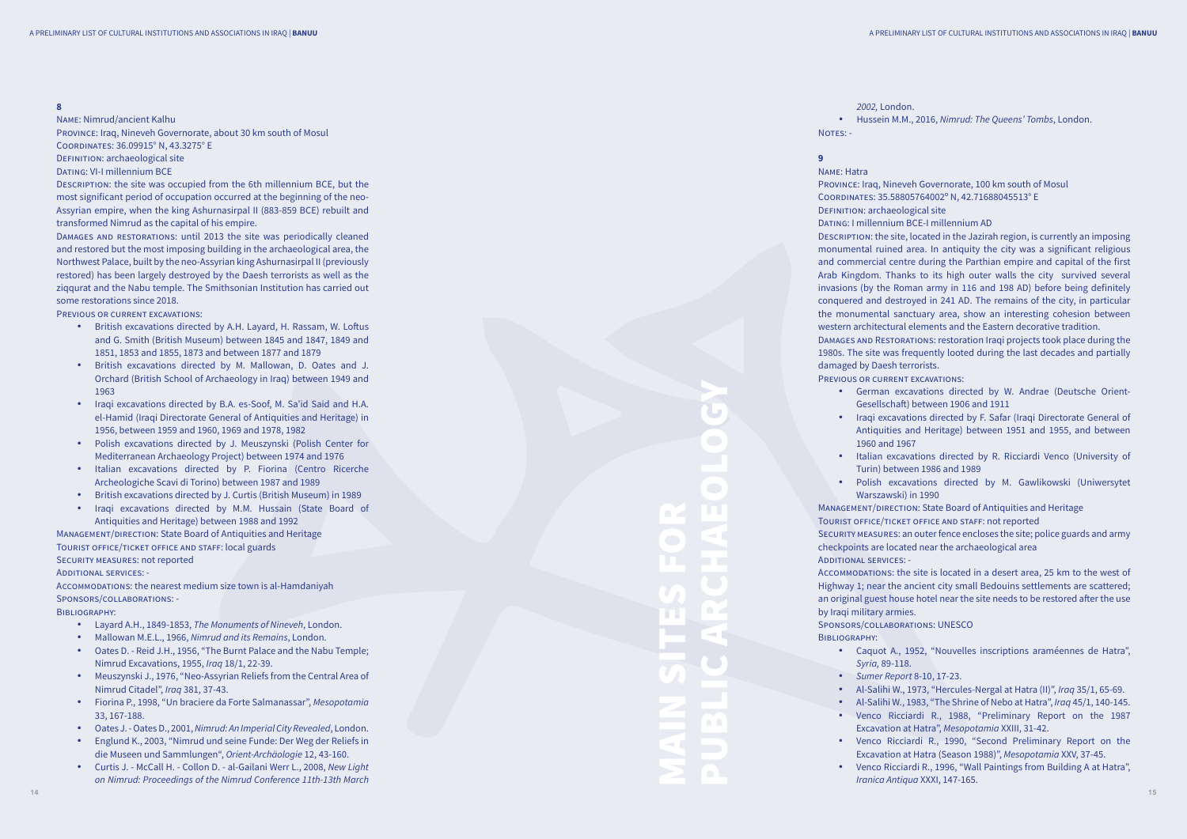**8**

Name: Nimrud/ancient Kalhu

Province: Iraq, Nineveh Governorate, about 30 km south of Mosul

Coordinates: 36.09915° N, 43.3275° E

Definition: archaeological site

Dating: VI-I millennium BCE

Description: the site was occupied from the 6th millennium BCE, but the most significant period of occupation occurred at the beginning of the neo-Assyrian empire, when the king Ashurnasirpal II (883-859 BCE) rebuilt and transformed Nimrud as the capital of his empire.

Damages and restorations: until 2013 the site was periodically cleaned and restored but the most imposing building in the archaeological area, the Northwest Palace, built by the neo-Assyrian king Ashurnasirpal II (previously restored) has been largely destroyed by the Daesh terrorists as well as the ziqqurat and the Nabu temple. The Smithsonian Institution has carried out some restorations since 2018.

Previous or current excavations:

- British excavations directed by A.H. Layard, H. Rassam, W. Loftus and G. Smith (British Museum) between 1845 and 1847, 1849 and 1851, 1853 and 1855, 1873 and between 1877 and 1879
- British excavations directed by M. Mallowan, D. Oates and J. Orchard (British School of Archaeology in Iraq) between 1949 and 1963
- Iraqi excavations directed by B.A. es-Soof, M. Sa'id Said and H.A. el-Hamid (Iraqi Directorate General of Antiquities and Heritage) in 1956, between 1959 and 1960, 1969 and 1978, 1982
- Polish excavations directed by J. Meuszynski (Polish Center for Mediterranean Archaeology Project) between 1974 and 1976
- Italian excavations directed by P. Fiorina (Centro Ricerche Archeologiche Scavi di Torino) between 1987 and 1989
- British excavations directed by J. Curtis (British Museum) in 1989
- Iraqi excavations directed by M.M. Hussain (State Board of Antiquities and Heritage) between 1988 and 1992

Management/direction: State Board of Antiquities and Heritage

Tourist office/ticket office and staff: local guards

Security measures: not reported

Additional services: -

Accommodations: the nearest medium size town is al-Hamdaniyah

Sponsors/collaborations: -

Bibliography:

- Layard A.H., 1849-1853, *The Monuments of Nineveh*, London.
- Mallowan M.E.L., 1966, *Nimrud and its Remains*, London.
- Oates D. - Reid J.H., 1956, "The Burnt Palace and the Nabu Temple; Nimrud Excavations, 1955, *Iraq* 18/1, 22-39.
- Meuszynski J., 1976, "Neo-Assyrian Reliefs from the Central Area of Nimrud Citadel", *Iraq* 381, 37-43.
- Fiorina P., 1998, "Un braciere da Forte Salmanassar", *Mesopotamia* 33, 167-188.
- Oates J. - Oates D., 2001, *Nimrud: An Imperial City Revealed*, London.
- Englund K., 2003, "Nimrud und seine Funde: Der Weg der Reliefs in die Museen und Sammlungen", *Orient-Archäologie* 12, 43-160.
- Curtis J. - McCall H. - Collon D. - al-Gailani Werr L., 2008, *New Light on Nimrud: Proceedings of the Nimrud Conference 11th-13th March 2002*, London.
- Hussein M.M., 2016, *Nimrud: The Queens' Tombs*, London.

Notes: -

**9**

Name: Hatra

Province: Iraq, Nineveh Governorate, 100 km south of Mosul

Coordinates: 35.58805764002° N, 42.71688045513° E

Definition: archaeological site

Dating: I millennium BCE-I millennium AD

Description: the site, located in the Jazirah region, is currently an imposing monumental ruined area. In antiquity the city was a significant religious and commercial centre during the Parthian empire and capital of the first Arab Kingdom. Thanks to its high outer walls the city survived several invasions (by the Roman army in 116 and 198 AD) before being definitely conquered and destroyed in 241 AD. The remains of the city, in particular the monumental sanctuary area, show an interesting cohesion between western architectural elements and the Eastern decorative tradition.

Damages and Restorations: restoration Iraqi projects took place during the 1980s. The site was frequently looted during the last decades and partially damaged by Daesh terrorists.

Previous or current excavations:

- German excavations directed by W. Andrae (Deutsche Orient-Gesellschaft) between 1906 and 1911
- Iraqi excavations directed by F. Safar (Iraqi Directorate General of Antiquities and Heritage) between 1951 and 1955, and between 1960 and 1967
- Italian excavations directed by R. Ricciardi Venco (University of Turin) between 1986 and 1989
- Polish excavations directed by M. Gawlikowski (Uniwersytet Warszawski) in 1990

Management/direction: State Board of Antiquities and Heritage

Tourist office/ticket office and staff: not reported

Security measures: an outer fence encloses the site; police guards and army checkpoints are located near the archaeological area

Additional services: -

Accommodations: the site is located in a desert area, 25 km to the west of Highway 1; near the ancient city small Bedouins settlements are scattered; an original guest house hotel near the site needs to be restored after the use by Iraqi military armies.

Sponsors/collaborations: UNESCO

Bibliography:

- Caquot A., 1952, "Nouvelles inscriptions araméennes de Hatra", *Syria*, 89-118.
- *Sumer Report* 8-10, 17-23.
- Al-Salihi W., 1973, "Hercules-Nergal at Hatra (II)", *Iraq* 35/1, 65-69.
- Al-Salihi W., 1983, "The Shrine of Nebo at Hatra", *Iraq* 45/1, 140-145.
- Venco Ricciardi R., 1988, "Preliminary Report on the 1987 Excavation at Hatra", *Mesopotamia* XXIII, 31-42.
- Venco Ricciardi R., 1990, "Second Preliminary Report on the Excavation at Hatra (Season 1988)", *Mesopotamia* XXV, 37-45.
- Venco Ricciardi R., 1996, "Wall Paintings from Building A at Hatra", *Iranica Antiqua* XXXI, 147-165.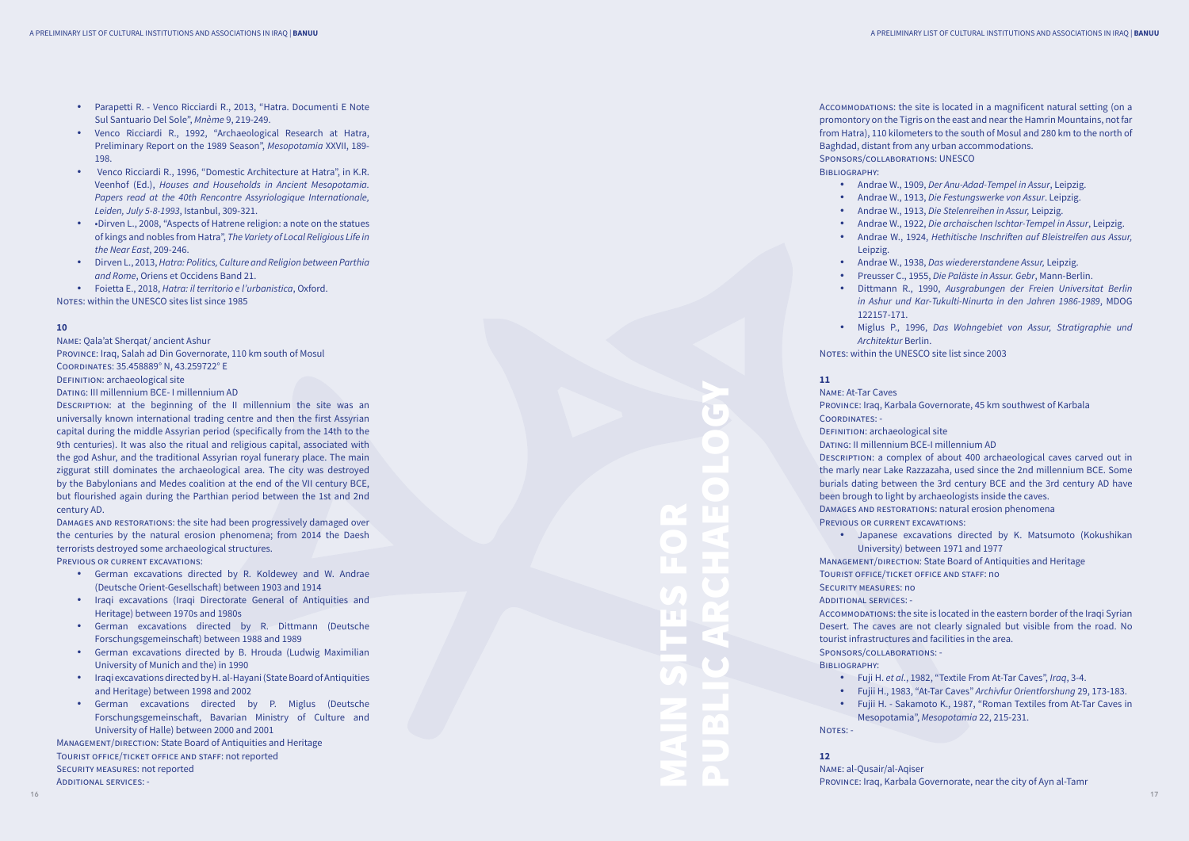- Parapetti R. - Venco Ricciardi R., 2013, "Hatra. Documenti E Note Sul Santuario Del Sole", *Mnème* 9, 219-249.
- Venco Ricciardi R., 1992, "Archaeological Research at Hatra, Preliminary Report on the 1989 Season", *Mesopotamia* XXVII, 189-198.
- Venco Ricciardi R., 1996, "Domestic Architecture at Hatra", in K.R. Veenhof (Ed.), *Houses and Households in Ancient Mesopotamia. Papers read at the 40th Rencontre Assyriologique Internationale, Leiden, July 5-8-1993*, Istanbul, 309-321.
- •Dirven L., 2008, "Aspects of Hatrene religion: a note on the statues of kings and nobles from Hatra", *The Variety of Local Religious Life in the Near East*, 209-246.
- Dirven L., 2013, *Hatra: Politics, Culture and Religion between Parthia and Rome*, Oriens et Occidens Band 21.
- Foietta E., 2018, *Hatra: il territorio e l'urbanistica*, Oxford.

Notes: within the UNESCO sites list since 1985

**10**

Name: Qala'at Sherqat/ ancient Ashur
Province: Iraq, Salah ad Din Governorate, 110 km south of Mosul
Coordinates: 35.458889° N, 43.259722° E
Definition: archaeological site
Dating: III millennium BCE- I millennium AD
Description: at the beginning of the II millennium the site was an universally known international trading centre and then the first Assyrian capital during the middle Assyrian period (specifically from the 14th to the 9th centuries). It was also the ritual and religious capital, associated with the god Ashur, and the traditional Assyrian royal funerary place. The main ziggurat still dominates the archaeological area. The city was destroyed by the Babylonians and Medes coalition at the end of the VII century BCE, but flourished again during the Parthian period between the 1st and 2nd century AD.
Damages and restorations: the site had been progressively damaged over the centuries by the natural erosion phenomena; from 2014 the Daesh terrorists destroyed some archaeological structures.
Previous or current excavations:

- German excavations directed by R. Koldewey and W. Andrae (Deutsche Orient-Gesellschaft) between 1903 and 1914
- Iraqi excavations (Iraqi Directorate General of Antiquities and Heritage) between 1970s and 1980s
- German excavations directed by R. Dittmann (Deutsche Forschungsgemeinschaft) between 1988 and 1989
- German excavations directed by B. Hrouda (Ludwig Maximilian University of Munich and the) in 1990
- Iraqi excavations directed by H. al-Hayani (State Board of Antiquities and Heritage) between 1998 and 2002
- German excavations directed by P. Miglus (Deutsche Forschungsgemeinschaft, Bavarian Ministry of Culture and University of Halle) between 2000 and 2001

Management/direction: State Board of Antiquities and Heritage
Tourist office/ticket office and staff: not reported
Security measures: not reported
Additional services: -
Accommodations: the site is located in a magnificent natural setting (on a promontory on the Tigris on the east and near the Hamrin Mountains, not far from Hatra), 110 kilometers to the south of Mosul and 280 km to the north of Baghdad, distant from any urban accommodations.
Sponsors/collaborations: UNESCO
Bibliography:

- Andrae W., 1909, *Der Anu-Adad-Tempel in Assur*, Leipzig.
- Andrae W., 1913, *Die Festungswerke von Assur*. Leipzig.
- Andrae W., 1913, *Die Stelenreihen in Assur,* Leipzig.
- Andrae W., 1922, *Die archaischen Ischtar-Tempel in Assur*, Leipzig.
- Andrae W., 1924, *Hethitische Inschriften auf Bleistreifen aus Assur,* Leipzig.
- Andrae W., 1938, *Das wiedererstandene Assur,* Leipzig.
- Preusser C., 1955, *Die Paläste in Assur. Gebr*, Mann-Berlin.
- Dittmann R., 1990, *Ausgrabungen der Freien Universitat Berlin in Ashur und Kar-Tukulti-Ninurta in den Jahren 1986-1989*, MDOG 122157-171.
- Miglus P., 1996, *Das Wohngebiet von Assur, Stratigraphie und Architektur* Berlin.

Notes: within the UNESCO site list since 2003

**11**

Name: At-Tar Caves
Province: Iraq, Karbala Governorate, 45 km southwest of Karbala
Coordinates: -
Definition: archaeological site
Dating: II millennium BCE-I millennium AD
Description: a complex of about 400 archaeological caves carved out in the marly near Lake Razzazaha, used since the 2nd millennium BCE. Some burials dating between the 3rd century BCE and the 3rd century AD have been brough to light by archaeologists inside the caves.
Damages and restorations: natural erosion phenomena
Previous or current excavations:

- Japanese excavations directed by K. Matsumoto (Kokushikan University) between 1971 and 1977

Management/direction: State Board of Antiquities and Heritage
Tourist office/ticket office and staff: no
Security measures: no
Additional services: -
Accommodations: the site is located in the eastern border of the Iraqi Syrian Desert. The caves are not clearly signaled but visible from the road. No tourist infrastructures and facilities in the area.
Sponsors/collaborations: -
Bibliography:

- Fuji H. *et al.*, 1982, "Textile From At-Tar Caves", *Iraq*, 3-4.
- Fujii H., 1983, "At-Tar Caves" *Archivfur Orientforshung* 29, 173-183.
- Fujii H. - Sakamoto K., 1987, "Roman Textiles from At-Tar Caves in Mesopotamia", *Mesopotamia* 22, 215-231.

Notes: -

**12**

Name: al-Qusair/al-Aqiser
Province: Iraq, Karbala Governorate, near the city of Ayn al-Tamr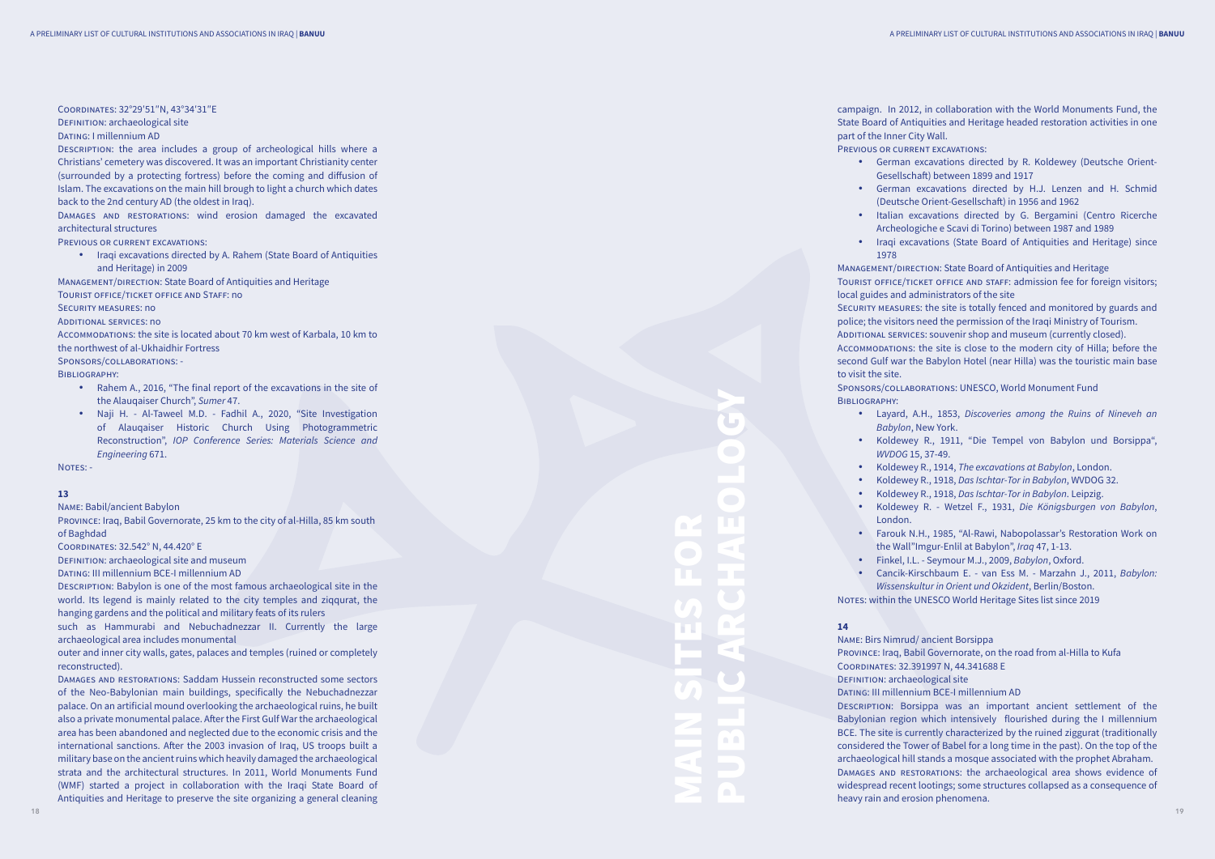Coordinates: 32°29'51"N, 43°34'31"E

Definition: archaeological site

Dating: I millennium AD

Description: the area includes a group of archeological hills where a Christians' cemetery was discovered. It was an important Christianity center (surrounded by a protecting fortress) before the coming and diffusion of Islam. The excavations on the main hill brough to light a church which dates back to the 2nd century AD (the oldest in Iraq).

Damages and restorations: wind erosion damaged the excavated architectural structures

Previous or current excavations:

- Iraqi excavations directed by A. Rahem (State Board of Antiquities and Heritage) in 2009

Management/direction: State Board of Antiquities and Heritage

Tourist office/ticket office and Staff: no

Security measures: no

Additional services: no

Accommodations: the site is located about 70 km west of Karbala, 10 km to the northwest of al-Ukhaidhir Fortress

Sponsors/collaborations: -

Bibliography:

- Rahem A., 2016, "The final report of the excavations in the site of the Alauqaiser Church", *Sumer* 47.
- Naji H. - Al-Taweel M.D. - Fadhil A., 2020, "Site Investigation of Alauqaiser Historic Church Using Photogrammetric Reconstruction", *IOP Conference Series: Materials Science and Engineering* 671.

Notes: -

**13**

Name: Babil/ancient Babylon

Province: Iraq, Babil Governorate, 25 km to the city of al-Hilla, 85 km south of Baghdad

Coordinates: 32.542° N, 44.420° E

Definition: archaeological site and museum

Dating: III millennium BCE-I millennium AD

Description: Babylon is one of the most famous archaeological site in the world. Its legend is mainly related to the city temples and ziqqurat, the hanging gardens and the political and military feats of its rulers such as Hammurabi and Nebuchadnezzar II. Currently the large archaeological area includes monumental outer and inner city walls, gates, palaces and temples (ruined or completely reconstructed).

Damages and restorations: Saddam Hussein reconstructed some sectors of the Neo-Babylonian main buildings, specifically the Nebuchadnezzar palace. On an artificial mound overlooking the archaeological ruins, he built also a private monumental palace. After the First Gulf War the archaeological area has been abandoned and neglected due to the economic crisis and the international sanctions. After the 2003 invasion of Iraq, US troops built a military base on the ancient ruins which heavily damaged the archaeological strata and the architectural structures. In 2011, World Monuments Fund (WMF) started a project in collaboration with the Iraqi State Board of Antiquities and Heritage to preserve the site organizing a general cleaning campaign. In 2012, in collaboration with the World Monuments Fund, the State Board of Antiquities and Heritage headed restoration activities in one part of the Inner City Wall.

Previous or current excavations:

- German excavations directed by R. Koldewey (Deutsche Orient-Gesellschaft) between 1899 and 1917
- German excavations directed by H.J. Lenzen and H. Schmid (Deutsche Orient-Gesellschaft) in 1956 and 1962
- Italian excavations directed by G. Bergamini (Centro Ricerche Archeologiche e Scavi di Torino) between 1987 and 1989
- Iraqi excavations (State Board of Antiquities and Heritage) since 1978

Management/direction: State Board of Antiquities and Heritage

Tourist office/ticket office and staff: admission fee for foreign visitors; local guides and administrators of the site

Security measures: the site is totally fenced and monitored by guards and police; the visitors need the permission of the Iraqi Ministry of Tourism.

Additional services: souvenir shop and museum (currently closed).

Accommodations: the site is close to the modern city of Hilla; before the second Gulf war the Babylon Hotel (near Hilla) was the touristic main base to visit the site.

Sponsors/collaborations: UNESCO, World Monument Fund

Bibliography:

- Layard, A.H., 1853, *Discoveries among the Ruins of Nineveh an Babylon*, New York.
- Koldewey R., 1911, "Die Tempel von Babylon und Borsippa", *WVDOG* 15, 37-49.
- Koldewey R., 1914, *The excavations at Babylon*, London.
- Koldewey R., 1918, *Das Ischtar-Tor in Babylon*, WVDOG 32.
- Koldewey R., 1918, *Das Ischtar-Tor in Babylon*. Leipzig.
- Koldewey R. - Wetzel F., 1931, *Die Königsburgen von Babylon*, London.
- Farouk N.H., 1985, "Al-Rawi, Nabopolassar's Restoration Work on the Wall"Imgur-Enlil at Babylon", *Iraq* 47, 1-13.
- Finkel, I.L. - Seymour M.J., 2009, *Babylon*, Oxford.
- Cancik-Kirschbaum E. - van Ess M. - Marzahn J., 2011, *Babylon: Wissenskultur in Orient und Okzident*, Berlin/Boston.

Notes: within the UNESCO World Heritage Sites list since 2019

**14**

Name: Birs Nimrud/ ancient Borsippa

Province: Iraq, Babil Governorate, on the road from al-Hilla to Kufa

Coordinates: 32.391997 N, 44.341688 E

Definition: archaeological site

Dating: III millennium BCE-I millennium AD

Description: Borsippa was an important ancient settlement of the Babylonian region which intensively flourished during the I millennium BCE. The site is currently characterized by the ruined ziggurat (traditionally considered the Tower of Babel for a long time in the past). On the top of the archaeological hill stands a mosque associated with the prophet Abraham.

Damages and restorations: the archaeological area shows evidence of widespread recent lootings; some structures collapsed as a consequence of heavy rain and erosion phenomena.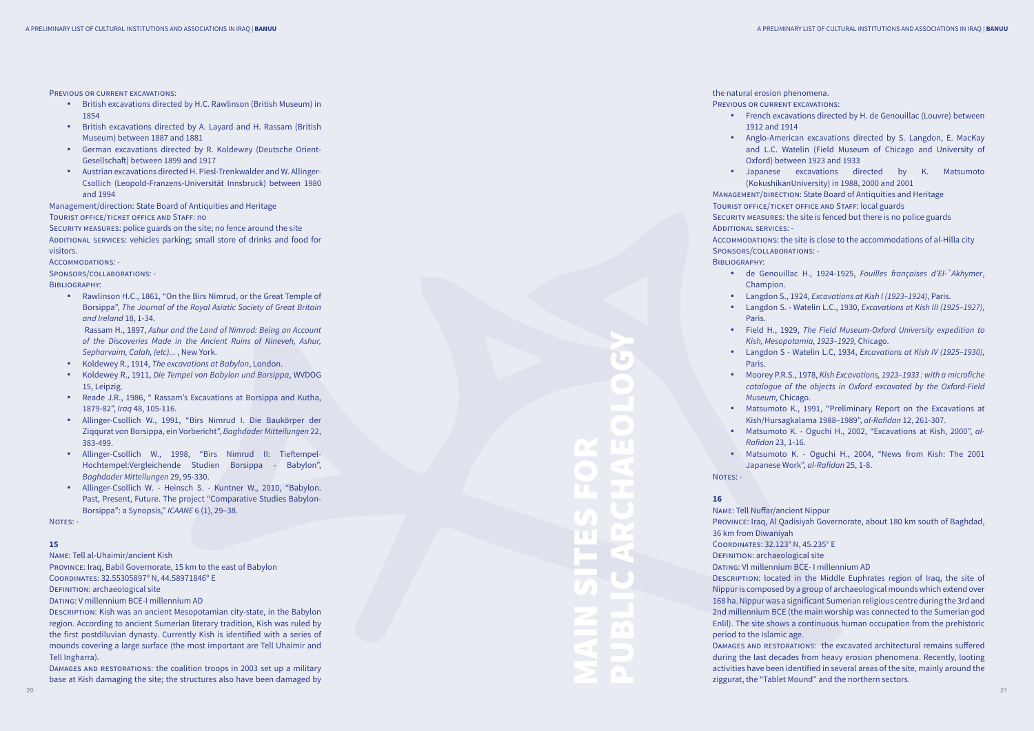Previous or current excavations:

- British excavations directed by H.C. Rawlinson (British Museum) in 1854
- British excavations directed by A. Layard and H. Rassam (British Museum) between 1887 and 1881
- German excavations directed by R. Koldewey (Deutsche Orient-Gesellschaft) between 1899 and 1917
- Austrian excavations directed H. Piesl-Trenkwalder and W. Allinger-Csollich (Leopold-Franzens-Universität Innsbruck) between 1980 and 1994

Management/direction: State Board of Antiquities and Heritage

Tourist office/ticket office and Staff: no

Security measures: police guards on the site; no fence around the site

Additional services: vehicles parking; small store of drinks and food for visitors.

Accommodations: -

Sponsors/collaborations: -

Bibliography:

- Rawlinson H.C., 1861, "On the Birs Nimrud, or the Great Temple of Borsippa", *The Journal of the Royal Asiatic Society of Great Britain and Ireland* 18, 1-34.

  Rassam H., 1897, *Ashur and the Land of Nimrod: Being an Account of the Discoveries Made in the Ancient Ruins of Nineveh, Ashur, Sepharvaim, Calah, (etc)...* , New York.
- Koldewey R., 1914, *The excavations at Babylon*, London.
- Koldewey R., 1911, *Die Tempel von Babylon und Borsippa*, WVDOG 15, Leipzig.
- Reade J.R., 1986, " Rassam's Excavations at Borsippa and Kutha, 1879-82", *Iraq* 48, 105-116.
- Allinger-Csollich W., 1991, "Birs Nimrud I. Die Baukörper der Ziqqurat von Borsippa, ein Vorbericht", *Baghdader Mitteilungen* 22, 383-499.
- Allinger-Csollich W., 1998, "Birs Nimrud II: Tieftempel-Hochtempel:Vergleichende Studien Borsippa - Babylon", *Baghdader Mitteilungen* 29, 95-330.
- Allinger-Csollich W. - Heinsch S. - Kuntner W., 2010, "Babylon. Past, Present, Future. The project "Comparative Studies Babylon-Borsippa": a Synopsis," *ICAANE* 6 (1), 29–38.

Notes: -

**15**

Name: Tell al-Uhaimir/ancient Kish

Province: Iraq, Babil Governorate, 15 km to the east of Babylon

Coordinates: 32.55305897° N, 44.58971846° E

Definition: archaeological site

Dating: V millennium BCE-I millennium AD

Description: Kish was an ancient Mesopotamian city-state, in the Babylon region. According to ancient Sumerian literary tradition, Kish was ruled by the first postdiluvian dynasty. Currently Kish is identified with a series of mounds covering a large surface (the most important are Tell Uhaimir and Tell Ingharra).

Damages and restorations: the coalition troops in 2003 set up a military base at Kish damaging the site; the structures also have been damaged by the natural erosion phenomena.

Previous or current excavations:

- French excavations directed by H. de Genouillac (Louvre) between 1912 and 1914
- Anglo-American excavations directed by S. Langdon, E. MacKay and L.C. Watelin (Field Museum of Chicago and University of Oxford) between 1923 and 1933
- Japanese excavations directed by K. Matsumoto (KokushikanUniversity) in 1988, 2000 and 2001

Management/direction: State Board of Antiquities and Heritage

Tourist office/ticket office and Staff: local guards

Security measures: the site is fenced but there is no police guards

Additional services: -

Accommodations: the site is close to the accommodations of al-Hilla city

Sponsors/collaborations: -

Bibliography:

- de Genouillac H., 1924-1925, *Fouilles françaises d'El-`Akhymer*, Champion.
- Langdon S., 1924, *Excavations at Kish I (1923–1924)*, Paris.
- Langdon S. - Watelin L.C., 1930, *Excavations at Kish III (1925–1927)*, Paris.
- Field H., 1929, *The Field Museum-Oxford University expedition to Kish, Mesopotamia, 1923–1929,* Chicago.
- Langdon S - Watelin L.C, 1934, *Excavations at Kish IV (1925–1930)*, Paris.
- Moorey P.R.S., 1978, *Kish Excavations, 1923–1933 : with a microfiche catalogue of the objects in Oxford excavated by the Oxford-Field Museum,* Chicago.
- Matsumoto K., 1991, "Preliminary Report on the Excavations at Kish/Hursagkalama 1988–1989", *al-Rafidan* 12, 261-307.
- Matsumoto K. - Oguchi H., 2002, "Excavations at Kish, 2000", *al-Rafidan* 23, 1-16.
- Matsumoto K. - Oguchi H., 2004, "News from Kish: The 2001 Japanese Work", *al-Rafidan* 25, 1-8.

Notes: -

**16**

Name: Tell Nuffar/ancient Nippur

Province: Iraq, Al Qadisiyah Governorate, about 180 km south of Baghdad, 36 km from Diwaniyah

Coordinates: 32.123° N, 45.235° E

Definition: archaeological site

Dating: VI millennium BCE- I millennium AD

Description: located in the Middle Euphrates region of Iraq, the site of Nippur is composed by a group of archaeological mounds which extend over 168 ha. Nippur was a significant Sumerian religious centre during the 3rd and 2nd millennium BCE (the main worship was connected to the Sumerian god Enlil). The site shows a continuous human occupation from the prehistoric period to the Islamic age.

Damages and restorations: the excavated architectural remains suffered during the last decades from heavy erosion phenomena. Recently, looting activities have been identified in several areas of the site, mainly around the ziggurat, the "Tablet Mound" and the northern sectors.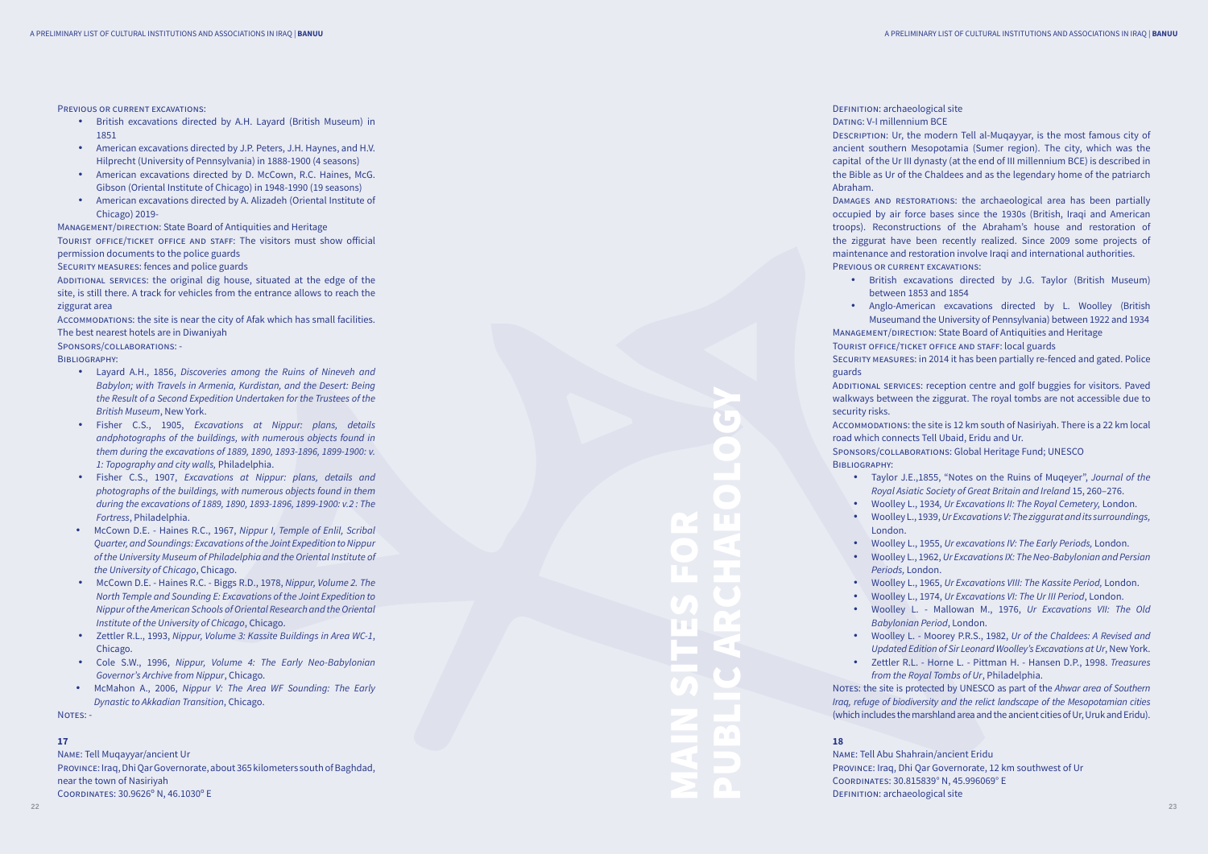Previous or current excavations:

- British excavations directed by A.H. Layard (British Museum) in 1851
- American excavations directed by J.P. Peters, J.H. Haynes, and H.V. Hilprecht (University of Pennsylvania) in 1888-1900 (4 seasons)
- American excavations directed by D. McCown, R.C. Haines, McG. Gibson (Oriental Institute of Chicago) in 1948-1990 (19 seasons)
- American excavations directed by A. Alizadeh (Oriental Institute of Chicago) 2019-

Management/direction: State Board of Antiquities and Heritage

Tourist office/ticket office and staff: The visitors must show official permission documents to the police guards

Security measures: fences and police guards

Additional services: the original dig house, situated at the edge of the site, is still there. A track for vehicles from the entrance allows to reach the ziggurat area

Accommodations: the site is near the city of Afak which has small facilities. The best nearest hotels are in Diwaniyah

Sponsors/collaborations: -

Bibliography:

- Layard A.H., 1856, *Discoveries among the Ruins of Nineveh and Babylon; with Travels in Armenia, Kurdistan, and the Desert: Being the Result of a Second Expedition Undertaken for the Trustees of the British Museum*, New York.
- Fisher C.S., 1905, *Excavations at Nippur: plans, details andphotographs of the buildings, with numerous objects found in them during the excavations of 1889, 1890, 1893-1896, 1899-1900: v. 1: Topography and city walls,* Philadelphia.
- Fisher C.S., 1907, *Excavations at Nippur: plans, details and photographs of the buildings, with numerous objects found in them during the excavations of 1889, 1890, 1893-1896, 1899-1900: v.2 : The Fortress*, Philadelphia.
- McCown D.E. - Haines R.C., 1967, *Nippur I, Temple of Enlil, Scribal Quarter, and Soundings: Excavations of the Joint Expedition to Nippur of the University Museum of Philadelphia and the Oriental Institute of the University of Chicago*, Chicago.
- McCown D.E. - Haines R.C. - Biggs R.D., 1978, *Nippur, Volume 2. The North Temple and Sounding E: Excavations of the Joint Expedition to Nippur of the American Schools of Oriental Research and the Oriental Institute of the University of Chicago*, Chicago.
- Zettler R.L., 1993, *Nippur, Volume 3: Kassite Buildings in Area WC-1*, Chicago.
- Cole S.W., 1996, *Nippur, Volume 4: The Early Neo-Babylonian Governor's Archive from Nippur*, Chicago.
- McMahon A., 2006, *Nippur V: The Area WF Sounding: The Early Dynastic to Akkadian Transition*, Chicago.

Notes: -

**17**

Name: Tell Muqayyar/ancient Ur

Province: Iraq, Dhi Qar Governorate, about 365 kilometers south of Baghdad, near the town of Nasiriyah

Coordinates: 30.9626° N, 46.1030° E

Definition: archaeological site

Dating: V-I millennium BCE

Description: Ur, the modern Tell al-Muqayyar, is the most famous city of ancient southern Mesopotamia (Sumer region). The city, which was the capital of the Ur III dynasty (at the end of III millennium BCE) is described in the Bible as Ur of the Chaldees and as the legendary home of the patriarch Abraham.

Damages and restorations: the archaeological area has been partially occupied by air force bases since the 1930s (British, Iraqi and American troops). Reconstructions of the Abraham's house and restoration of the ziggurat have been recently realized. Since 2009 some projects of maintenance and restoration involve Iraqi and international authorities.

Previous or current excavations:

- British excavations directed by J.G. Taylor (British Museum) between 1853 and 1854
- Anglo-American excavations directed by L. Woolley (British Museumand the University of Pennsylvania) between 1922 and 1934

Management/direction: State Board of Antiquities and Heritage

Tourist office/ticket office and staff: local guards

Security measures: in 2014 it has been partially re-fenced and gated. Police guards

Additional services: reception centre and golf buggies for visitors. Paved walkways between the ziggurat. The royal tombs are not accessible due to security risks.

Accommodations: the site is 12 km south of Nasiriyah. There is a 22 km local road which connects Tell Ubaid, Eridu and Ur.

Sponsors/collaborations: Global Heritage Fund; UNESCO

Bibliography:

- Taylor J.E.,1855, "Notes on the Ruins of Muqeyer", *Journal of the Royal Asiatic Society of Great Britain and Ireland* 15, 260–276.
- Woolley L., 1934, *Ur Excavations II: The Royal Cemetery,* London.
- Woolley L., 1939, *Ur Excavations V: The ziggurat and its surroundings,* London.
- Woolley L., 1955, *Ur excavations IV: The Early Periods,* London.
- Woolley L., 1962, *Ur Excavations IX: The Neo-Babylonian and Persian Periods,* London.
- Woolley L., 1965, *Ur Excavations VIII: The Kassite Period,* London.
- Woolley L., 1974, *Ur Excavations VI: The Ur III Period*, London.
- Woolley L. - Mallowan M., 1976, *Ur Excavations VII: The Old Babylonian Period*, London.
- Woolley L. - Moorey P.R.S., 1982, *Ur of the Chaldees: A Revised and Updated Edition of Sir Leonard Woolley's Excavations at Ur*, New York.
- Zettler R.L. - Horne L. - Pittman H. - Hansen D.P., 1998. *Treasures from the Royal Tombs of Ur*, Philadelphia.

Notes: the site is protected by UNESCO as part of the *Ahwar area of Southern Iraq, refuge of biodiversity and the relict landscape of the Mesopotamian cities* (which includes the marshland area and the ancient cities of Ur, Uruk and Eridu).

**18**

Name: Tell Abu Shahrain/ancient Eridu

Province: Iraq, Dhi Qar Governorate, 12 km southwest of Ur

Coordinates: 30.815839° N, 45.996069° E

Definition: archaeological site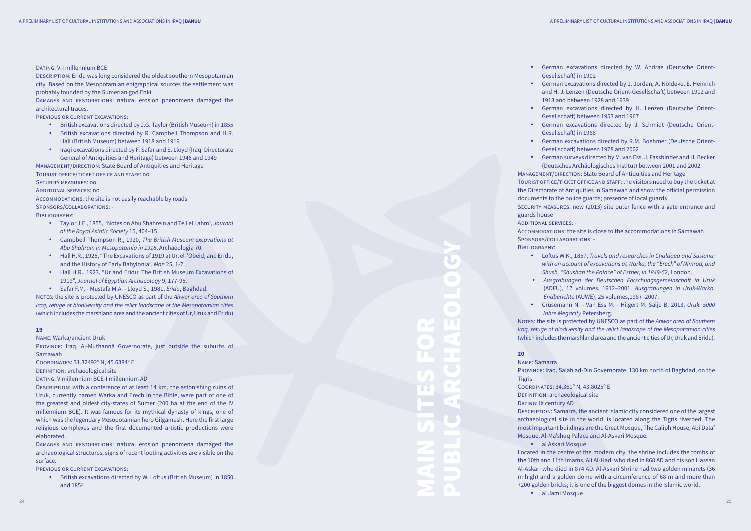Dating: V-I millennium BCE

Description: Eridu was long considered the oldest southern Mesopotamian city. Based on the Mesopotamian epigraphical sources the settlement was probably founded by the Sumerian god Enki.

Damages and restorations: natural erosion phenomena damaged the architectural traces.

Previous or current excavations:

- British excavations directed by J.G. Taylor (British Museum) in 1855
- British excavations directed by R. Campbell Thompson and H.R. Hall (British Museum) between 1918 and 1919
- Iraqi excavations directed by F. Safar and S. Lloyd (Iraqi Directorate General of Antiquities and Heritage) between 1946 and 1949

Management/direction: State Board of Antiquities and Heritage

Tourist office/ticket office and staff: no

Security measures: no

Additional services: no

Accommodations: the site is not easily reachable by roads

Sponsors/collaborations: -

Bibliography:

- Taylor J.E., 1855, "Notes on Abu Shahrein and Tell el Lahm", *Journal of the Royal Asiatic Society* 15, 404–15.
- Campbell Thompson R., 1920, *The British Museum excavations at Abu Shahrain in Mesopotamia in 1918*, Archaeologia 70.
- Hall H.R., 1925, "The Excavations of 1919 at Ur, el-'Obeid, and Eridu, and the History of Early Babylonia", *Man* 25, 1-7.
- Hall H.R., 1923, "Ur and Eridu: The British Museum Excavations of 1919", *Journal of Egyptian Archaeology* 9, 177-95.
- Safar F.M. - Mustafa M.A. - Lloyd S., 1981, *Eridu*, Baghdad.

Notes: the site is protected by UNESCO as part of the *Ahwar area of Southern Iraq, refuge of biodiversity and the relict landscape of the Mesopotamian cities* (which includes the marshland area and the ancient cities of Ur, Uruk and Eridu)

**19**

Name: Warka/ancient Uruk

Province: Iraq, Al-Muthannā Governorate, just outside the suburbs of Samawah

Coordinates: 31.32492° N, 45.6384° E

Definition: archaeological site

Dating: V millennium BCE-I millennium AD

Description: with a conference of at least 14 km, the astonishing ruins of Uruk, currently named Warka and Erech in the Bible, were part of one of the greatest and oldest city-states of Sumer (200 ha at the end of the IV millennium BCE). It was famous for its mythical dynasty of kings, one of which was the legendary Mesopotamian hero Gilgamesh. Here the first large religious complexes and the first documented artistic productions were elaborated.

Damages and restorations: natural erosion phenomena damaged the archaeological structures; signs of recent looting activities are visible on the surface.

Previous or current excavations:

- British excavations directed by W. Loftus (British Museum) in 1850 and 1854
- German excavations directed by W. Andrae (Deutsche Orient-Gesellschaft) in 1902
- German excavations directed by J. Jordan, A. Nöldeke, E. Heinrich and H. J. Lenzen (Deutsche Orient-Gesellschaft) between 1912 and 1913 and between 1928 and 1939
- German excavations directed by H. Lenzen (Deutsche Orient-Gesellschaft) between 1953 and 1967
- German excavations directed by J. Schmidt (Deutsche Orient-Gesellschaft) in 1968
- German excavations directed by R.M. Boehmer (Deutsche Orient-Gesellschaft) between 1978 and 2002
- German surveys directed by M. van Ess. J. Fassbinder and H. Becker (Deutsches Archäologisches Institut) between 2001 and 2002

Management/direction: State Board of Antiquities and Heritage

Tourist office/ticket office and staff: the visitors need to buy the ticket at the Directorate of Antiquities in Samawah and show the official permission documents to the police guards; presence of local guards

Security measures: new (2013) site outer fence with a gate entrance and guards house

Additional services: -

Accommodations: the site is close to the accommodations in Samawah

Sponsors/collaborations: -

Bibliography:

- Loftus W.K., 1857, *Travels and researches in Chaldaea and Susiana: with an account of excavations at Warka, the "Erech" of Nimrod, and Shush, "Shushan the Palace" of Esther, in 1849-52*, London.
- *Ausgrabungen der Deutschen Forschungsgemeinschaft in Uruk* (ADFU), 17 volumes, 1912–2001. *Ausgrabungen in Uruk-Warka, Endberichte* (AUWE), 25 volumes,1987–2007.
- Crüsemann N. - Van Ess M. - Hilgert M. Salje B, 2013, *Uruk: 5000 Jahre Megacity* Petersberg.

Notes: the site is protected by UNESCO as part of the *Ahwar area of Southern Iraq, refuge of biodiversity and the relict landscape of the Mesopotamian cities* (which includes the marshland area and the ancient cities of Ur, Uruk and Eridu).

**20**

Name: Samarra

Province: Iraq, Salah ad-Din Governorate, 130 km north of Baghdad, on the Tigris

Coordinates: 34.361° N, 43.8025° E

Definition: archaeological site

Dating: IX century AD

Description: Samarra, the ancient Islamic city considered one of the largest archaeological site in the world, is located along the Tigris riverbed. The most important buildings are the Great Mosque, The Caliph House, Abi Dalaf Mosque, Al-Ma'shuq Palace and Al-Askari Mosque:

- al Askari Mosque

Located in the centre of the modern city, the shrine includes the tombs of the 10th and 11th Imams, Ali Al-Hadi who died in 868 AD and his son Hassan Al-Askari who died in 874 AD. Al-Askari Shrine had two golden minarets (36 m high) and a golden dome with a circumference of 68 m and more than 7200 golden bricks; it is one of the biggest domes in the Islamic world.

- al Jami Mosque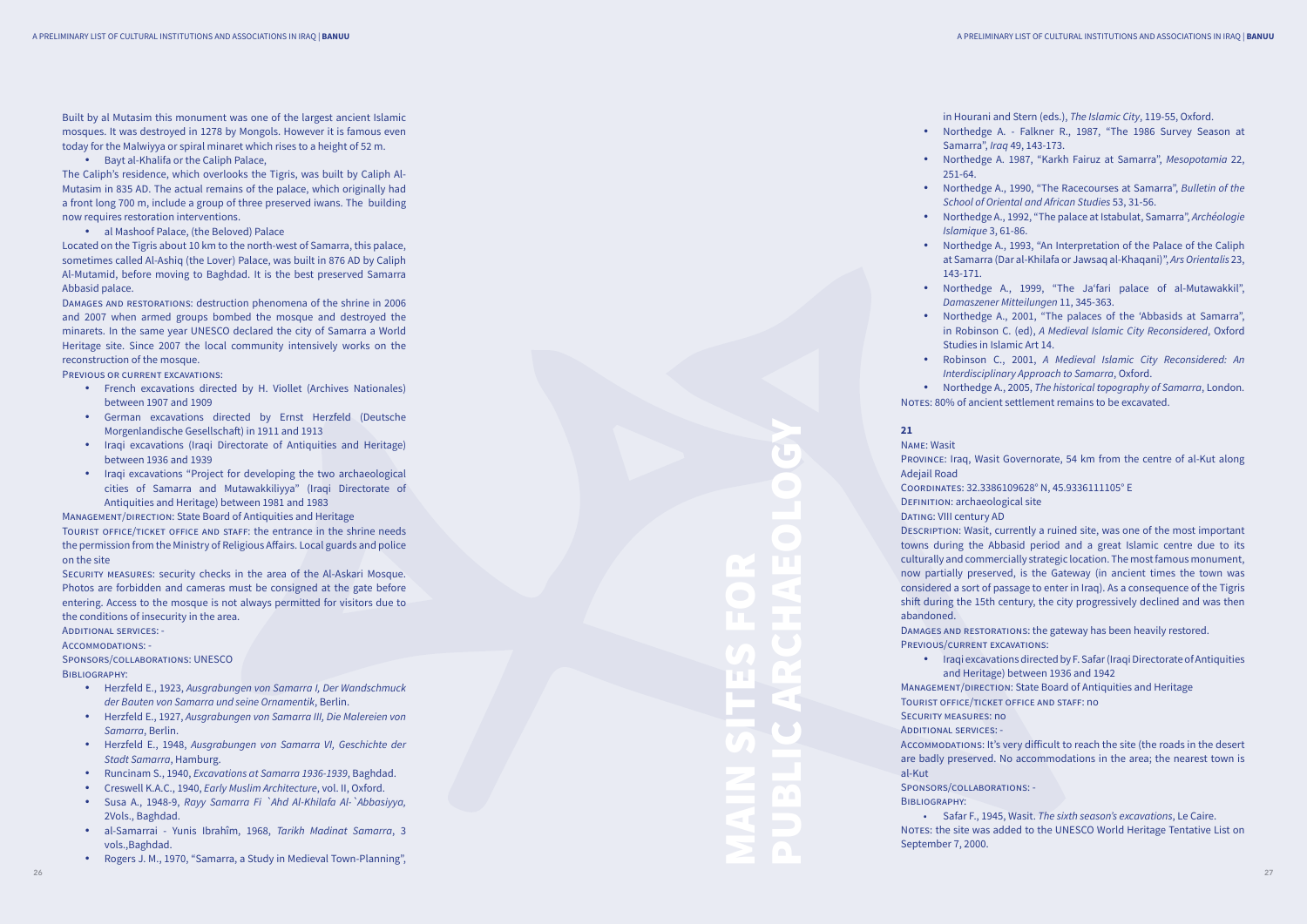Built by al Mutasim this monument was one of the largest ancient Islamic mosques. It was destroyed in 1278 by Mongols. However it is famous even today for the Malwiyya or spiral minaret which rises to a height of 52 m.

- Bayt al-Khalifa or the Caliph Palace,

The Caliph's residence, which overlooks the Tigris, was built by Caliph Al-Mutasim in 835 AD. The actual remains of the palace, which originally had a front long 700 m, include a group of three preserved iwans. The building now requires restoration interventions.

- al Mashoof Palace, (the Beloved) Palace

Located on the Tigris about 10 km to the north-west of Samarra, this palace, sometimes called Al-Ashiq (the Lover) Palace, was built in 876 AD by Caliph Al-Mutamid, before moving to Baghdad. It is the best preserved Samarra Abbasid palace.

Damages and restorations: destruction phenomena of the shrine in 2006 and 2007 when armed groups bombed the mosque and destroyed the minarets. In the same year UNESCO declared the city of Samarra a World Heritage site. Since 2007 the local community intensively works on the reconstruction of the mosque.

Previous or current excavations:

- French excavations directed by H. Viollet (Archives Nationales) between 1907 and 1909
- German excavations directed by Ernst Herzfeld (Deutsche Morgenlandische Gesellschaft) in 1911 and 1913
- Iraqi excavations (Iraqi Directorate of Antiquities and Heritage) between 1936 and 1939
- Iraqi excavations "Project for developing the two archaeological cities of Samarra and Mutawakkiliyya" (Iraqi Directorate of Antiquities and Heritage) between 1981 and 1983

Management/direction: State Board of Antiquities and Heritage

Tourist office/ticket office and staff: the entrance in the shrine needs the permission from the Ministry of Religious Affairs. Local guards and police on the site

Security measures: security checks in the area of the Al-Askari Mosque. Photos are forbidden and cameras must be consigned at the gate before entering. Access to the mosque is not always permitted for visitors due to the conditions of insecurity in the area.

Additional services: -

Accommodations: -

Sponsors/collaborations: UNESCO

Bibliography:

- Herzfeld E., 1923, *Ausgrabungen von Samarra I, Der Wandschmuck der Bauten von Samarra und seine Ornamentik*, Berlin.
- Herzfeld E., 1927, *Ausgrabungen von Samarra III, Die Malereien von Samarra*, Berlin.
- Herzfeld E., 1948, *Ausgrabungen von Samarra VI, Geschichte der Stadt Samarra*, Hamburg.
- Runcinam S., 1940, *Excavations at Samarra 1936-1939*, Baghdad.
- Creswell K.A.C., 1940, *Early Muslim Architecture*, vol. II, Oxford.
- Susa A., 1948-9, *Rayy Samarra Fi `Ahd Al-Khilafa Al-`Abbasiyya,* 2Vols., Baghdad.
- al-Samarrai - Yunis Ibrahîm, 1968, *Tarikh Madinat Samarra*, 3 vols.,Baghdad.
- Rogers J. M., 1970, "Samarra, a Study in Medieval Town-Planning", in Hourani and Stern (eds.), *The Islamic City*, 119-55, Oxford.
- Northedge A. - Falkner R., 1987, "The 1986 Survey Season at Samarra", *Iraq* 49, 143-173.
- Northedge A. 1987, "Karkh Fairuz at Samarra", *Mesopotamia* 22, 251-64.
- Northedge A., 1990, "The Racecourses at Samarra", *Bulletin of the School of Oriental and African Studies* 53, 31-56.
- Northedge A., 1992, "The palace at Istabulat, Samarra", *Archéologie Islamique* 3, 61-86.
- Northedge A., 1993, "An Interpretation of the Palace of the Caliph at Samarra (Dar al-Khilafa or Jawsaq al-Khaqani)", *Ars Orientalis* 23, 143-171.
- Northedge A., 1999, "The Ja'fari palace of al-Mutawakkil", *Damaszener Mitteilungen* 11, 345-363.
- Northedge A., 2001, "The palaces of the 'Abbasids at Samarra", in Robinson C. (ed), *A Medieval Islamic City Reconsidered*, Oxford Studies in Islamic Art 14.
- Robinson C., 2001, *A Medieval Islamic City Reconsidered: An Interdisciplinary Approach to Samarra*, Oxford.
- Northedge A., 2005, *The historical topography of Samarra*, London.

Notes: 80% of ancient settlement remains to be excavated.

# MAIN SITES FOR PUBLIC ARCHAEOLOGY

**21**

Name: Wasit

Province: Iraq, Wasit Governorate, 54 km from the centre of al-Kut along Adejail Road

Coordinates: 32.3386109628° N, 45.9336111105° E

Definition: archaeological site

Dating: VIII century AD

Description: Wasit, currently a ruined site, was one of the most important towns during the Abbasid period and a great Islamic centre due to its culturally and commercially strategic location. The most famous monument, now partially preserved, is the Gateway (in ancient times the town was considered a sort of passage to enter in Iraq). As a consequence of the Tigris shift during the 15th century, the city progressively declined and was then abandoned.

Damages and restorations: the gateway has been heavily restored.

Previous/current excavations:

- Iraqi excavations directed by F. Safar (Iraqi Directorate of Antiquities and Heritage) between 1936 and 1942

Management/direction: State Board of Antiquities and Heritage

Tourist office/ticket office and staff: no

Security measures: no

Additional services: -

Accommodations: It's very difficult to reach the site (the roads in the desert are badly preserved. No accommodations in the area; the nearest town is al-Kut

Sponsors/collaborations: -

Bibliography:

- Safar F., 1945, Wasit. *The sixth season's excavations*, Le Caire.

Notes: the site was added to the UNESCO World Heritage Tentative List on September 7, 2000.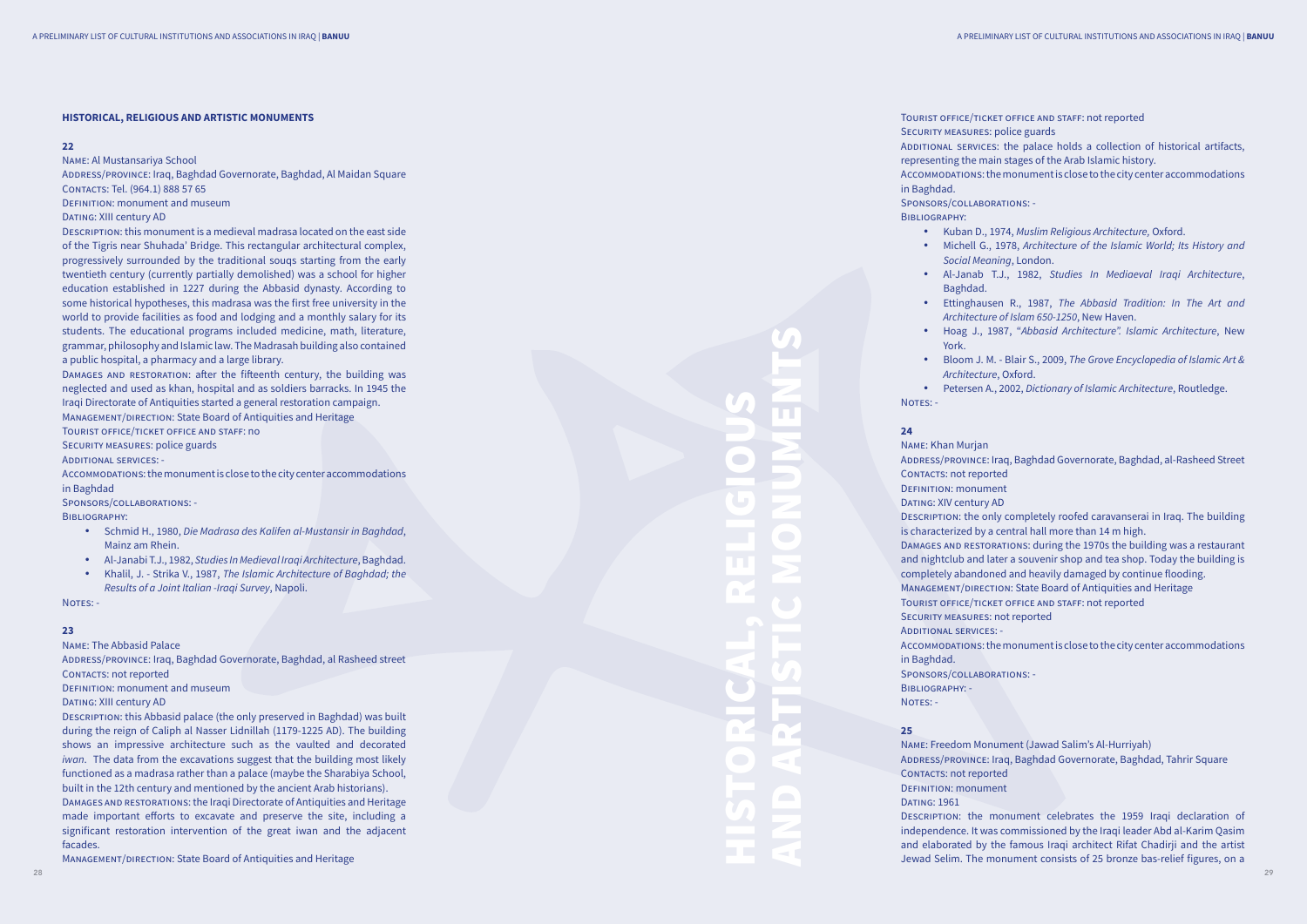**HISTORICAL, RELIGIOUS AND ARTISTIC MONUMENTS**

**22**

Name: Al Mustansariya School
Address/province: Iraq, Baghdad Governorate, Baghdad, Al Maidan Square
Contacts: Tel. (964.1) 888 57 65
Definition: monument and museum
Dating: XIII century AD
Description: this monument is a medieval madrasa located on the east side of the Tigris near Shuhada' Bridge. This rectangular architectural complex, progressively surrounded by the traditional souqs starting from the early twentieth century (currently partially demolished) was a school for higher education established in 1227 during the Abbasid dynasty. According to some historical hypotheses, this madrasa was the first free university in the world to provide facilities as food and lodging and a monthly salary for its students. The educational programs included medicine, math, literature, grammar, philosophy and Islamic law. The Madrasah building also contained a public hospital, a pharmacy and a large library.
Damages and restoration: after the fifteenth century, the building was neglected and used as khan, hospital and as soldiers barracks. In 1945 the Iraqi Directorate of Antiquities started a general restoration campaign.
Management/direction: State Board of Antiquities and Heritage
Tourist office/ticket office and staff: no
Security measures: police guards
Additional services: -
Accommodations: the monument is close to the city center accommodations in Baghdad
Sponsors/collaborations: -
Bibliography:

- Schmid H., 1980, *Die Madrasa des Kalifen al-Mustansir in Baghdad*, Mainz am Rhein.
- Al-Janabi T.J., 1982, *Studies In Medieval Iraqi Architecture*, Baghdad.
- Khalil, J. - Strika V., 1987, *The Islamic Architecture of Baghdad; the Results of a Joint Italian -Iraqi Survey*, Napoli.

Notes: -

**23**

Name: The Abbasid Palace
Address/province: Iraq, Baghdad Governorate, Baghdad, al Rasheed street
Contacts: not reported
Definition: monument and museum
Dating: XIII century AD
Description: this Abbasid palace (the only preserved in Baghdad) was built during the reign of Caliph al Nasser Lidnillah (1179-1225 AD). The building shows an impressive architecture such as the vaulted and decorated *iwan*. The data from the excavations suggest that the building most likely functioned as a madrasa rather than a palace (maybe the Sharabiya School, built in the 12th century and mentioned by the ancient Arab historians).
Damages and restorations: the Iraqi Directorate of Antiquities and Heritage made important efforts to excavate and preserve the site, including a significant restoration intervention of the great iwan and the adjacent facades.
Management/direction: State Board of Antiquities and Heritage
Tourist office/ticket office and staff: not reported
Security measures: police guards
Additional services: the palace holds a collection of historical artifacts, representing the main stages of the Arab Islamic history.
Accommodations: the monument is close to the city center accommodations in Baghdad.
Sponsors/collaborations: -
Bibliography:

- Kuban D., 1974, *Muslim Religious Architecture*, Oxford.
- Michell G., 1978, *Architecture of the Islamic World; Its History and Social Meaning*, London.
- Al-Janab T.J., 1982, *Studies In Mediaeval Iraqi Architecture*, Baghdad.
- Ettinghausen R., 1987, *The Abbasid Tradition: In The Art and Architecture of Islam 650-1250*, New Haven.
- Hoag J., 1987, "*Abbasid Architecture". Islamic Architecture*, New York.
- Bloom J. M. - Blair S., 2009, *The Grove Encyclopedia of Islamic Art & Architecture*, Oxford.
- Petersen A., 2002, *Dictionary of Islamic Architecture*, Routledge.

Notes: -

**24**

Name: Khan Murjan
Address/province: Iraq, Baghdad Governorate, Baghdad, al-Rasheed Street
Contacts: not reported
Definition: monument
Dating: XIV century AD
Description: the only completely roofed caravanserai in Iraq. The building is characterized by a central hall more than 14 m high.
Damages and restorations: during the 1970s the building was a restaurant and nightclub and later a souvenir shop and tea shop. Today the building is completely abandoned and heavily damaged by continue flooding.
Management/direction: State Board of Antiquities and Heritage
Tourist office/ticket office and staff: not reported
Security measures: not reported
Additional services: -
Accommodations: the monument is close to the city center accommodations in Baghdad.
Sponsors/collaborations: -
Bibliography: -
Notes: -

**25**

Name: Freedom Monument (Jawad Salim's Al-Hurriyah)
Address/province: Iraq, Baghdad Governorate, Baghdad, Tahrir Square
Contacts: not reported
Definition: monument
Dating: 1961
Description: the monument celebrates the 1959 Iraqi declaration of independence. It was commissioned by the Iraqi leader Abd al-Karim Qasim and elaborated by the famous Iraqi architect Rifat Chadirji and the artist Jewad Selim. The monument consists of 25 bronze bas-relief figures, on a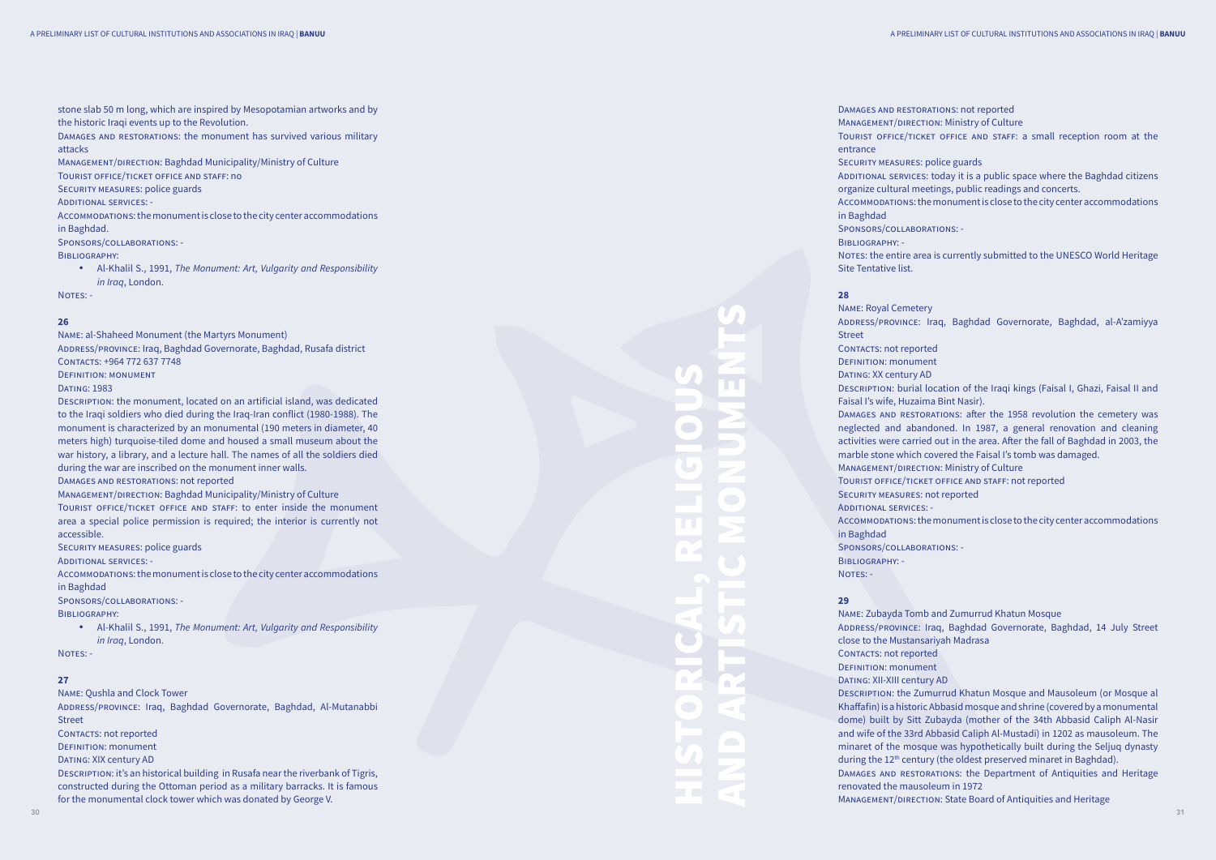stone slab 50 m long, which are inspired by Mesopotamian artworks and by the historic Iraqi events up to the Revolution.

Damages and restorations: the monument has survived various military attacks

Management/direction: Baghdad Municipality/Ministry of Culture

Tourist office/ticket office and staff: no

Security measures: police guards

Additional services: -

Accommodations: the monument is close to the city center accommodations in Baghdad.

Sponsors/collaborations: -

Bibliography:

- Al-Khalil S., 1991, *The Monument: Art, Vulgarity and Responsibility in Iraq*, London.

Notes: -

**26**

Name: al-Shaheed Monument (the Martyrs Monument)

Address/province: Iraq, Baghdad Governorate, Baghdad, Rusafa district

Contacts: +964 772 637 7748

Definition: monument

Dating: 1983

Description: the monument, located on an artificial island, was dedicated to the Iraqi soldiers who died during the Iraq-Iran conflict (1980-1988). The monument is characterized by an monumental (190 meters in diameter, 40 meters high) turquoise-tiled dome and housed a small museum about the war history, a library, and a lecture hall. The names of all the soldiers died during the war are inscribed on the monument inner walls.

Damages and restorations: not reported

Management/direction: Baghdad Municipality/Ministry of Culture

Tourist office/ticket office and staff: to enter inside the monument area a special police permission is required; the interior is currently not accessible.

Security measures: police guards

Additional services: -

Accommodations: the monument is close to the city center accommodations in Baghdad

Sponsors/collaborations: -

Bibliography:

- Al-Khalil S., 1991, *The Monument: Art, Vulgarity and Responsibility in Iraq*, London.

Notes: -

**27**

Name: Qushla and Clock Tower

Address/province: Iraq, Baghdad Governorate, Baghdad, Al-Mutanabbi Street

Contacts: not reported

Definition: monument

Dating: XIX century AD

Description: it's an historical building in Rusafa near the riverbank of Tigris, constructed during the Ottoman period as a military barracks. It is famous for the monumental clock tower which was donated by George V.

Damages and restorations: not reported

Management/direction: Ministry of Culture

Tourist office/ticket office and staff: a small reception room at the entrance

Security measures: police guards

Additional services: today it is a public space where the Baghdad citizens organize cultural meetings, public readings and concerts.

Accommodations: the monument is close to the city center accommodations in Baghdad

Sponsors/collaborations: -

Bibliography: -

Notes: the entire area is currently submitted to the UNESCO World Heritage Site Tentative list.

**28**

Name: Royal Cemetery

Address/province: Iraq, Baghdad Governorate, Baghdad, al-A'zamiyya Street

Contacts: not reported

Definition: monument

Dating: XX century AD

Description: burial location of the Iraqi kings (Faisal I, Ghazi, Faisal II and Faisal I's wife, Huzaima Bint Nasir).

Damages and restorations: after the 1958 revolution the cemetery was neglected and abandoned. In 1987, a general renovation and cleaning activities were carried out in the area. After the fall of Baghdad in 2003, the marble stone which covered the Faisal I's tomb was damaged.

Management/direction: Ministry of Culture

Tourist office/ticket office and staff: not reported

Security measures: not reported

Additional services: -

Accommodations: the monument is close to the city center accommodations in Baghdad

Sponsors/collaborations: -

Bibliography: -

Notes: -

**29**

Name: Zubayda Tomb and Zumurrud Khatun Mosque

Address/province: Iraq, Baghdad Governorate, Baghdad, 14 July Street close to the Mustansariyah Madrasa

Contacts: not reported

Definition: monument

Dating: XII-XIII century AD

Description: the Zumurrud Khatun Mosque and Mausoleum (or Mosque al Khaffafin) is a historic Abbasid mosque and shrine (covered by a monumental dome) built by Sitt Zubayda (mother of the 34th Abbasid Caliph Al-Nasir and wife of the 33rd Abbasid Caliph Al-Mustadi) in 1202 as mausoleum. The minaret of the mosque was hypothetically built during the Seljuq dynasty during the 12th century (the oldest preserved minaret in Baghdad).

Damages and restorations: the Department of Antiquities and Heritage renovated the mausoleum in 1972

Management/direction: State Board of Antiquities and Heritage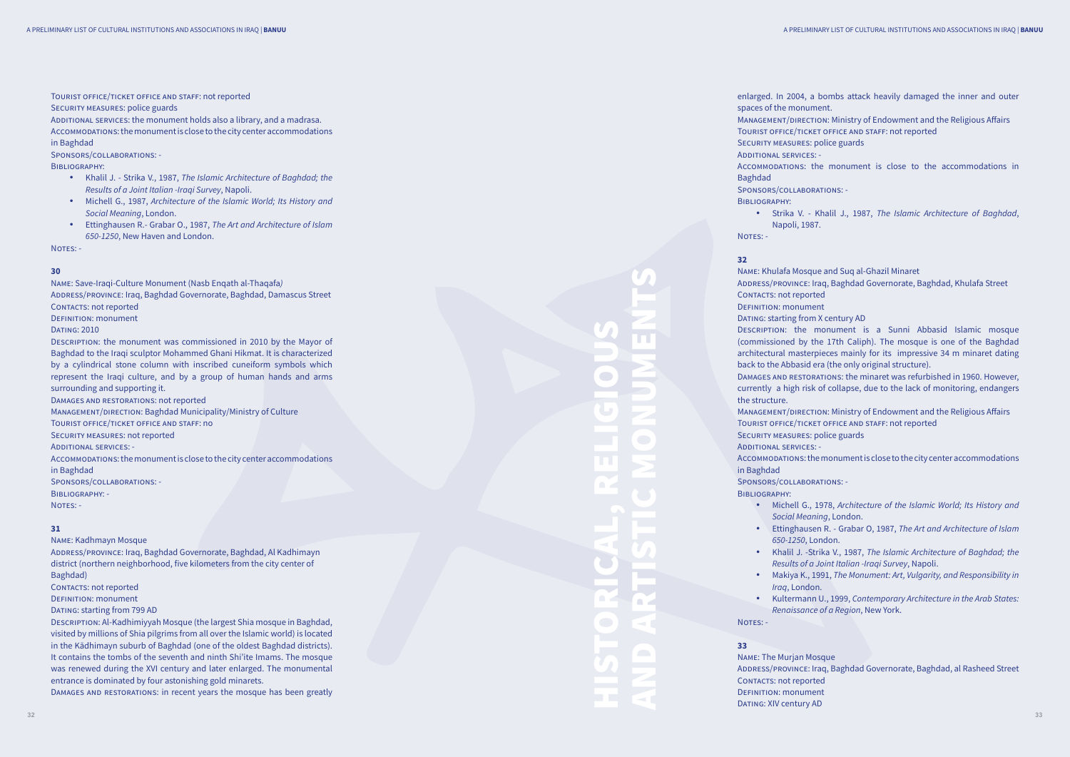Tourist office/ticket office and staff: not reported
Security measures: police guards
Additional services: the monument holds also a library, and a madrasa.
Accommodations: the monument is close to the city center accommodations in Baghdad
Sponsors/collaborations: -
Bibliography:

- Khalil J. - Strika V., 1987, *The Islamic Architecture of Baghdad; the Results of a Joint Italian -Iraqi Survey*, Napoli.
- Michell G., 1987, *Architecture of the Islamic World; Its History and Social Meaning*, London.
- Ettinghausen R.- Grabar O., 1987, *The Art and Architecture of Islam 650-1250*, New Haven and London.

Notes: -

**30**

Name: Save-Iraqi-Culture Monument (Nasb Enqath al-Thaqafa)
Address/province: Iraq, Baghdad Governorate, Baghdad, Damascus Street
Contacts: not reported
Definition: monument
Dating: 2010
Description: the monument was commissioned in 2010 by the Mayor of Baghdad to the Iraqi sculptor Mohammed Ghani Hikmat. It is characterized by a cylindrical stone column with inscribed cuneiform symbols which represent the Iraqi culture, and by a group of human hands and arms surrounding and supporting it.
Damages and restorations: not reported
Management/direction: Baghdad Municipality/Ministry of Culture
Tourist office/ticket office and staff: no
Security measures: not reported
Additional services: -
Accommodations: the monument is close to the city center accommodations in Baghdad
Sponsors/collaborations: -
Bibliography: -
Notes: -

**31**

Name: Kadhmayn Mosque
Address/province: Iraq, Baghdad Governorate, Baghdad, Al Kadhimayn district (northern neighborhood, five kilometers from the city center of Baghdad)
Contacts: not reported
Definition: monument
Dating: starting from 799 AD
Description: Al-Kadhimiyyah Mosque (the largest Shia mosque in Baghdad, visited by millions of Shia pilgrims from all over the Islamic world) is located in the Kādhimayn suburb of Baghdad (one of the oldest Baghdad districts). It contains the tombs of the seventh and ninth Shi'ite Imams. The mosque was renewed during the XVI century and later enlarged. The monumental entrance is dominated by four astonishing gold minarets.
Damages and restorations: in recent years the mosque has been greatly enlarged. In 2004, a bombs attack heavily damaged the inner and outer spaces of the monument.
Management/direction: Ministry of Endowment and the Religious Affairs
Tourist office/ticket office and staff: not reported
Security measures: police guards
Additional services: -
Accommodations: the monument is close to the accommodations in Baghdad
Sponsors/collaborations: -
Bibliography:

- Strika V. - Khalil J., 1987, *The Islamic Architecture of Baghdad*, Napoli, 1987.

Notes: -

**32**

Name: Khulafa Mosque and Suq al-Ghazil Minaret
Address/province: Iraq, Baghdad Governorate, Baghdad, Khulafa Street
Contacts: not reported
Definition: monument
Dating: starting from X century AD
Description: the monument is a Sunni Abbasid Islamic mosque (commissioned by the 17th Caliph). The mosque is one of the Baghdad architectural masterpieces mainly for its impressive 34 m minaret dating back to the Abbasid era (the only original structure).
Damages and restorations: the minaret was refurbished in 1960. However, currently a high risk of collapse, due to the lack of monitoring, endangers the structure.
Management/direction: Ministry of Endowment and the Religious Affairs
Tourist office/ticket office and staff: not reported
Security measures: police guards
Additional services: -
Accommodations: the monument is close to the city center accommodations in Baghdad
Sponsors/collaborations: -
Bibliography:

- Michell G., 1978, *Architecture of the Islamic World; Its History and Social Meaning*, London.
- Ettinghausen R. - Grabar O, 1987, *The Art and Architecture of Islam 650-1250*, London.
- Khalil J. -Strika V., 1987, *The Islamic Architecture of Baghdad; the Results of a Joint Italian -Iraqi Survey*, Napoli.
- Makiya K., 1991, *The Monument: Art, Vulgarity, and Responsibility in Iraq*, London.
- Kultermann U., 1999, *Contemporary Architecture in the Arab States: Renaissance of a Region*, New York.

Notes: -

**33**

Name: The Murjan Mosque
Address/province: Iraq, Baghdad Governorate, Baghdad, al Rasheed Street
Contacts: not reported
Definition: monument
Dating: XIV century AD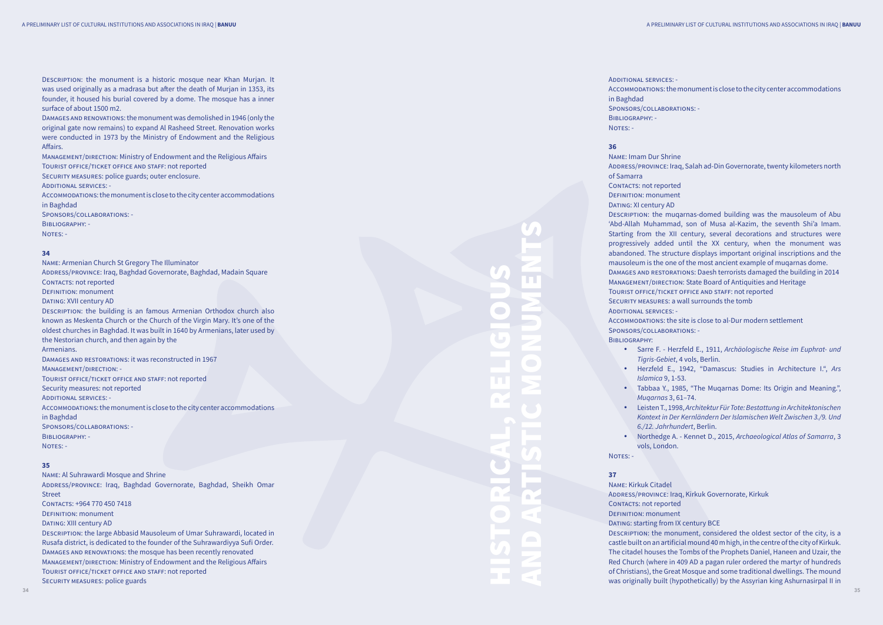Description: the monument is a historic mosque near Khan Murjan. It was used originally as a madrasa but after the death of Murjan in 1353, its founder, it housed his burial covered by a dome. The mosque has a inner surface of about 1500 m2.

Damages and renovations: the monument was demolished in 1946 (only the original gate now remains) to expand Al Rasheed Street. Renovation works were conducted in 1973 by the Ministry of Endowment and the Religious Affairs.

Management/direction: Ministry of Endowment and the Religious Affairs

Tourist office/ticket office and staff: not reported

Security measures: police guards; outer enclosure.

Additional services: -

Accommodations: the monument is close to the city center accommodations in Baghdad

Sponsors/collaborations: -

Bibliography: -

Notes: -

**34**

Name: Armenian Church St Gregory The Illuminator

Address/province: Iraq, Baghdad Governorate, Baghdad, Madain Square

Contacts: not reported

Definition: monument

Dating: XVII century AD

Description: the building is an famous Armenian Orthodox church also known as Meskenta Church or the Church of the Virgin Mary. It's one of the oldest churches in Baghdad. It was built in 1640 by Armenians, later used by the Nestorian church, and then again by the Armenians.

Damages and restorations: it was reconstructed in 1967

Management/direction: -

Tourist office/ticket office and staff: not reported

Security measures: not reported

Additional services: -

Accommodations: the monument is close to the city center accommodations in Baghdad

Sponsors/collaborations: -

Bibliography: -

Notes: -

**35**

Name: Al Suhrawardi Mosque and Shrine

Address/province: Iraq, Baghdad Governorate, Baghdad, Sheikh Omar Street

Contacts: +964 770 450 7418

Definition: monument

Dating: XIII century AD

Description: the large Abbasid Mausoleum of Umar Suhrawardi, located in Rusafa district, is dedicated to the founder of the Suhrawardiyya Sufi Order.

Damages and renovations: the mosque has been recently renovated

Management/direction: Ministry of Endowment and the Religious Affairs

Tourist office/ticket office and staff: not reported

Security measures: police guards

Additional services: -

Accommodations: the monument is close to the city center accommodations in Baghdad

Sponsors/collaborations: -

Bibliography: -

Notes: -

**36**

Name: Imam Dur Shrine

Address/province: Iraq, Salah ad-Din Governorate, twenty kilometers north of Samarra

Contacts: not reported

Definition: monument

Dating: XI century AD

Description: the muqarnas-domed building was the mausoleum of Abu 'Abd-Allah Muhammad, son of Musa al-Kazim, the seventh Shi'a Imam. Starting from the XII century, several decorations and structures were progressively added until the XX century, when the monument was abandoned. The structure displays important original inscriptions and the mausoleum is the one of the most ancient example of muqarnas dome.

Damages and restorations: Daesh terrorists damaged the building in 2014

Management/direction: State Board of Antiquities and Heritage

Tourist office/ticket office and staff: not reported

Security measures: a wall surrounds the tomb

Additional services: -

Accommodations: the site is close to al-Dur modern settlement

Sponsors/collaborations: -

Bibliography:

- Sarre F. - Herzfeld E., 1911, *Archäologische Reise im Euphrat- und Tigris-Gebiet*, 4 vols, Berlin.
- Herzfeld E., 1942, "Damascus: Studies in Architecture I.", *Ars Islamica* 9, 1-53.
- Tabbaa Y., 1985, "The Muqarnas Dome: Its Origin and Meaning.", *Muqarnas* 3, 61–74.
- Leisten T., 1998, *Architektur Für Tote: Bestattung in Architektonischen Kontext in Der Kernländern Der Islamischen Welt Zwischen 3./9. Und 6./12. Jahrhundert*, Berlin.
- Northedge A. - Kennet D., 2015, *Archaeological Atlas of Samarra*, 3 vols, London.

Notes: -

**37**

Name: Kirkuk Citadel

Address/province: Iraq, Kirkuk Governorate, Kirkuk

Contacts: not reported

Definition: monument

Dating: starting from IX century BCE

Description: the monument, considered the oldest sector of the city, is a castle built on an artificial mound 40 m high, in the centre of the city of Kirkuk. The citadel houses the Tombs of the Prophets Daniel, Haneen and Uzair, the Red Church (where in 409 AD a pagan ruler ordered the martyr of hundreds of Christians), the Great Mosque and some traditional dwellings. The mound was originally built (hypothetically) by the Assyrian king Ashurnasirpal II in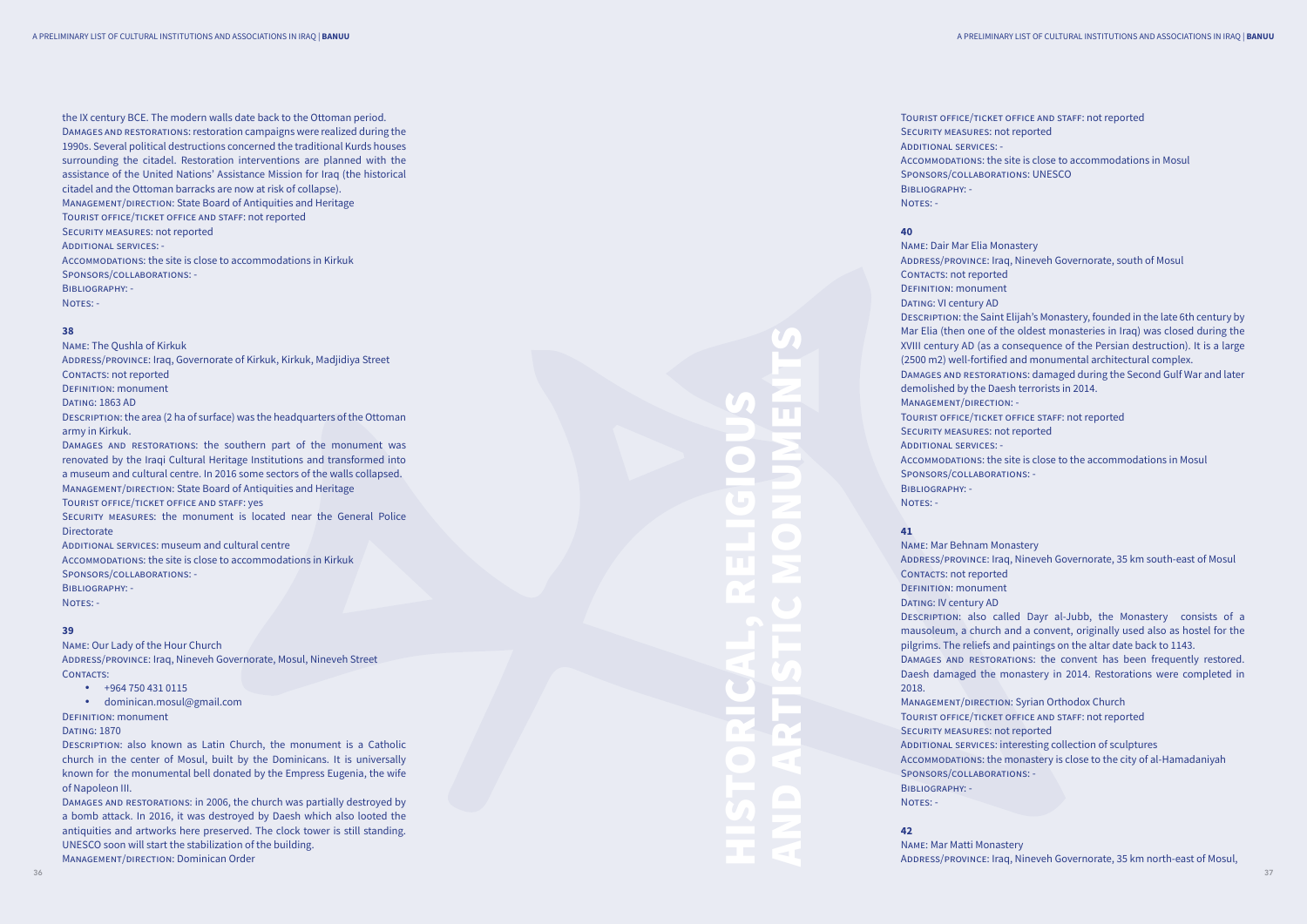the IX century BCE. The modern walls date back to the Ottoman period.
Damages and restorations: restoration campaigns were realized during the 1990s. Several political destructions concerned the traditional Kurds houses surrounding the citadel. Restoration interventions are planned with the assistance of the United Nations' Assistance Mission for Iraq (the historical citadel and the Ottoman barracks are now at risk of collapse).
Management/direction: State Board of Antiquities and Heritage
Tourist office/ticket office and staff: not reported
Security measures: not reported
Additional services: -
Accommodations: the site is close to accommodations in Kirkuk
Sponsors/collaborations: -
Bibliography: -
Notes: -

**38**

Name: The Qushla of Kirkuk
Address/province: Iraq, Governorate of Kirkuk, Kirkuk, Madjidiya Street
Contacts: not reported
Definition: monument
Dating: 1863 AD
Description: the area (2 ha of surface) was the headquarters of the Ottoman army in Kirkuk.
Damages and restorations: the southern part of the monument was renovated by the Iraqi Cultural Heritage Institutions and transformed into a museum and cultural centre. In 2016 some sectors of the walls collapsed.
Management/direction: State Board of Antiquities and Heritage
Tourist office/ticket office and staff: yes
Security measures: the monument is located near the General Police Directorate
Additional services: museum and cultural centre
Accommodations: the site is close to accommodations in Kirkuk
Sponsors/collaborations: -
Bibliography: -
Notes: -

**39**

Name: Our Lady of the Hour Church
Address/province: Iraq, Nineveh Governorate, Mosul, Nineveh Street
Contacts:

- +964 750 431 0115
- dominican.mosul@gmail.com

Definition: monument
Dating: 1870
Description: also known as Latin Church, the monument is a Catholic church in the center of Mosul, built by the Dominicans. It is universally known for the monumental bell donated by the Empress Eugenia, the wife of Napoleon III.
Damages and restorations: in 2006, the church was partially destroyed by a bomb attack. In 2016, it was destroyed by Daesh which also looted the antiquities and artworks here preserved. The clock tower is still standing. UNESCO soon will start the stabilization of the building.
Management/direction: Dominican Order
Tourist office/ticket office and staff: not reported
Security measures: not reported
Additional services: -
Accommodations: the site is close to accommodations in Mosul
Sponsors/collaborations: UNESCO
Bibliography: -
Notes: -

**40**

Name: Dair Mar Elia Monastery
Address/province: Iraq, Nineveh Governorate, south of Mosul
Contacts: not reported
Definition: monument
Dating: VI century AD
Description: the Saint Elijah's Monastery, founded in the late 6th century by Mar Elia (then one of the oldest monasteries in Iraq) was closed during the XVIII century AD (as a consequence of the Persian destruction). It is a large (2500 m2) well-fortified and monumental architectural complex.
Damages and restorations: damaged during the Second Gulf War and later demolished by the Daesh terrorists in 2014.
Management/direction: -
Tourist office/ticket office staff: not reported
Security measures: not reported
Additional services: -
Accommodations: the site is close to the accommodations in Mosul
Sponsors/collaborations: -
Bibliography: -
Notes: -

**41**

Name: Mar Behnam Monastery
Address/province: Iraq, Nineveh Governorate, 35 km south-east of Mosul
Contacts: not reported
Definition: monument
Dating: IV century AD
Description: also called Dayr al-Jubb, the Monastery consists of a mausoleum, a church and a convent, originally used also as hostel for the pilgrims. The reliefs and paintings on the altar date back to 1143.
Damages and restorations: the convent has been frequently restored. Daesh damaged the monastery in 2014. Restorations were completed in 2018.
Management/direction: Syrian Orthodox Church
Tourist office/ticket office and staff: not reported
Security measures: not reported
Additional services: interesting collection of sculptures
Accommodations: the monastery is close to the city of al-Hamadaniyah
Sponsors/collaborations: -
Bibliography: -
Notes: -

**42**

Name: Mar Matti Monastery
Address/province: Iraq, Nineveh Governorate, 35 km north-east of Mosul,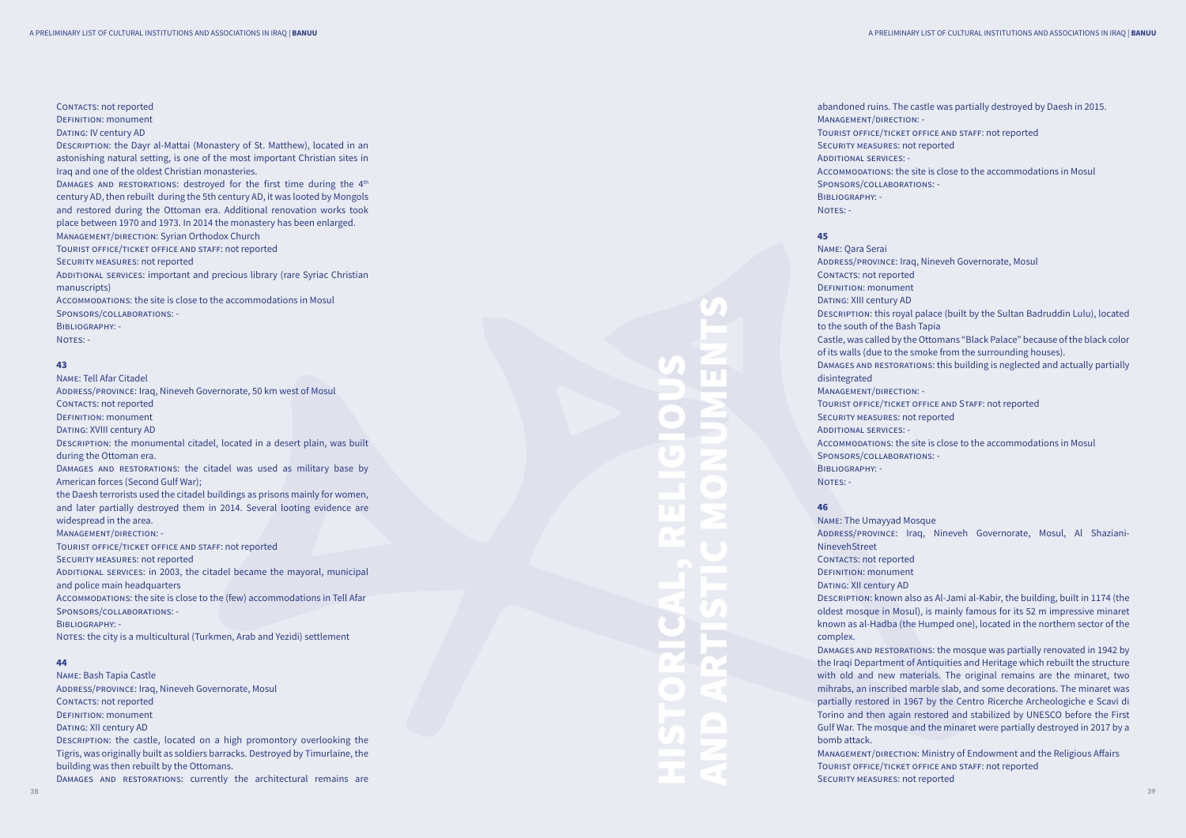Contacts: not reported
Definition: monument
Dating: IV century AD
Description: the Dayr al-Mattai (Monastery of St. Matthew), located in an astonishing natural setting, is one of the most important Christian sites in Iraq and one of the oldest Christian monasteries.
Damages and restorations: destroyed for the first time during the 4th century AD, then rebuilt during the 5th century AD, it was looted by Mongols and restored during the Ottoman era. Additional renovation works took place between 1970 and 1973. In 2014 the monastery has been enlarged.
Management/direction: Syrian Orthodox Church
Tourist office/ticket office and staff: not reported
Security measures: not reported
Additional services: important and precious library (rare Syriac Christian manuscripts)
Accommodations: the site is close to the accommodations in Mosul
Sponsors/collaborations: -
Bibliography: -
Notes: -

**43**

Name: Tell Afar Citadel
Address/province: Iraq, Nineveh Governorate, 50 km west of Mosul
Contacts: not reported
Definition: monument
Dating: XVIII century AD
Description: the monumental citadel, located in a desert plain, was built during the Ottoman era.
Damages and restorations: the citadel was used as military base by American forces (Second Gulf War);
the Daesh terrorists used the citadel buildings as prisons mainly for women, and later partially destroyed them in 2014. Several looting evidence are widespread in the area.
Management/direction: -
Tourist office/ticket office and staff: not reported
Security measures: not reported
Additional services: in 2003, the citadel became the mayoral, municipal and police main headquarters
Accommodations: the site is close to the (few) accommodations in Tell Afar
Sponsors/collaborations: -
Bibliography: -
Notes: the city is a multicultural (Turkmen, Arab and Yezidi) settlement

**44**

Name: Bash Tapia Castle
Address/province: Iraq, Nineveh Governorate, Mosul
Contacts: not reported
Definition: monument
Dating: XII century AD
Description: the castle, located on a high promontory overlooking the Tigris, was originally built as soldiers barracks. Destroyed by Timurlaine, the building was then rebuilt by the Ottomans.
Damages and restorations: currently the architectural remains are abandoned ruins. The castle was partially destroyed by Daesh in 2015.
Management/direction: -
Tourist office/ticket office and staff: not reported
Security measures: not reported
Additional services: -
Accommodations: the site is close to the accommodations in Mosul
Sponsors/collaborations: -
Bibliography: -
Notes: -

**45**

Name: Qara Serai
Address/province: Iraq, Nineveh Governorate, Mosul
Contacts: not reported
Definition: monument
Dating: XIII century AD
Description: this royal palace (built by the Sultan Badruddin Lulu), located to the south of the Bash Tapia
Castle, was called by the Ottomans "Black Palace" because of the black color of its walls (due to the smoke from the surrounding houses).
Damages and restorations: this building is neglected and actually partially disintegrated
Management/direction: -
Tourist office/ticket office and Staff: not reported
Security measures: not reported
Additional services: -
Accommodations: the site is close to the accommodations in Mosul
Sponsors/collaborations: -
Bibliography: -
Notes: -

**46**

Name: The Umayyad Mosque
Address/province: Iraq, Nineveh Governorate, Mosul, Al Shaziani-NinevehStreet
Contacts: not reported
Definition: monument
Dating: XII century AD
Description: known also as Al-Jami al-Kabir, the building, built in 1174 (the oldest mosque in Mosul), is mainly famous for its 52 m impressive minaret known as al-Hadba (the Humped one), located in the northern sector of the complex.
Damages and restorations: the mosque was partially renovated in 1942 by the Iraqi Department of Antiquities and Heritage which rebuilt the structure with old and new materials. The original remains are the minaret, two mihrabs, an inscribed marble slab, and some decorations. The minaret was partially restored in 1967 by the Centro Ricerche Archeologiche e Scavi di Torino and then again restored and stabilized by UNESCO before the First Gulf War. The mosque and the minaret were partially destroyed in 2017 by a bomb attack.
Management/direction: Ministry of Endowment and the Religious Affairs
Tourist office/ticket office and staff: not reported
Security measures: not reported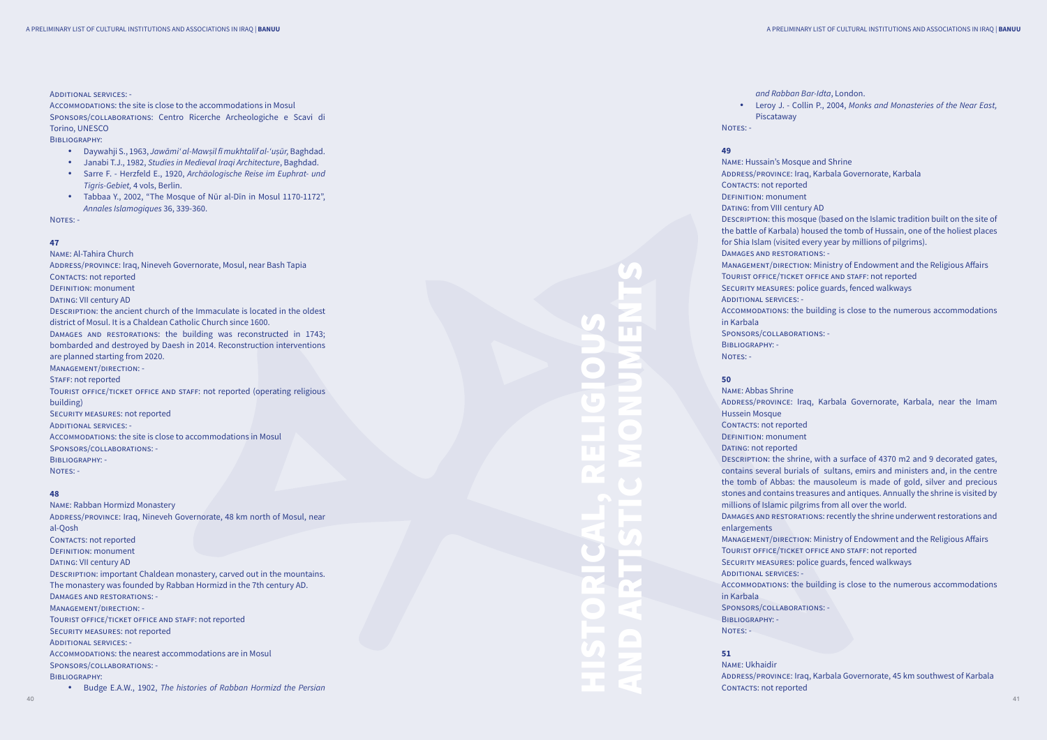Additional services: -

Accommodations: the site is close to the accommodations in Mosul

Sponsors/collaborations: Centro Ricerche Archeologiche e Scavi di Torino, UNESCO

Bibliography:

- Daywahji S., 1963, *Jawāmi' al-Mawṣil fī mukhtalif al-'uṣūr*, Baghdad.
- Janabi T.J., 1982, *Studies in Medieval Iraqi Architecture*, Baghdad.
- Sarre F. - Herzfeld E., 1920, *Archäologische Reise im Euphrat- und Tigris-Gebiet*, 4 vols, Berlin.
- Tabbaa Y., 2002, "The Mosque of Nūr al-Dīn in Mosul 1170-1172", *Annales Islamogiques* 36, 339-360.

Notes: -

**47**

Name: Al-Tahira Church

Address/province: Iraq, Nineveh Governorate, Mosul, near Bash Tapia

Contacts: not reported

Definition: monument

Dating: VII century AD

Description: the ancient church of the Immaculate is located in the oldest district of Mosul. It is a Chaldean Catholic Church since 1600.

Damages and restorations: the building was reconstructed in 1743; bombarded and destroyed by Daesh in 2014. Reconstruction interventions are planned starting from 2020.

Management/direction: -

Staff: not reported

Tourist office/ticket office and staff: not reported (operating religious building)

Security measures: not reported

Additional services: -

Accommodations: the site is close to accommodations in Mosul

Sponsors/collaborations: -

Bibliography: -

Notes: -

**48**

Name: Rabban Hormizd Monastery

Address/province: Iraq, Nineveh Governorate, 48 km north of Mosul, near al-Qosh

Contacts: not reported

Definition: monument

Dating: VII century AD

Description: important Chaldean monastery, carved out in the mountains. The monastery was founded by Rabban Hormizd in the 7th century AD.

Damages and restorations: -

Management/direction: -

Tourist office/ticket office and staff: not reported

Security measures: not reported

Additional services: -

Accommodations: the nearest accommodations are in Mosul

Sponsors/collaborations: -

Bibliography:

- Budge E.A.W., 1902, *The histories of Rabban Hormizd the Persian and Rabban Bar-Idta*, London.
- Leroy J. - Collin P., 2004, *Monks and Monasteries of the Near East*, Piscataway

Notes: -

**HISTORICAL, RELIGIOUS AND ARTISTIC MONUMENTS**

**49**

Name: Hussain's Mosque and Shrine

Address/province: Iraq, Karbala Governorate, Karbala

Contacts: not reported

Definition: monument

Dating: from VIII century AD

Description: this mosque (based on the Islamic tradition built on the site of the battle of Karbala) housed the tomb of Hussain, one of the holiest places for Shia Islam (visited every year by millions of pilgrims).

Damages and restorations: -

Management/direction: Ministry of Endowment and the Religious Affairs

Tourist office/ticket office and staff: not reported

Security measures: police guards, fenced walkways

Additional services: -

Accommodations: the building is close to the numerous accommodations in Karbala

Sponsors/collaborations: -

Bibliography: -

Notes: -

**50**

Name: Abbas Shrine

Address/province: Iraq, Karbala Governorate, Karbala, near the Imam Hussein Mosque

Contacts: not reported

Definition: monument

Dating: not reported

Description: the shrine, with a surface of 4370 m2 and 9 decorated gates, contains several burials of sultans, emirs and ministers and, in the centre the tomb of Abbas: the mausoleum is made of gold, silver and precious stones and contains treasures and antiques. Annually the shrine is visited by millions of Islamic pilgrims from all over the world.

Damages and restorations: recently the shrine underwent restorations and enlargements

Management/direction: Ministry of Endowment and the Religious Affairs

Tourist office/ticket office and staff: not reported

Security measures: police guards, fenced walkways

Additional services: -

Accommodations: the building is close to the numerous accommodations in Karbala

Sponsors/collaborations: -

Bibliography: -

Notes: -

**51**

Name: Ukhaidir

Address/province: Iraq, Karbala Governorate, 45 km southwest of Karbala

Contacts: not reported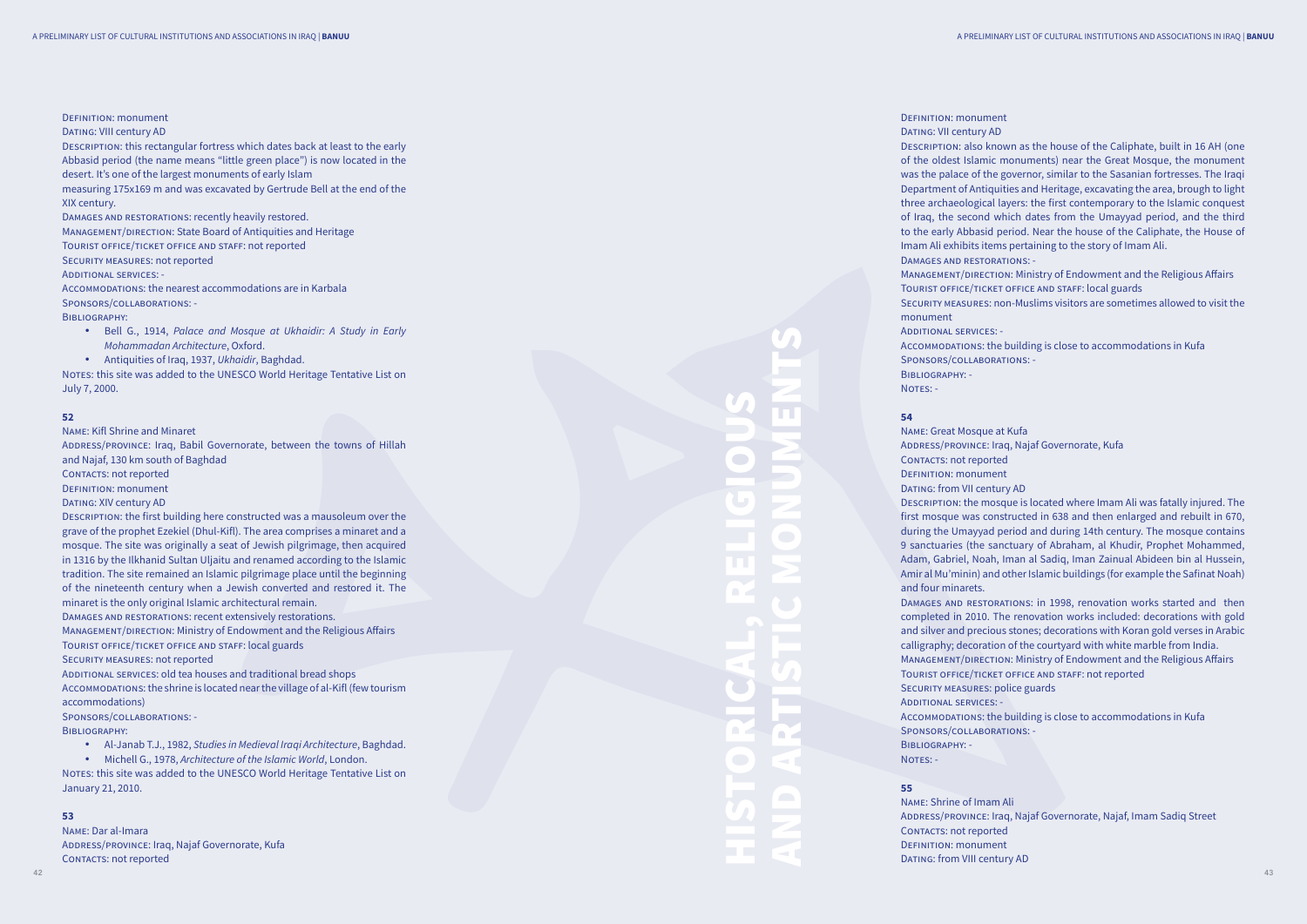Definition: monument
Dating: VIII century AD
Description: this rectangular fortress which dates back at least to the early Abbasid period (the name means "little green place") is now located in the desert. It's one of the largest monuments of early Islam
measuring 175x169 m and was excavated by Gertrude Bell at the end of the XIX century.
Damages and restorations: recently heavily restored.
Management/direction: State Board of Antiquities and Heritage
Tourist office/ticket office and staff: not reported
Security measures: not reported
Additional services: -
Accommodations: the nearest accommodations are in Karbala
Sponsors/collaborations: -
Bibliography:

- Bell G., 1914, *Palace and Mosque at Ukhaidir: A Study in Early Mohammadan Architecture*, Oxford.
- Antiquities of Iraq, 1937, *Ukhaidir*, Baghdad.

Notes: this site was added to the UNESCO World Heritage Tentative List on July 7, 2000.

**52**

Name: Kifl Shrine and Minaret
Address/province: Iraq, Babil Governorate, between the towns of Hillah and Najaf, 130 km south of Baghdad
Contacts: not reported
Definition: monument
Dating: XIV century AD
Description: the first building here constructed was a mausoleum over the grave of the prophet Ezekiel (Dhul-Kifl). The area comprises a minaret and a mosque. The site was originally a seat of Jewish pilgrimage, then acquired in 1316 by the Ilkhanid Sultan Uljaitu and renamed according to the Islamic tradition. The site remained an Islamic pilgrimage place until the beginning of the nineteenth century when a Jewish converted and restored it. The minaret is the only original Islamic architectural remain.
Damages and restorations: recent extensively restorations.
Management/direction: Ministry of Endowment and the Religious Affairs
Tourist office/ticket office and staff: local guards
Security measures: not reported
Additional services: old tea houses and traditional bread shops
Accommodations: the shrine is located near the village of al-Kifl (few tourism accommodations)
Sponsors/collaborations: -
Bibliography:

- Al-Janab T.J., 1982, *Studies in Medieval Iraqi Architecture*, Baghdad.
- Michell G., 1978, *Architecture of the Islamic World*, London.

Notes: this site was added to the UNESCO World Heritage Tentative List on January 21, 2010.

**53**

Name: Dar al-Imara
Address/province: Iraq, Najaf Governorate, Kufa
Contacts: not reported
Definition: monument
Dating: VII century AD
Description: also known as the house of the Caliphate, built in 16 AH (one of the oldest Islamic monuments) near the Great Mosque, the monument was the palace of the governor, similar to the Sasanian fortresses. The Iraqi Department of Antiquities and Heritage, excavating the area, brough to light three archaeological layers: the first contemporary to the Islamic conquest of Iraq, the second which dates from the Umayyad period, and the third to the early Abbasid period. Near the house of the Caliphate, the House of Imam Ali exhibits items pertaining to the story of Imam Ali.
Damages and restorations: -
Management/direction: Ministry of Endowment and the Religious Affairs
Tourist office/ticket office and staff: local guards
Security measures: non-Muslims visitors are sometimes allowed to visit the monument
Additional services: -
Accommodations: the building is close to accommodations in Kufa
Sponsors/collaborations: -
Bibliography: -
Notes: -

**54**

Name: Great Mosque at Kufa
Address/province: Iraq, Najaf Governorate, Kufa
Contacts: not reported
Definition: monument
Dating: from VII century AD
Description: the mosque is located where Imam Ali was fatally injured. The first mosque was constructed in 638 and then enlarged and rebuilt in 670, during the Umayyad period and during 14th century. The mosque contains 9 sanctuaries (the sanctuary of Abraham, al Khudir, Prophet Mohammed, Adam, Gabriel, Noah, Iman al Sadiq, Iman Zainual Abideen bin al Hussein, Amir al Mu'minin) and other Islamic buildings (for example the Safinat Noah) and four minarets.
Damages and restorations: in 1998, renovation works started and then completed in 2010. The renovation works included: decorations with gold and silver and precious stones; decorations with Koran gold verses in Arabic calligraphy; decoration of the courtyard with white marble from India.
Management/direction: Ministry of Endowment and the Religious Affairs
Tourist office/ticket office and staff: not reported
Security measures: police guards
Additional services: -
Accommodations: the building is close to accommodations in Kufa
Sponsors/collaborations: -
Bibliography: -
Notes: -

**55**

Name: Shrine of Imam Ali
Address/province: Iraq, Najaf Governorate, Najaf, Imam Sadiq Street
Contacts: not reported
Definition: monument
Dating: from VIII century AD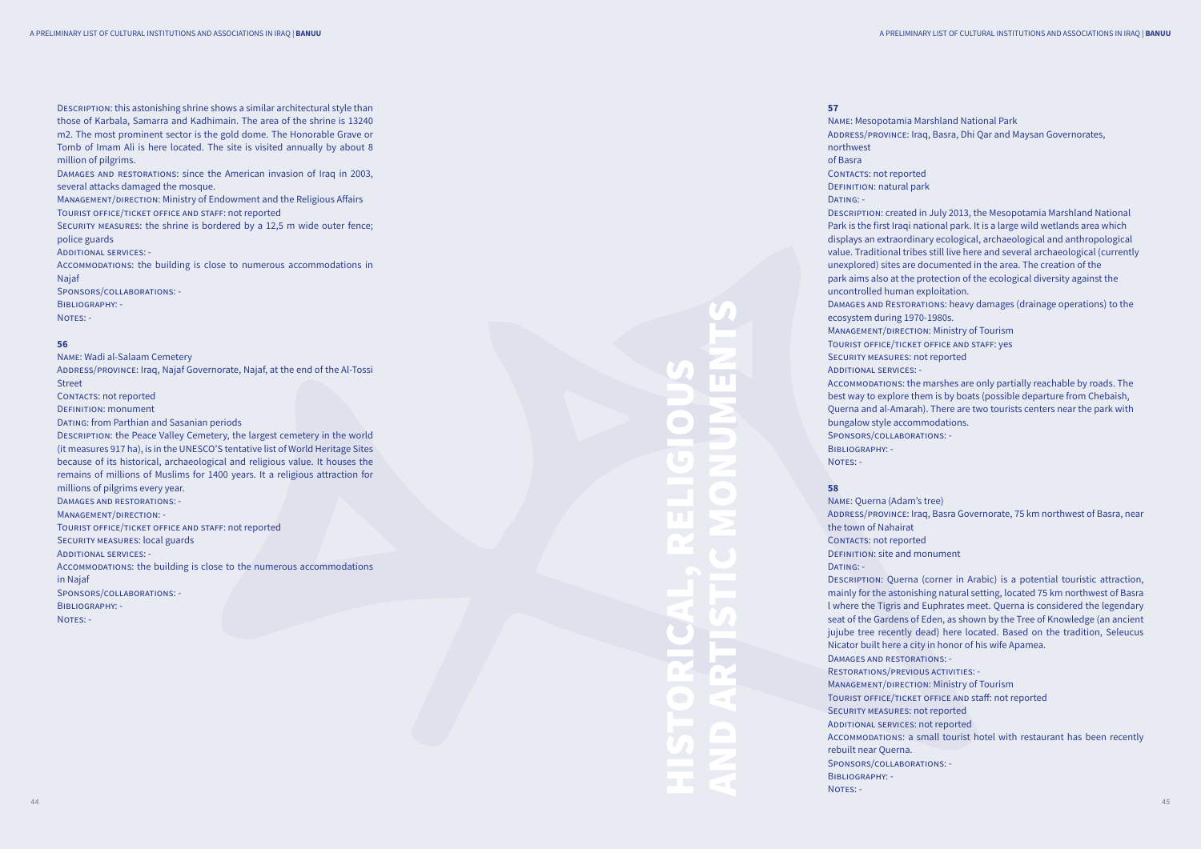Description: this astonishing shrine shows a similar architectural style than those of Karbala, Samarra and Kadhimain. The area of the shrine is 13240 m2. The most prominent sector is the gold dome. The Honorable Grave or Tomb of Imam Ali is here located. The site is visited annually by about 8 million of pilgrims.

Damages and restorations: since the American invasion of Iraq in 2003, several attacks damaged the mosque.

Management/direction: Ministry of Endowment and the Religious Affairs

Tourist office/ticket office and staff: not reported

Security measures: the shrine is bordered by a 12,5 m wide outer fence; police guards

Additional services: -

Accommodations: the building is close to numerous accommodations in Najaf

Sponsors/collaborations: -

Bibliography: -

Notes: -

**56**

Name: Wadi al-Salaam Cemetery

Address/province: Iraq, Najaf Governorate, Najaf, at the end of the Al-Tossi Street

Contacts: not reported

Definition: monument

Dating: from Parthian and Sasanian periods

Description: the Peace Valley Cemetery, the largest cemetery in the world (it measures 917 ha), is in the UNESCO'S tentative list of World Heritage Sites because of its historical, archaeological and religious value. It houses the remains of millions of Muslims for 1400 years. It a religious attraction for millions of pilgrims every year.

Damages and restorations: -

Management/direction: -

Tourist office/ticket office and staff: not reported

Security measures: local guards

Additional services: -

Accommodations: the building is close to the numerous accommodations in Najaf

Sponsors/collaborations: -

Bibliography: -

Notes: -

# HISTORICAL, RELIGIOUS AND ARTISTIC MONUMENTS

**57**

Name: Mesopotamia Marshland National Park

Address/province: Iraq, Basra, Dhi Qar and Maysan Governorates, northwest of Basra

Contacts: not reported

Definition: natural park

Dating: -

Description: created in July 2013, the Mesopotamia Marshland National Park is the first Iraqi national park. It is a large wild wetlands area which displays an extraordinary ecological, archaeological and anthropological value. Traditional tribes still live here and several archaeological (currently unexplored) sites are documented in the area. The creation of the park aims also at the protection of the ecological diversity against the uncontrolled human exploitation.

Damages and Restorations: heavy damages (drainage operations) to the ecosystem during 1970-1980s.

Management/direction: Ministry of Tourism

Tourist office/ticket office and staff: yes

Security measures: not reported

Additional services: -

Accommodations: the marshes are only partially reachable by roads. The best way to explore them is by boats (possible departure from Chebaish, Querna and al-Amarah). There are two tourists centers near the park with bungalow style accommodations.

Sponsors/collaborations: -

Bibliography: -

Notes: -

**58**

Name: Querna (Adam's tree)

Address/province: Iraq, Basra Governorate, 75 km northwest of Basra, near the town of Nahairat

Contacts: not reported

Definition: site and monument

Dating: -

Description: Querna (corner in Arabic) is a potential touristic attraction, mainly for the astonishing natural setting, located 75 km northwest of Basra l where the Tigris and Euphrates meet. Querna is considered the legendary seat of the Gardens of Eden, as shown by the Tree of Knowledge (an ancient jujube tree recently dead) here located. Based on the tradition, Seleucus Nicator built here a city in honor of his wife Apamea.

Damages and restorations: -

Restorations/previous activities: -

Management/direction: Ministry of Tourism

Tourist office/ticket office and staff: not reported

Security measures: not reported

Additional services: not reported

Accommodations: a small tourist hotel with restaurant has been recently rebuilt near Querna.

Sponsors/collaborations: -

Bibliography: -

Notes: -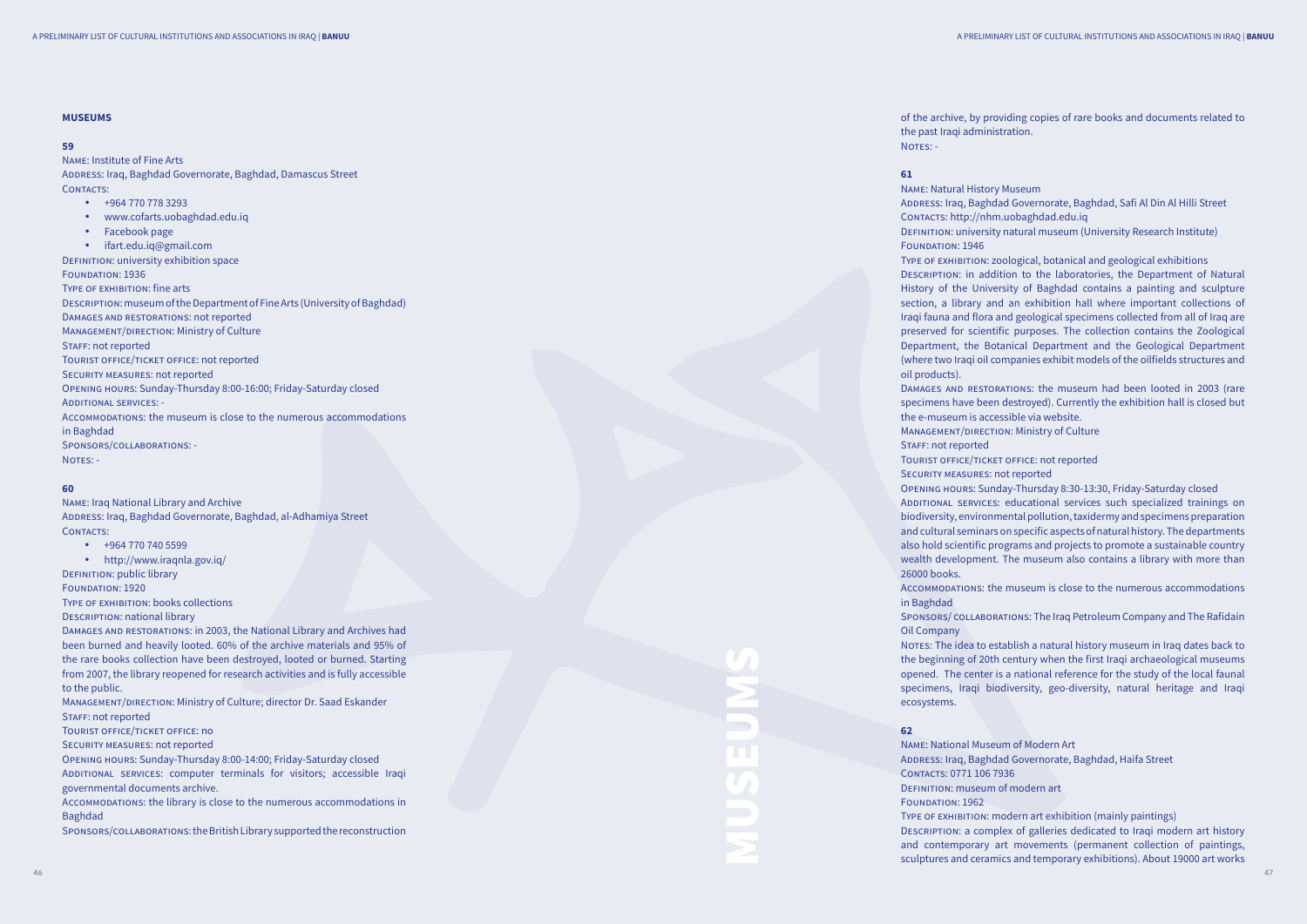**MUSEUMS**

**59**

Name: Institute of Fine Arts
Address: Iraq, Baghdad Governorate, Baghdad, Damascus Street
Contacts:

- +964 770 778 3293
- www.cofarts.uobaghdad.edu.iq
- Facebook page
- ifart.edu.iq@gmail.com

Definition: university exhibition space
Foundation: 1936
Type of exhibition: fine arts
Description: museum of the Department of Fine Arts (University of Baghdad)
Damages and restorations: not reported
Management/direction: Ministry of Culture
Staff: not reported
Tourist office/ticket office: not reported
Security measures: not reported
Opening hours: Sunday-Thursday 8:00-16:00; Friday-Saturday closed
Additional services: -
Accommodations: the museum is close to the numerous accommodations in Baghdad
Sponsors/collaborations: -
Notes: -

**60**

Name: Iraq National Library and Archive
Address: Iraq, Baghdad Governorate, Baghdad, al-Adhamiya Street
Contacts:

- +964 770 740 5599
- http://www.iraqnla.gov.iq/

Definition: public library
Foundation: 1920
Type of exhibition: books collections
Description: national library
Damages and restorations: in 2003, the National Library and Archives had been burned and heavily looted. 60% of the archive materials and 95% of the rare books collection have been destroyed, looted or burned. Starting from 2007, the library reopened for research activities and is fully accessible to the public.
Management/direction: Ministry of Culture; director Dr. Saad Eskander
Staff: not reported
Tourist office/ticket office: no
Security measures: not reported
Opening hours: Sunday-Thursday 8:00-14:00; Friday-Saturday closed
Additional services: computer terminals for visitors; accessible Iraqi governmental documents archive.
Accommodations: the library is close to the numerous accommodations in Baghdad
Sponsors/collaborations: the British Library supported the reconstruction of the archive, by providing copies of rare books and documents related to the past Iraqi administration.
Notes: -

**61**

Name: Natural History Museum
Address: Iraq, Baghdad Governorate, Baghdad, Safi Al Din Al Hilli Street
Contacts: http://nhm.uobaghdad.edu.iq
Definition: university natural museum (University Research Institute)
Foundation: 1946
Type of exhibition: zoological, botanical and geological exhibitions
Description: in addition to the laboratories, the Department of Natural History of the University of Baghdad contains a painting and sculpture section, a library and an exhibition hall where important collections of Iraqi fauna and flora and geological specimens collected from all of Iraq are preserved for scientific purposes. The collection contains the Zoological Department, the Botanical Department and the Geological Department (where two Iraqi oil companies exhibit models of the oilfields structures and oil products).
Damages and restorations: the museum had been looted in 2003 (rare specimens have been destroyed). Currently the exhibition hall is closed but the e-museum is accessible via website.
Management/direction: Ministry of Culture
Staff: not reported
Tourist office/ticket office: not reported
Security measures: not reported
Opening hours: Sunday-Thursday 8:30-13:30, Friday-Saturday closed
Additional services: educational services such specialized trainings on biodiversity, environmental pollution, taxidermy and specimens preparation and cultural seminars on specific aspects of natural history. The departments also hold scientific programs and projects to promote a sustainable country wealth development. The museum also contains a library with more than 26000 books.
Accommodations: the museum is close to the numerous accommodations in Baghdad
Sponsors/ collaborations: The Iraq Petroleum Company and The Rafidain Oil Company
Notes: The idea to establish a natural history museum in Iraq dates back to the beginning of 20th century when the first Iraqi archaeological museums opened. The center is a national reference for the study of the local faunal specimens, Iraqi biodiversity, geo-diversity, natural heritage and Iraqi ecosystems.

**62**

Name: National Museum of Modern Art
Address: Iraq, Baghdad Governorate, Baghdad, Haifa Street
Contacts: 0771 106 7936
Definition: museum of modern art
Foundation: 1962
Type of exhibition: modern art exhibition (mainly paintings)
Description: a complex of galleries dedicated to Iraqi modern art history and contemporary art movements (permanent collection of paintings, sculptures and ceramics and temporary exhibitions). About 19000 art works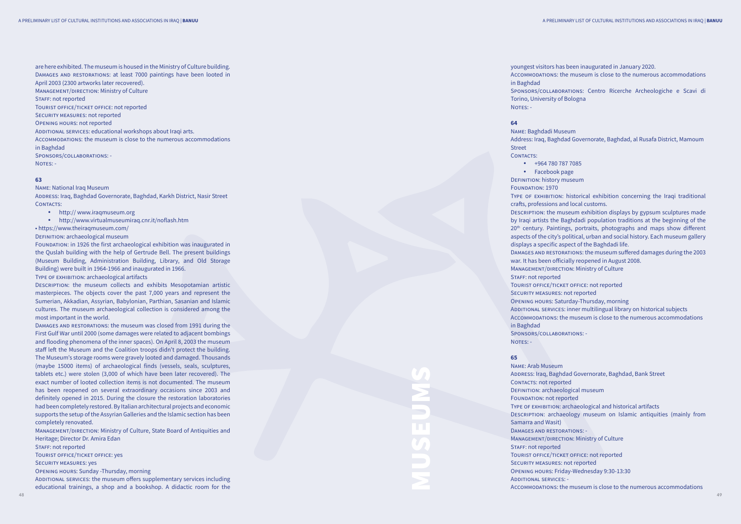are here exhibited. The museum is housed in the Ministry of Culture building.
Damages and restorations: at least 7000 paintings have been looted in April 2003 (2300 artworks later recovered).
Management/direction: Ministry of Culture
Staff: not reported
Tourist office/ticket office: not reported
Security measures: not reported
Opening hours: not reported
Additional services: educational workshops about Iraqi arts.
Accommodations: the museum is close to the numerous accommodations in Baghdad
Sponsors/collaborations: -
Notes: -

**63**

Name: National Iraq Museum
Address: Iraq, Baghdad Governorate, Baghdad, Karkh District, Nasir Street
Contacts:

- http:// www.iraqmuseum.org
- http://www.virtualmuseumiraq.cnr.it/noflash.htm

• https://www.theiraqmuseum.com/
Definition: archaeological museum
Foundation: in 1926 the first archaeological exhibition was inaugurated in the Quslah building with the help of Gertrude Bell. The present buildings (Museum Building, Administration Building, Library, and Old Storage Building) were built in 1964-1966 and inaugurated in 1966.
Type of exhibition: archaeological artifacts
Description: the museum collects and exhibits Mesopotamian artistic masterpieces. The objects cover the past 7,000 years and represent the Sumerian, Akkadian, Assyrian, Babylonian, Parthian, Sasanian and Islamic cultures. The museum archaeological collection is considered among the most important in the world.
Damages and restorations: the museum was closed from 1991 during the First Gulf War until 2000 (some damages were related to adjacent bombings and flooding phenomena of the inner spaces). On April 8, 2003 the museum staff left the Museum and the Coalition troops didn't protect the building. The Museum's storage rooms were gravely looted and damaged. Thousands (maybe 15000 items) of archaeological finds (vessels, seals, sculptures, tablets etc.) were stolen (3,000 of which have been later recovered). The exact number of looted collection items is not documented. The museum has been reopened on several extraordinary occasions since 2003 and definitely opened in 2015. During the closure the restoration laboratories had been completely restored. By Italian architectural projects and economic supports the setup of the Assyrian Galleries and the Islamic section has been completely renovated.
Management/direction: Ministry of Culture, State Board of Antiquities and Heritage; Director Dr. Amira Edan
Staff: not reported
Tourist office/ticket office: yes
Security measures: yes
Opening hours: Sunday -Thursday, morning
Additional services: the museum offers supplementary services including educational trainings, a shop and a bookshop. A didactic room for the youngest visitors has been inaugurated in January 2020.
Accommodations: the museum is close to the numerous accommodations in Baghdad
Sponsors/collaborations: Centro Ricerche Archeologiche e Scavi di Torino, University of Bologna
Notes: -

**64**

Name: Baghdadi Museum
Address: Iraq, Baghdad Governorate, Baghdad, al Rusafa District, Mamoum Street
Contacts:

- +964 780 787 7085
- Facebook page

Definition: history museum
Foundation: 1970
Type of exhibition: historical exhibition concerning the Iraqi traditional crafts, professions and local customs.
Description: the museum exhibition displays by gypsum sculptures made by Iraqi artists the Baghdadi population traditions at the beginning of the 20th century. Paintings, portraits, photographs and maps show different aspects of the city's political, urban and social history. Each museum gallery displays a specific aspect of the Baghdadi life.
Damages and restorations: the museum suffered damages during the 2003 war. It has been officially reopened in August 2008.
Management/direction: Ministry of Culture
Staff: not reported
Tourist office/ticket office: not reported
Security measures: not reported
Opening hours: Saturday-Thursday, morning
Additional services: inner multilingual library on historical subjects
Accommodations: the museum is close to the numerous accommodations in Baghdad
Sponsors/collaborations: -
Notes: -

**65**

Name: Arab Museum
Address: Iraq, Baghdad Governorate, Baghdad, Bank Street
Contacts: not reported
Definition: archaeological museum
Foundation: not reported
Type of exhibition: archaeological and historical artifacts
Description: archaeology museum on Islamic antiquities (mainly from Samarra and Wasit)
Damages and restorations: -
Management/direction: Ministry of Culture
Staff: not reported
Tourist office/ticket office: not reported
Security measures: not reported
Opening hours: Friday-Wednesday 9:30-13:30
Additional services: -
Accommodations: the museum is close to the numerous accommodations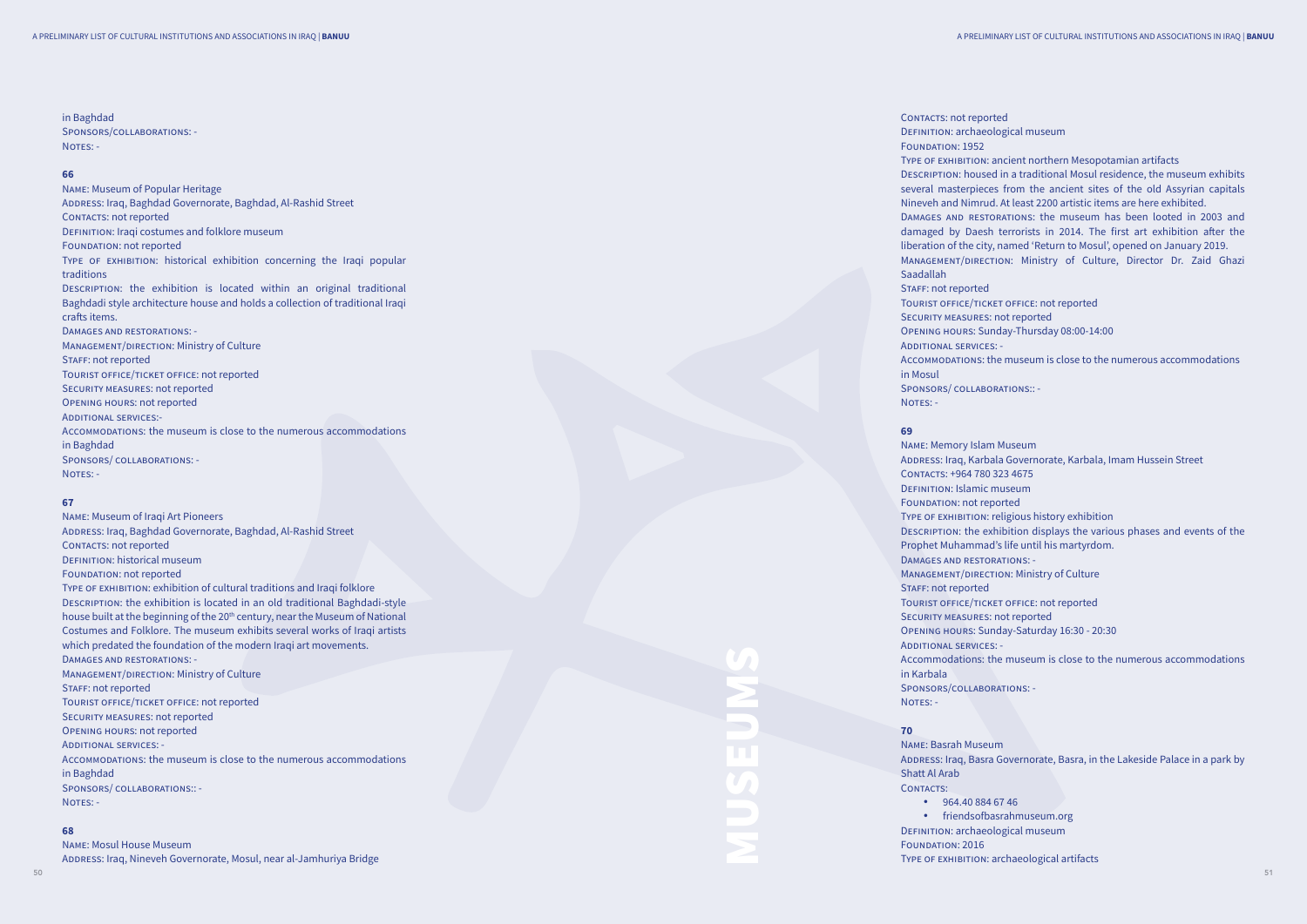in Baghdad
Sponsors/collaborations: -
Notes: -

**66**

Name: Museum of Popular Heritage
Address: Iraq, Baghdad Governorate, Baghdad, Al-Rashid Street
Contacts: not reported
Definition: Iraqi costumes and folklore museum
Foundation: not reported
Type of exhibition: historical exhibition concerning the Iraqi popular traditions
Description: the exhibition is located within an original traditional Baghdadi style architecture house and holds a collection of traditional Iraqi crafts items.
Damages and restorations: -
Management/direction: Ministry of Culture
Staff: not reported
Tourist office/ticket office: not reported
Security measures: not reported
Opening hours: not reported
Additional services:-
Accommodations: the museum is close to the numerous accommodations in Baghdad
Sponsors/ collaborations: -
Notes: -

**67**

Name: Museum of Iraqi Art Pioneers
Address: Iraq, Baghdad Governorate, Baghdad, Al-Rashid Street
Contacts: not reported
Definition: historical museum
Foundation: not reported
Type of exhibition: exhibition of cultural traditions and Iraqi folklore
Description: the exhibition is located in an old traditional Baghdadi-style house built at the beginning of the 20th century, near the Museum of National Costumes and Folklore. The museum exhibits several works of Iraqi artists which predated the foundation of the modern Iraqi art movements.
Damages and restorations: -
Management/direction: Ministry of Culture
Staff: not reported
Tourist office/ticket office: not reported
Security measures: not reported
Opening hours: not reported
Additional services: -
Accommodations: the museum is close to the numerous accommodations in Baghdad
Sponsors/ collaborations:: -
Notes: -

**68**

Name: Mosul House Museum
Address: Iraq, Nineveh Governorate, Mosul, near al-Jamhuriya Bridge
Contacts: not reported
Definition: archaeological museum
Foundation: 1952
Type of exhibition: ancient northern Mesopotamian artifacts
Description: housed in a traditional Mosul residence, the museum exhibits several masterpieces from the ancient sites of the old Assyrian capitals Nineveh and Nimrud. At least 2200 artistic items are here exhibited.
Damages and restorations: the museum has been looted in 2003 and damaged by Daesh terrorists in 2014. The first art exhibition after the liberation of the city, named 'Return to Mosul', opened on January 2019.
Management/direction: Ministry of Culture, Director Dr. Zaid Ghazi Saadallah
Staff: not reported
Tourist office/ticket office: not reported
Security measures: not reported
Opening hours: Sunday-Thursday 08:00-14:00
Additional services: -
Accommodations: the museum is close to the numerous accommodations in Mosul
Sponsors/ collaborations:: -
Notes: -

**69**

Name: Memory Islam Museum
Address: Iraq, Karbala Governorate, Karbala, Imam Hussein Street
Contacts: +964 780 323 4675
Definition: Islamic museum
Foundation: not reported
Type of exhibition: religious history exhibition
Description: the exhibition displays the various phases and events of the Prophet Muhammad's life until his martyrdom.
Damages and restorations: -
Management/direction: Ministry of Culture
Staff: not reported
Tourist office/ticket office: not reported
Security measures: not reported
Opening hours: Sunday-Saturday 16:30 - 20:30
Additional services: -
Accommodations: the museum is close to the numerous accommodations in Karbala
Sponsors/collaborations: -
Notes: -

**70**

Name: Basrah Museum
Address: Iraq, Basra Governorate, Basra, in the Lakeside Palace in a park by Shatt Al Arab
Contacts:

- 964.40 884 67 46
- friendsofbasrahmuseum.org

Definition: archaeological museum
Foundation: 2016
Type of exhibition: archaeological artifacts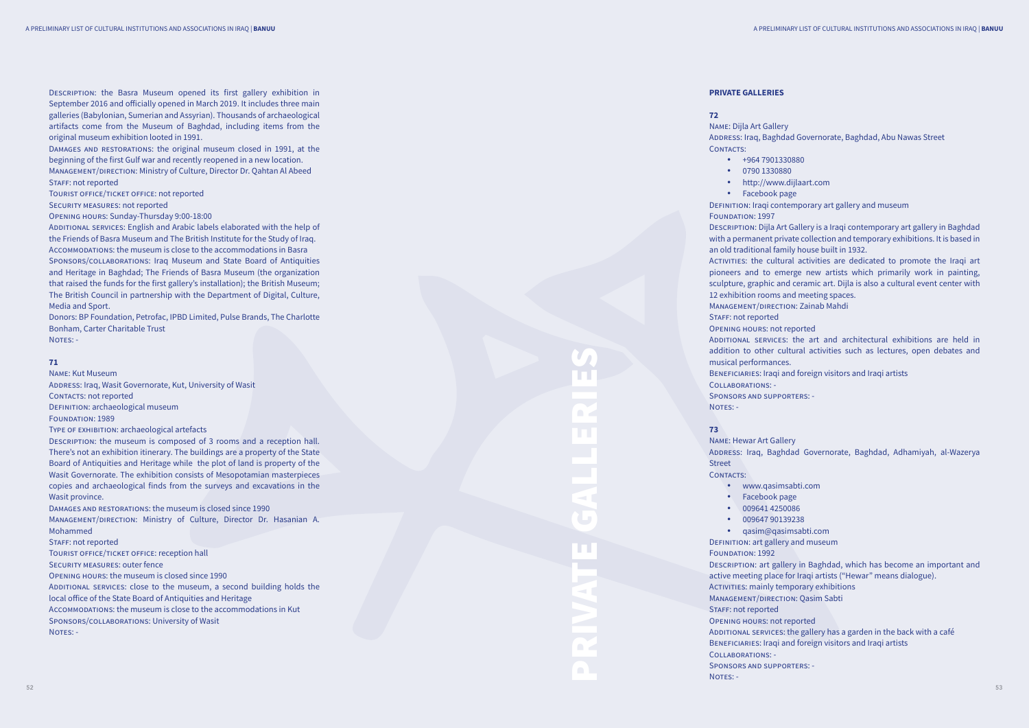Description: the Basra Museum opened its first gallery exhibition in September 2016 and officially opened in March 2019. It includes three main galleries (Babylonian, Sumerian and Assyrian). Thousands of archaeological artifacts come from the Museum of Baghdad, including items from the original museum exhibition looted in 1991.

Damages and restorations: the original museum closed in 1991, at the beginning of the first Gulf war and recently reopened in a new location.

Management/direction: Ministry of Culture, Director Dr. Qahtan Al Abeed

Staff: not reported

Tourist office/ticket office: not reported

Security measures: not reported

Opening hours: Sunday-Thursday 9:00-18:00

Additional services: English and Arabic labels elaborated with the help of the Friends of Basra Museum and The British Institute for the Study of Iraq.

Accommodations: the museum is close to the accommodations in Basra

Sponsors/collaborations: Iraq Museum and State Board of Antiquities and Heritage in Baghdad; The Friends of Basra Museum (the organization that raised the funds for the first gallery's installation); the British Museum; The British Council in partnership with the Department of Digital, Culture, Media and Sport.

Donors: BP Foundation, Petrofac, IPBD Limited, Pulse Brands, The Charlotte Bonham, Carter Charitable Trust

Notes: -

**71**

Name: Kut Museum

Address: Iraq, Wasit Governorate, Kut, University of Wasit

Contacts: not reported

Definition: archaeological museum

Foundation: 1989

Type of exhibition: archaeological artefacts

Description: the museum is composed of 3 rooms and a reception hall. There's not an exhibition itinerary. The buildings are a property of the State Board of Antiquities and Heritage while the plot of land is property of the Wasit Governorate. The exhibition consists of Mesopotamian masterpieces copies and archaeological finds from the surveys and excavations in the Wasit province.

Damages and restorations: the museum is closed since 1990

Management/direction: Ministry of Culture, Director Dr. Hasanian A. Mohammed

Staff: not reported

Tourist office/ticket office: reception hall

Security measures: outer fence

Opening hours: the museum is closed since 1990

Additional services: close to the museum, a second building holds the local office of the State Board of Antiquities and Heritage

Accommodations: the museum is close to the accommodations in Kut

Sponsors/collaborations: University of Wasit

Notes: -

# PRIVATE GALLERIES

## PRIVATE GALLERIES

**72**

Name: Dijla Art Gallery

Address: Iraq, Baghdad Governorate, Baghdad, Abu Nawas Street

Contacts:

- +964 7901330880
- 0790 1330880
- http://www.dijlaart.com
- Facebook page

Definition: Iraqi contemporary art gallery and museum

Foundation: 1997

Description: Dijla Art Gallery is a Iraqi contemporary art gallery in Baghdad with a permanent private collection and temporary exhibitions. It is based in an old traditional family house built in 1932.

Activities: the cultural activities are dedicated to promote the Iraqi art pioneers and to emerge new artists which primarily work in painting, sculpture, graphic and ceramic art. Dijla is also a cultural event center with 12 exhibition rooms and meeting spaces.

Management/direction: Zainab Mahdi

Staff: not reported

Opening hours: not reported

Additional services: the art and architectural exhibitions are held in addition to other cultural activities such as lectures, open debates and musical performances.

Beneficiaries: Iraqi and foreign visitors and Iraqi artists

Collaborations: -

Sponsors and supporters: -

Notes: -

**73**

Name: Hewar Art Gallery

Address: Iraq, Baghdad Governorate, Baghdad, Adhamiyah, al-Wazerya Street

Contacts:

- www.qasimsabti.com
- Facebook page
- 009641 4250086
- 009647 90139238
- qasim@qasimsabti.com

Definition: art gallery and museum

Foundation: 1992

Description: art gallery in Baghdad, which has become an important and active meeting place for Iraqi artists ("Hewar" means dialogue).

Activities: mainly temporary exhibitions

Management/direction: Qasim Sabti

Staff: not reported

Opening hours: not reported

Additional services: the gallery has a garden in the back with a café

Beneficiaries: Iraqi and foreign visitors and Iraqi artists

Collaborations: -

Sponsors and supporters: -

Notes: -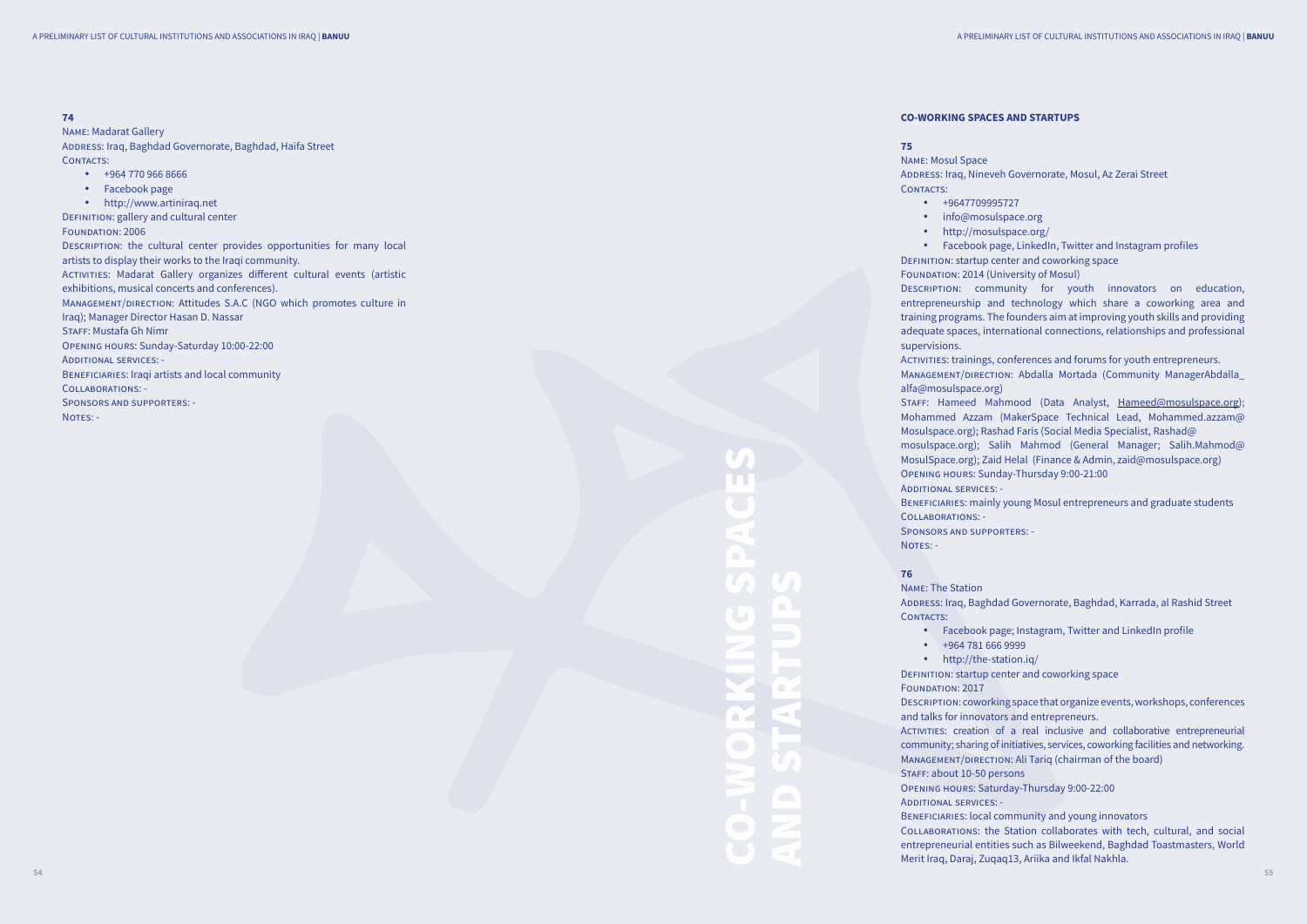**74**

Name: Madarat Gallery

Address: Iraq, Baghdad Governorate, Baghdad, Haifa Street

Contacts:

- +964 770 966 8666
- Facebook page
- http://www.artiniraq.net

Definition: gallery and cultural center

Foundation: 2006

Description: the cultural center provides opportunities for many local artists to display their works to the Iraqi community.

Activities: Madarat Gallery organizes different cultural events (artistic exhibitions, musical concerts and conferences).

Management/direction: Attitudes S.A.C (NGO which promotes culture in Iraq); Manager Director Hasan D. Nassar

Staff: Mustafa Gh Nimr

Opening hours: Sunday-Saturday 10:00-22:00

Additional services: -

Beneficiaries: Iraqi artists and local community

Collaborations: -

Sponsors and supporters: -

Notes: -

# CO-WORKING SPACES AND STARTUPS

**CO-WORKING SPACES AND STARTUPS**

**75**

Name: Mosul Space

Address: Iraq, Nineveh Governorate, Mosul, Az Zerai Street

Contacts:

- +9647709995727
- info@mosulspace.org
- http://mosulspace.org/
- Facebook page, LinkedIn, Twitter and Instagram profiles

Definition: startup center and coworking space

Foundation: 2014 (University of Mosul)

Description: community for youth innovators on education, entrepreneurship and technology which share a coworking area and training programs. The founders aim at improving youth skills and providing adequate spaces, international connections, relationships and professional supervisions.

Activities: trainings, conferences and forums for youth entrepreneurs.

Management/direction: Abdalla Mortada (Community ManagerAbdalla_alfa@mosulspace.org)

Staff: Hameed Mahmood (Data Analyst, Hameed@mosulspace.org); Mohammed Azzam (MakerSpace Technical Lead, Mohammed.azzam@Mosulspace.org); Rashad Faris (Social Media Specialist, Rashad@mosulspace.org); Salih Mahmod (General Manager; Salih.Mahmod@MosulSpace.org); Zaid Helal (Finance & Admin, zaid@mosulspace.org)

Opening hours: Sunday-Thursday 9:00-21:00

Additional services: -

Beneficiaries: mainly young Mosul entrepreneurs and graduate students

Collaborations: -

Sponsors and supporters: -

Notes: -

**76**

Name: The Station

Address: Iraq, Baghdad Governorate, Baghdad, Karrada, al Rashid Street

Contacts:

- Facebook page; Instagram, Twitter and LinkedIn profile
- +964 781 666 9999
- http://the-station.iq/

Definition: startup center and coworking space

Foundation: 2017

Description: coworking space that organize events, workshops, conferences and talks for innovators and entrepreneurs.

Activities: creation of a real inclusive and collaborative entrepreneurial community; sharing of initiatives, services, coworking facilities and networking.

Management/direction: Ali Tariq (chairman of the board)

Staff: about 10-50 persons

Opening hours: Saturday-Thursday 9:00-22:00

Additional services: -

Beneficiaries: local community and young innovators

Collaborations: the Station collaborates with tech, cultural, and social entrepreneurial entities such as Bilweekend, Baghdad Toastmasters, World Merit Iraq, Daraj, Zuqaq13, Ariika and Ikfal Nakhla.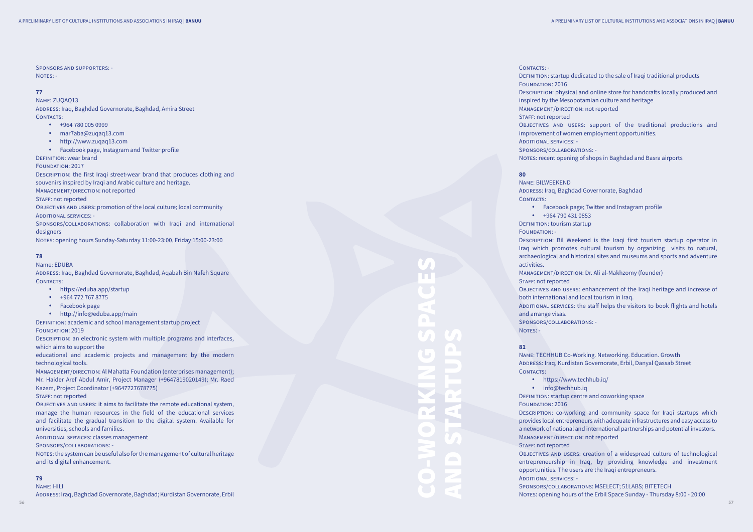Sponsors and supporters: -
Notes: -

**77**

Name: ZUQAQ13
Address: Iraq, Baghdad Governorate, Baghdad, Amira Street
Contacts:

- +964 780 005 0999
- mar7aba@zuqaq13.com
- http://www.zuqaq13.com
- Facebook page, Instagram and Twitter profile

Definition: wear brand
Foundation: 2017
Description: the first Iraqi street-wear brand that produces clothing and souvenirs inspired by Iraqi and Arabic culture and heritage.
Management/direction: not reported
Staff: not reported
Objectives and users: promotion of the local culture; local community
Additional services: -
Sponsors/collaborations: collaboration with Iraqi and international designers
Notes: opening hours Sunday-Saturday 11:00-23:00, Friday 15:00-23:00

**78**

Name: EDUBA
Address: Iraq, Baghdad Governorate, Baghdad, Aqabah Bin Nafeh Square
Contacts:

- https://eduba.app/startup
- +964 772 767 8775
- Facebook page
- http://info@eduba.app/main

Definition: academic and school management startup project
Foundation: 2019
Description: an electronic system with multiple programs and interfaces, which aims to support the
educational and academic projects and management by the modern technological tools.
Management/direction: Al Mahatta Foundation (enterprises management); Mr. Haider Aref Abdul Amir, Project Manager (+9647819020149); Mr. Raed Kazem, Project Coordinator (+9647727678775)
Staff: not reported
Objectives and users: it aims to facilitate the remote educational system, manage the human resources in the field of the educational services and facilitate the gradual transition to the digital system. Available for universities, schools and families.
Additional services: classes management
Sponsors/collaborations: -
Notes: the system can be useful also for the management of cultural heritage and its digital enhancement.

**79**

Name: HILI
Address: Iraq, Baghdad Governorate, Baghdad; Kurdistan Governorate, Erbil
Contacts: -
Definition: startup dedicated to the sale of Iraqi traditional products
Foundation: 2016
Description: physical and online store for handcrafts locally produced and inspired by the Mesopotamian culture and heritage
Management/direction: not reported
Staff: not reported
Objectives and users: support of the traditional productions and improvement of women employment opportunities.
Additional services: -
Sponsors/collaborations: -
Notes: recent opening of shops in Baghdad and Basra airports

**80**

Name: BILWEEKEND
Address: Iraq, Baghdad Governorate, Baghdad
Contacts:

- Facebook page; Twitter and Instagram profile
- +964 790 431 0853

Definition: tourism startup
Foundation: -
Description: Bil Weekend is the Iraqi first tourism startup operator in Iraq which promotes cultural tourism by organizing visits to natural, archaeological and historical sites and museums and sports and adventure activities.
Management/direction: Dr. Ali al-Makhzomy (founder)
Staff: not reported
Objectives and users: enhancement of the Iraqi heritage and increase of both international and local tourism in Iraq.
Additional services: the staff helps the visitors to book flights and hotels and arrange visas.
Sponsors/collaborations: -
Notes: -

**81**

Name: TECHHUB Co-Working. Networking. Education. Growth
Address: Iraq, Kurdistan Governorate, Erbil, Danyal Qassab Street
Contacts:

- https://www.techhub.iq/
- info@techhub.iq

Definition: startup centre and coworking space
Foundation: 2016
Description: co-working and community space for Iraqi startups which provides local entrepreneurs with adequate infrastructures and easy access to a network of national and international partnerships and potential investors.
Management/direction: not reported
Staff: not reported
Objectives and users: creation of a widespread culture of technological entrepreneurship in Iraq, by providing knowledge and investment opportunities. The users are the Iraqi entrepreneurs.
Additional services: -
Sponsors/collaborations: MSELECT; 51LABS; BITETECH
Notes: opening hours of the Erbil Space Sunday - Thursday 8:00 - 20:00

## CO-WORKING SPACES AND STARTUPS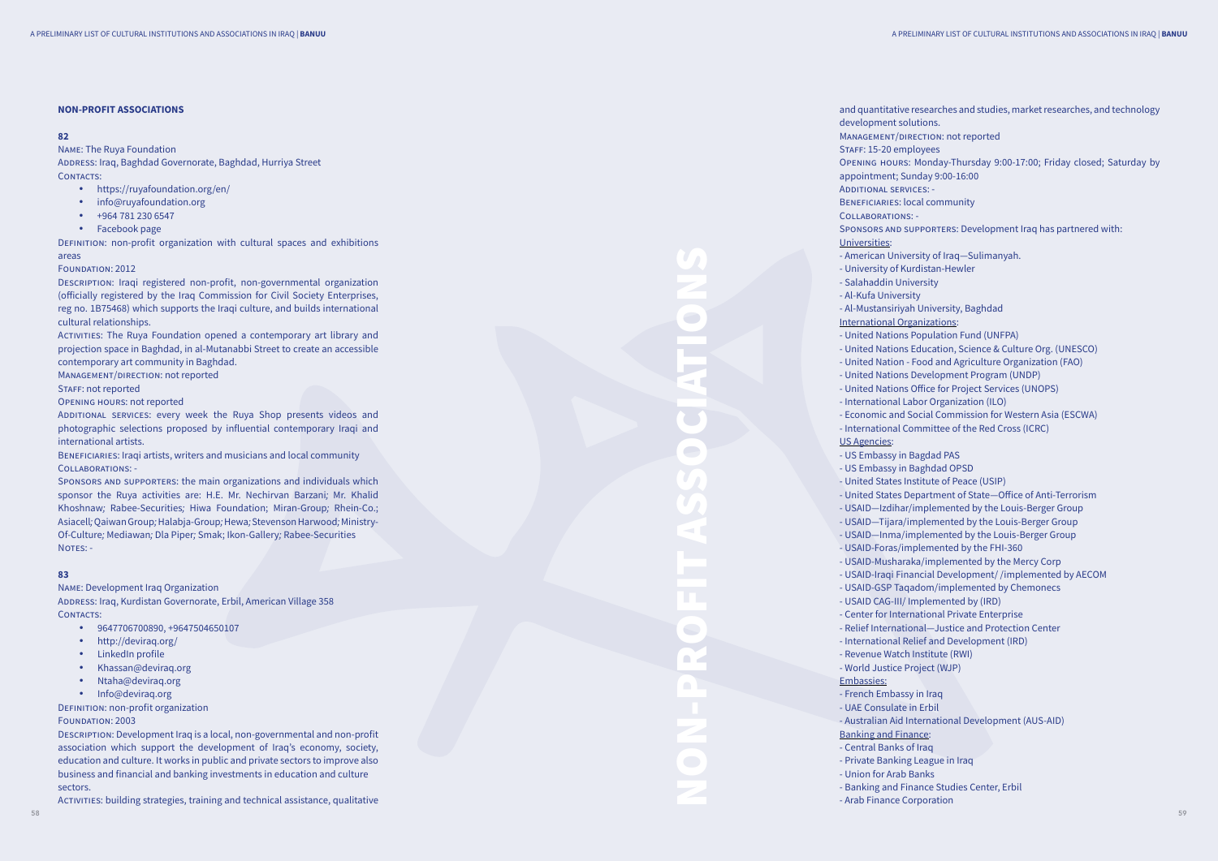## NON-PROFIT ASSOCIATIONS

### 82

Name: The Ruya Foundation
Address: Iraq, Baghdad Governorate, Baghdad, Hurriya Street
Contacts:

- https://ruyafoundation.org/en/
- info@ruyafoundation.org
- +964 781 230 6547
- Facebook page

Definition: non-profit organization with cultural spaces and exhibitions areas
Foundation: 2012
Description: Iraqi registered non-profit, non-governmental organization (officially registered by the Iraq Commission for Civil Society Enterprises, reg no. 1B75468) which supports the Iraqi culture, and builds international cultural relationships.
Activities: The Ruya Foundation opened a contemporary art library and projection space in Baghdad, in al-Mutanabbi Street to create an accessible contemporary art community in Baghdad.
Management/direction: not reported
Staff: not reported
Opening hours: not reported
Additional services: every week the Ruya Shop presents videos and photographic selections proposed by influential contemporary Iraqi and international artists.
Beneficiaries: Iraqi artists, writers and musicians and local community
Collaborations: -
Sponsors and supporters: the main organizations and individuals which sponsor the Ruya activities are: H.E. Mr. Nechirvan Barzani; Mr. Khalid Khoshnaw; Rabee-Securities; Hiwa Foundation; Miran-Group; Rhein-Co.; Asiacell; Qaiwan Group; Halabja-Group; Hewa; Stevenson Harwood; Ministry-Of-Culture; Mediawan; Dla Piper; Smak; Ikon-Gallery; Rabee-Securities
Notes: -

### 83

Name: Development Iraq Organization
Address: Iraq, Kurdistan Governorate, Erbil, American Village 358
Contacts:

- 9647706700890, +9647504650107
- http://deviraq.org/
- LinkedIn profile
- Khassan@deviraq.org
- Ntaha@deviraq.org
- Info@deviraq.org

Definition: non-profit organization
Foundation: 2003
Description: Development Iraq is a local, non-governmental and non-profit association which support the development of Iraq's economy, society, education and culture. It works in public and private sectors to improve also business and financial and banking investments in education and culture sectors.
Activities: building strategies, training and technical assistance, qualitative and quantitative researches and studies, market researches, and technology development solutions.
Management/direction: not reported
Staff: 15-20 employees
Opening hours: Monday-Thursday 9:00-17:00; Friday closed; Saturday by appointment; Sunday 9:00-16:00
Additional services: -
Beneficiaries: local community
Collaborations: -
Sponsors and supporters: Development Iraq has partnered with:
Universities:
- American University of Iraq—Sulimanyah.
- University of Kurdistan-Hewler
- Salahaddin University
- Al-Kufa University
- Al-Mustansiriyah University, Baghdad

International Organizations:
- United Nations Population Fund (UNFPA)
- United Nations Education, Science & Culture Org. (UNESCO)
- United Nation - Food and Agriculture Organization (FAO)
- United Nations Development Program (UNDP)
- United Nations Office for Project Services (UNOPS)
- International Labor Organization (ILO)
- Economic and Social Commission for Western Asia (ESCWA)
- International Committee of the Red Cross (ICRC)

US Agencies:
- US Embassy in Bagdad PAS
- US Embassy in Baghdad OPSD
- United States Institute of Peace (USIP)
- United States Department of State—Office of Anti-Terrorism
- USAID—Izdihar/implemented by the Louis-Berger Group
- USAID—Tijara/implemented by the Louis-Berger Group
- USAID—Inma/implemented by the Louis-Berger Group
- USAID-Foras/implemented by the FHI-360
- USAID-Musharaka/implemented by the Mercy Corp
- USAID-Iraqi Financial Development/ /implemented by AECOM
- USAID-GSP Taqadom/implemented by Chemonecs
- USAID CAG-III/ Implemented by (IRD)
- Center for International Private Enterprise
- Relief International—Justice and Protection Center
- International Relief and Development (IRD)
- Revenue Watch Institute (RWI)
- World Justice Project (WJP)

Embassies:
- French Embassy in Iraq
- UAE Consulate in Erbil
- Australian Aid International Development (AUS-AID)

Banking and Finance:
- Central Banks of Iraq
- Private Banking League in Iraq
- Union for Arab Banks
- Banking and Finance Studies Center, Erbil
- Arab Finance Corporation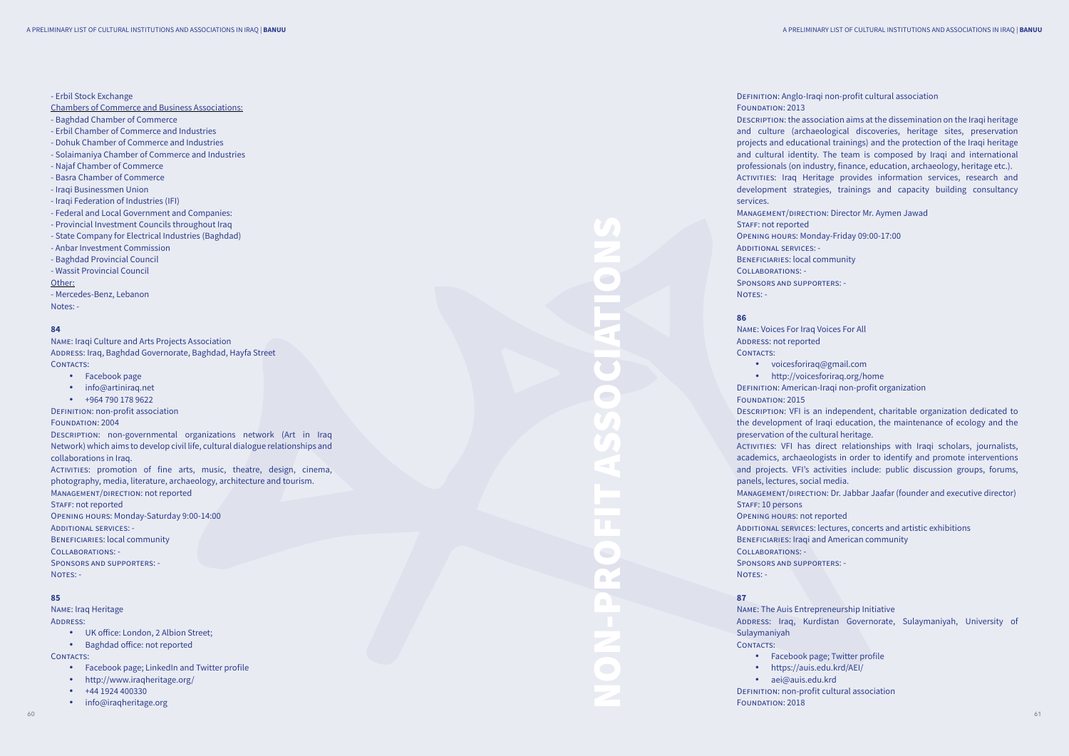- Erbil Stock Exchange

Chambers of Commerce and Business Associations:

- Baghdad Chamber of Commerce
- Erbil Chamber of Commerce and Industries
- Dohuk Chamber of Commerce and Industries
- Solaimaniya Chamber of Commerce and Industries
- Najaf Chamber of Commerce
- Basra Chamber of Commerce
- Iraqi Businessmen Union
- Iraqi Federation of Industries (IFI)
- Federal and Local Government and Companies:
- Provincial Investment Councils throughout Iraq
- State Company for Electrical Industries (Baghdad)
- Anbar Investment Commission
- Baghdad Provincial Council
- Wassit Provincial Council

Other:

- Mercedes-Benz, Lebanon

Notes: -

**84**

Name: Iraqi Culture and Arts Projects Association
Address: Iraq, Baghdad Governorate, Baghdad, Hayfa Street
Contacts:

- Facebook page
- info@artiniraq.net
- +964 790 178 9622

Definition: non-profit association
Foundation: 2004
Description: non-governmental organizations network (Art in Iraq Network) which aims to develop civil life, cultural dialogue relationships and collaborations in Iraq.
Activities: promotion of fine arts, music, theatre, design, cinema, photography, media, literature, archaeology, architecture and tourism.
Management/direction: not reported
Staff: not reported
Opening hours: Monday-Saturday 9:00-14:00
Additional services: -
Beneficiaries: local community
Collaborations: -
Sponsors and supporters: -
Notes: -

**85**

Name: Iraq Heritage
Address:

- UK office: London, 2 Albion Street;
- Baghdad office: not reported

Contacts:

- Facebook page; LinkedIn and Twitter profile
- http://www.iraqheritage.org/
- +44 1924 400330
- info@iraqheritage.org

Definition: Anglo-Iraqi non-profit cultural association
Foundation: 2013
Description: the association aims at the dissemination on the Iraqi heritage and culture (archaeological discoveries, heritage sites, preservation projects and educational trainings) and the protection of the Iraqi heritage and cultural identity. The team is composed by Iraqi and international professionals (on industry, finance, education, archaeology, heritage etc.).
Activities: Iraq Heritage provides information services, research and development strategies, trainings and capacity building consultancy services.
Management/direction: Director Mr. Aymen Jawad
Staff: not reported
Opening hours: Monday-Friday 09:00-17:00
Additional services: -
Beneficiaries: local community
Collaborations: -
Sponsors and supporters: -
Notes: -

**86**

Name: Voices For Iraq Voices For All
Address: not reported
Contacts:

- voicesforiraq@gmail.com
- http://voicesforiraq.org/home

Definition: American-Iraqi non-profit organization
Foundation: 2015
Description: VFI is an independent, charitable organization dedicated to the development of Iraqi education, the maintenance of ecology and the preservation of the cultural heritage.
Activities: VFI has direct relationships with Iraqi scholars, journalists, academics, archaeologists in order to identify and promote interventions and projects. VFI's activities include: public discussion groups, forums, panels, lectures, social media.
Management/direction: Dr. Jabbar Jaafar (founder and executive director)
Staff: 10 persons
Opening hours: not reported
Additional services: lectures, concerts and artistic exhibitions
Beneficiaries: Iraqi and American community
Collaborations: -
Sponsors and supporters: -
Notes: -

**87**

Name: The Auis Entrepreneurship Initiative
Address: Iraq, Kurdistan Governorate, Sulaymaniyah, University of Sulaymaniyah
Contacts:

- Facebook page; Twitter profile
- https://auis.edu.krd/AEI/
- aei@auis.edu.krd

Definition: non-profit cultural association
Foundation: 2018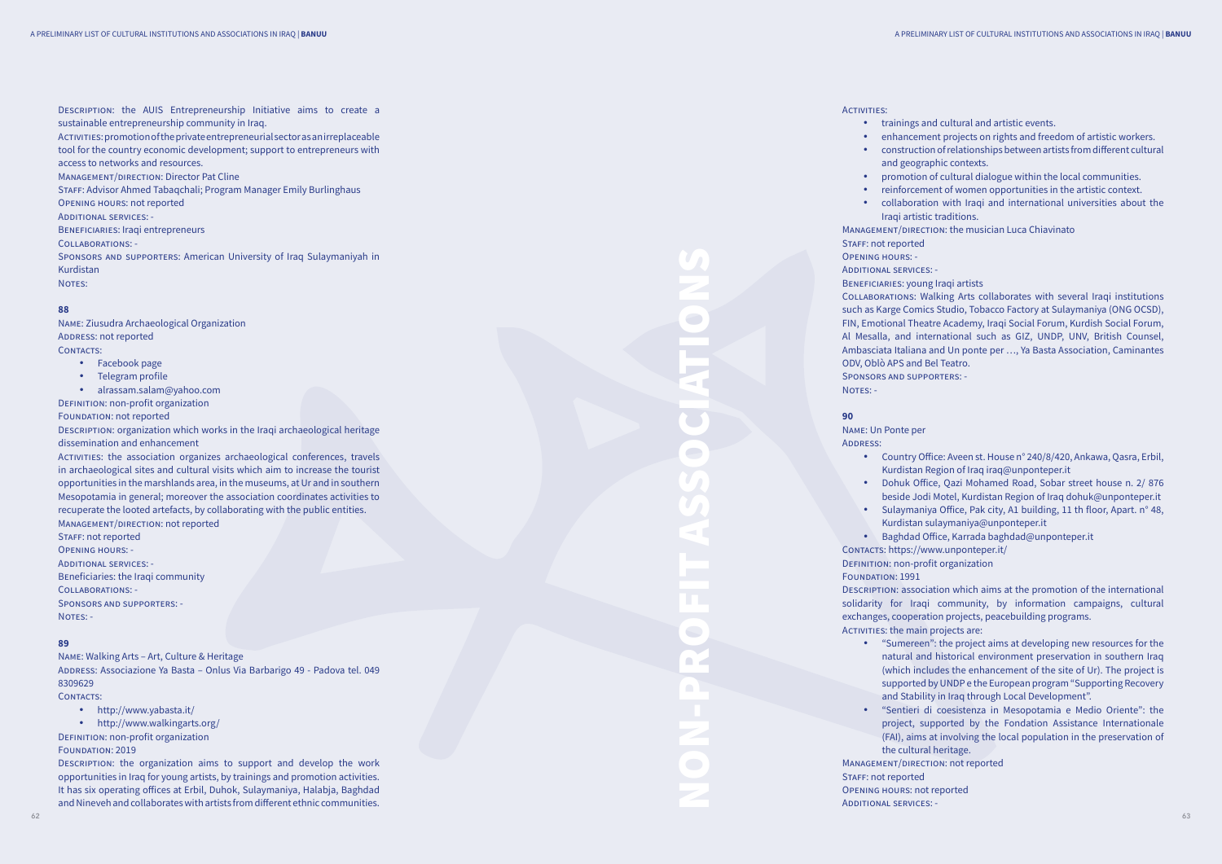Description: the AUIS Entrepreneurship Initiative aims to create a sustainable entrepreneurship community in Iraq.
Activities: promotion of the private entrepreneurial sector as an irreplaceable tool for the country economic development; support to entrepreneurs with access to networks and resources.
Management/direction: Director Pat Cline
Staff: Advisor Ahmed Tabaqchali; Program Manager Emily Burlinghaus
Opening hours: not reported
Additional services: -
Beneficiaries: Iraqi entrepreneurs
Collaborations: -
Sponsors and supporters: American University of Iraq Sulaymaniyah in Kurdistan
Notes:

**88**

Name: Ziusudra Archaeological Organization
Address: not reported
Contacts:

- Facebook page
- Telegram profile
- alrassam.salam@yahoo.com

Definition: non-profit organization
Foundation: not reported
Description: organization which works in the Iraqi archaeological heritage dissemination and enhancement
Activities: the association organizes archaeological conferences, travels in archaeological sites and cultural visits which aim to increase the tourist opportunities in the marshlands area, in the museums, at Ur and in southern Mesopotamia in general; moreover the association coordinates activities to recuperate the looted artefacts, by collaborating with the public entities.
Management/direction: not reported
Staff: not reported
Opening hours: -
Additional services: -
Beneficiaries: the Iraqi community
Collaborations: -
Sponsors and supporters: -
Notes: -

**89**

Name: Walking Arts – Art, Culture & Heritage
Address: Associazione Ya Basta – Onlus Via Barbarigo 49 - Padova tel. 049 8309629
Contacts:

- http://www.yabasta.it/
- http://www.walkingarts.org/

Definition: non-profit organization
Foundation: 2019
Description: the organization aims to support and develop the work opportunities in Iraq for young artists, by trainings and promotion activities. It has six operating offices at Erbil, Duhok, Sulaymaniya, Halabja, Baghdad and Nineveh and collaborates with artists from different ethnic communities.

# NON-PROFIT ASSOCIATIONS

Activities:

- trainings and cultural and artistic events.
- enhancement projects on rights and freedom of artistic workers.
- construction of relationships between artists from different cultural and geographic contexts.
- promotion of cultural dialogue within the local communities.
- reinforcement of women opportunities in the artistic context.
- collaboration with Iraqi and international universities about the Iraqi artistic traditions.

Management/direction: the musician Luca Chiavinato
Staff: not reported
Opening hours: -
Additional services: -
Beneficiaries: young Iraqi artists
Collaborations: Walking Arts collaborates with several Iraqi institutions such as Karge Comics Studio, Tobacco Factory at Sulaymaniya (ONG OCSD), FIN, Emotional Theatre Academy, Iraqi Social Forum, Kurdish Social Forum, Al Mesalla, and international such as GIZ, UNDP, UNV, British Counsel, Ambasciata Italiana and Un ponte per …, Ya Basta Association, Caminantes ODV, Oblò APS and Bel Teatro.
Sponsors and supporters: -
Notes: -

**90**

Name: Un Ponte per
Address:

- Country Office: Aveen st. House n° 240/8/420, Ankawa, Qasra, Erbil, Kurdistan Region of Iraq iraq@unponteper.it
- Dohuk Office, Qazi Mohamed Road, Sobar street house n. 2/ 876 beside Jodi Motel, Kurdistan Region of Iraq dohuk@unponteper.it
- Sulaymaniya Office, Pak city, A1 building, 11 th floor, Apart. n° 48, Kurdistan sulaymaniya@unponteper.it
- Baghdad Office, Karrada baghdad@unponteper.it

Contacts: https://www.unponteper.it/
Definition: non-profit organization
Foundation: 1991
Description: association which aims at the promotion of the international solidarity for Iraqi community, by information campaigns, cultural exchanges, cooperation projects, peacebuilding programs.
Activities: the main projects are:

- "Sumereen": the project aims at developing new resources for the natural and historical environment preservation in southern Iraq (which includes the enhancement of the site of Ur). The project is supported by UNDP e the European program "Supporting Recovery and Stability in Iraq through Local Development".
- "Sentieri di coesistenza in Mesopotamia e Medio Oriente": the project, supported by the Fondation Assistance Internationale (FAI), aims at involving the local population in the preservation of the cultural heritage.

Management/direction: not reported
Staff: not reported
Opening hours: not reported
Additional services: -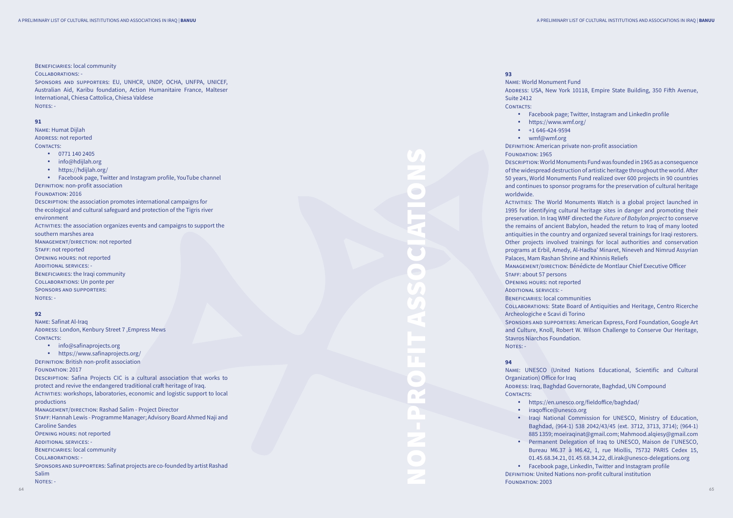Beneficiaries: local community
Collaborations: -
Sponsors and supporters: EU, UNHCR, UNDP, OCHA, UNFPA, UNICEF, Australian Aid, Karibu foundation, Action Humanitaire France, Malteser International, Chiesa Cattolica, Chiesa Valdese
Notes: -

**91**

Name: Humat Dijlah
Address: not reported
Contacts:

- 0771 140 2405
- info@hdijlah.org
- https://hdijlah.org/
- Facebook page, Twitter and Instagram profile, YouTube channel

Definition: non-profit association
Foundation: 2016
Description: the association promotes international campaigns for the ecological and cultural safeguard and protection of the Tigris river environment
Activities: the association organizes events and campaigns to support the southern marshes area
Management/direction: not reported
Staff: not reported
Opening hours: not reported
Additional services: -
Beneficiaries: the Iraqi community
Collaborations: Un ponte per
Sponsors and supporters:
Notes: -

**92**

Name: Safinat Al-Iraq
Address: London, Kenbury Street 7 ,Empress Mews
Contacts:

- info@safinaprojects.org
- https://www.safinaprojects.org/

Definition: British non-profit association
Foundation: 2017
Description: Safina Projects CIC is a cultural association that works to protect and revive the endangered traditional craft heritage of Iraq.
Activities: workshops, laboratories, economic and logistic support to local productions
Management/direction: Rashad Salim - Project Director
Staff: Hannah Lewis - Programme Manager; Advisory Board Ahmed Naji and Caroline Sandes
Opening hours: not reported
Additional services: -
Beneficiaries: local community
Collaborations: -
Sponsors and supporters: Safinat projects are co-founded by artist Rashad Salim
Notes: -

NON-PROFIT ASSOCIATIONS

**93**

Name: World Monument Fund
Address: USA, New York 10118, Empire State Building, 350 Fifth Avenue, Suite 2412
Contacts:

- Facebook page; Twitter, Instagram and LinkedIn profile
- https://www.wmf.org/
- +1 646-424-9594
- wmf@wmf.org

Definition: American private non-profit association
Foundation: 1965
Description: World Monuments Fund was founded in 1965 as a consequence of the widespread destruction of artistic heritage throughout the world. After 50 years, World Monuments Fund realized over 600 projects in 90 countries and continues to sponsor programs for the preservation of cultural heritage worldwide.
Activities: The World Monuments Watch is a global project launched in 1995 for identifying cultural heritage sites in danger and promoting their preservation. In Iraq WMF directed the *Future of Babylon project* to conserve the remains of ancient Babylon, headed the return to Iraq of many looted antiquities in the country and organized several trainings for Iraqi restorers. Other projects involved trainings for local authorities and conservation programs at Erbil, Amedy, Al-Hadba' Minaret, Nineveh and Nimrud Assyrian Palaces, Mam Rashan Shrine and Khinnis Reliefs
Management/direction: Bénédicte de Montlaur Chief Executive Officer
Staff: about 57 persons
Opening hours: not reported
Additional services: -
Beneficiaries: local communities
Collaborations: State Board of Antiquities and Heritage, Centro Ricerche Archeologiche e Scavi di Torino
Sponsors and supporters: American Express, Ford Foundation, Google Art and Culture, Knoll, Robert W. Wilson Challenge to Conserve Our Heritage, Stavros Niarchos Foundation.
Notes: -

**94**

Name: UNESCO (United Nations Educational, Scientific and Cultural Organization) Office for Iraq
Address: Iraq, Baghdad Governorate, Baghdad, UN Compound
Contacts:

- https://en.unesco.org/fieldoffice/baghdad/
- iraqoffice@unesco.org
- Iraqi National Commission for UNESCO, Ministry of Education, Baghdad, (964-1) 538 2042/43/45 (ext. 3712, 3713, 3714); (964-1) 885 1359; moeiraqinat@gmail.com; Mahmood.alqiesy@gmail.com
- Permanent Delegation of Iraq to UNESCO, Maison de l'UNESCO, Bureau M6.37 à M6.42, 1, rue Miollis, 75732 PARIS Cedex 15, 01.45.68.34.21, 01.45.68.34.22, dl.irak@unesco-delegations.org
- Facebook page, LinkedIn, Twitter and Instagram profile

Definition: United Nations non-profit cultural institution
Foundation: 2003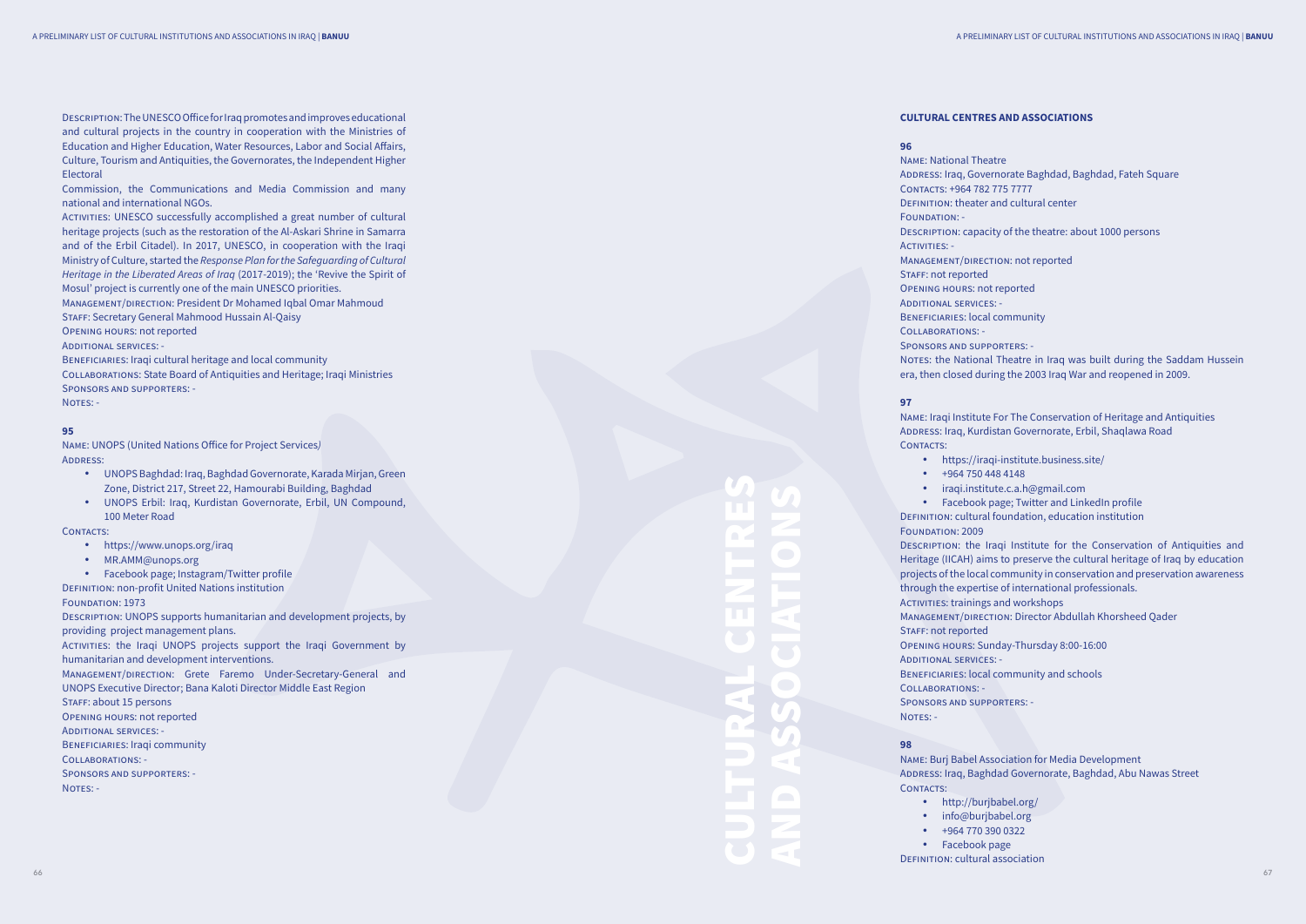Description: The UNESCO Office for Iraq promotes and improves educational and cultural projects in the country in cooperation with the Ministries of Education and Higher Education, Water Resources, Labor and Social Affairs, Culture, Tourism and Antiquities, the Governorates, the Independent Higher Electoral

Commission, the Communications and Media Commission and many national and international NGOs.

Activities: UNESCO successfully accomplished a great number of cultural heritage projects (such as the restoration of the Al-Askari Shrine in Samarra and of the Erbil Citadel). In 2017, UNESCO, in cooperation with the Iraqi Ministry of Culture, started the *Response Plan for the Safeguarding of Cultural Heritage in the Liberated Areas of Iraq* (2017-2019); the 'Revive the Spirit of Mosul' project is currently one of the main UNESCO priorities.

Management/direction: President Dr Mohamed Iqbal Omar Mahmoud

Staff: Secretary General Mahmood Hussain Al-Qaisy

Opening hours: not reported

Additional services: -

Beneficiaries: Iraqi cultural heritage and local community

Collaborations: State Board of Antiquities and Heritage; Iraqi Ministries

Sponsors and supporters: -

Notes: -

**95**

Name: UNOPS (United Nations Office for Project Services)

Address:

- UNOPS Baghdad: Iraq, Baghdad Governorate, Karada Mirjan, Green Zone, District 217, Street 22, Hamourabi Building, Baghdad
- UNOPS Erbil: Iraq, Kurdistan Governorate, Erbil, UN Compound, 100 Meter Road

Contacts:

- https://www.unops.org/iraq
- MR.AMM@unops.org
- Facebook page; Instagram/Twitter profile

Definition: non-profit United Nations institution

Foundation: 1973

Description: UNOPS supports humanitarian and development projects, by providing project management plans.

Activities: the Iraqi UNOPS projects support the Iraqi Government by humanitarian and development interventions.

Management/direction: Grete Faremo Under-Secretary-General and UNOPS Executive Director; Bana Kaloti Director Middle East Region

Staff: about 15 persons

Opening hours: not reported

Additional services: -

Beneficiaries: Iraqi community

Collaborations: -

Sponsors and supporters: -

Notes: -

CULTURAL CENTRES AND ASSOCIATIONS

## CULTURAL CENTRES AND ASSOCIATIONS

**96**

Name: National Theatre

Address: Iraq, Governorate Baghdad, Baghdad, Fateh Square

Contacts: +964 782 775 7777

Definition: theater and cultural center

Foundation: -

Description: capacity of the theatre: about 1000 persons

Activities: -

Management/direction: not reported

Staff: not reported

Opening hours: not reported

Additional services: -

Beneficiaries: local community

Collaborations: -

Sponsors and supporters: -

Notes: the National Theatre in Iraq was built during the Saddam Hussein era, then closed during the 2003 Iraq War and reopened in 2009.

**97**

Name: Iraqi Institute For The Conservation of Heritage and Antiquities

Address: Iraq, Kurdistan Governorate, Erbil, Shaqlawa Road

Contacts:

- https://iraqi-institute.business.site/
- +964 750 448 4148
- iraqi.institute.c.a.h@gmail.com
- Facebook page; Twitter and LinkedIn profile

Definition: cultural foundation, education institution

Foundation: 2009

Description: the Iraqi Institute for the Conservation of Antiquities and Heritage (IICAH) aims to preserve the cultural heritage of Iraq by education projects of the local community in conservation and preservation awareness through the expertise of international professionals.

Activities: trainings and workshops

Management/direction: Director Abdullah Khorsheed Qader

Staff: not reported

Opening hours: Sunday-Thursday 8:00-16:00

Additional services: -

Beneficiaries: local community and schools

Collaborations: -

Sponsors and supporters: -

Notes: -

**98**

Name: Burj Babel Association for Media Development

Address: Iraq, Baghdad Governorate, Baghdad, Abu Nawas Street

Contacts:

- http://burjbabel.org/
- info@burjbabel.org
- +964 770 390 0322
- Facebook page

Definition: cultural association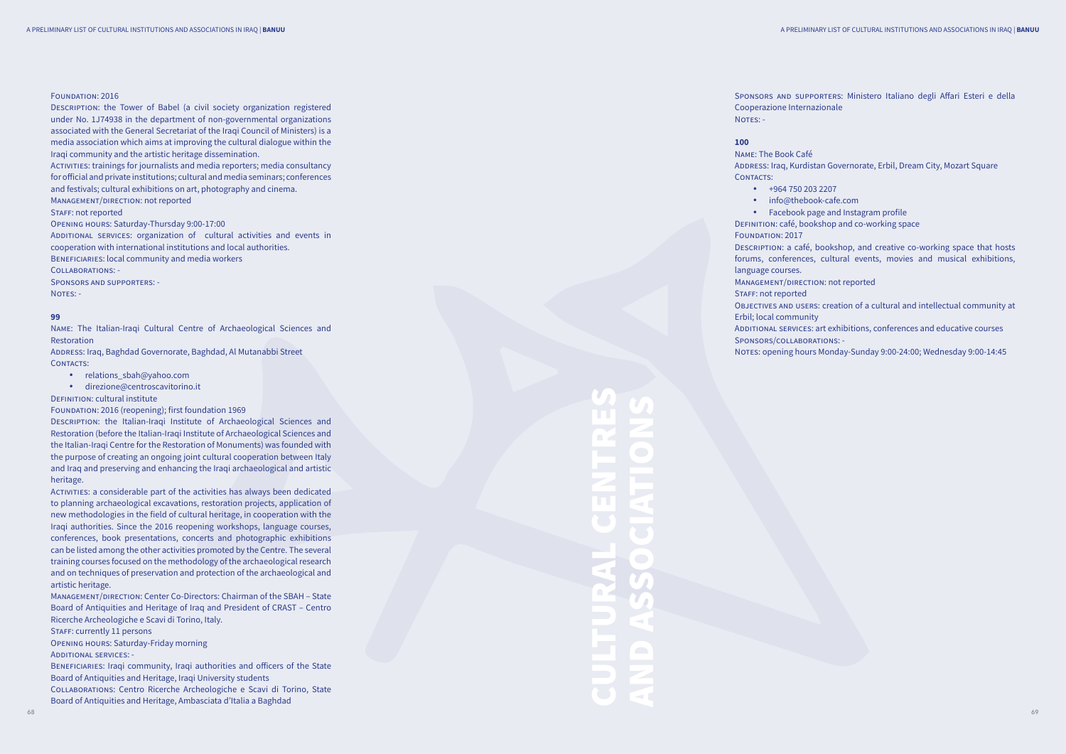Foundation: 2016

Description: the Tower of Babel (a civil society organization registered under No. 1J74938 in the department of non-governmental organizations associated with the General Secretariat of the Iraqi Council of Ministers) is a media association which aims at improving the cultural dialogue within the Iraqi community and the artistic heritage dissemination.

Activities: trainings for journalists and media reporters; media consultancy for official and private institutions; cultural and media seminars; conferences and festivals; cultural exhibitions on art, photography and cinema.

Management/direction: not reported

Staff: not reported

Opening hours: Saturday-Thursday 9:00-17:00

Additional services: organization of cultural activities and events in cooperation with international institutions and local authorities.

Beneficiaries: local community and media workers

Collaborations: -

Sponsors and supporters: -

Notes: -

**99**

Name: The Italian-Iraqi Cultural Centre of Archaeological Sciences and Restoration

Address: Iraq, Baghdad Governorate, Baghdad, Al Mutanabbi Street

Contacts:

- relations_sbah@yahoo.com
- direzione@centroscavitorino.it

Definition: cultural institute

Foundation: 2016 (reopening); first foundation 1969

Description: the Italian-Iraqi Institute of Archaeological Sciences and Restoration (before the Italian-Iraqi Institute of Archaeological Sciences and the Italian-Iraqi Centre for the Restoration of Monuments) was founded with the purpose of creating an ongoing joint cultural cooperation between Italy and Iraq and preserving and enhancing the Iraqi archaeological and artistic heritage.

Activities: a considerable part of the activities has always been dedicated to planning archaeological excavations, restoration projects, application of new methodologies in the field of cultural heritage, in cooperation with the Iraqi authorities. Since the 2016 reopening workshops, language courses, conferences, book presentations, concerts and photographic exhibitions can be listed among the other activities promoted by the Centre. The several training courses focused on the methodology of the archaeological research and on techniques of preservation and protection of the archaeological and artistic heritage.

Management/direction: Center Co-Directors: Chairman of the SBAH – State Board of Antiquities and Heritage of Iraq and President of CRAST – Centro Ricerche Archeologiche e Scavi di Torino, Italy.

Staff: currently 11 persons

Opening hours: Saturday-Friday morning

Additional services: -

Beneficiaries: Iraqi community, Iraqi authorities and officers of the State Board of Antiquities and Heritage, Iraqi University students

Collaborations: Centro Ricerche Archeologiche e Scavi di Torino, State Board of Antiquities and Heritage, Ambasciata d'Italia a Baghdad

Sponsors and supporters: Ministero Italiano degli Affari Esteri e della Cooperazione Internazionale

Notes: -

**100**

Name: The Book Café

Address: Iraq, Kurdistan Governorate, Erbil, Dream City, Mozart Square

Contacts:

- +964 750 203 2207
- info@thebook-cafe.com
- Facebook page and Instagram profile

Definition: café, bookshop and co-working space

Foundation: 2017

Description: a café, bookshop, and creative co-working space that hosts forums, conferences, cultural events, movies and musical exhibitions, language courses.

Management/direction: not reported

Staff: not reported

Objectives and users: creation of a cultural and intellectual community at Erbil; local community

Additional services: art exhibitions, conferences and educative courses

Sponsors/collaborations: -

Notes: opening hours Monday-Sunday 9:00-24:00; Wednesday 9:00-14:45

CULTURAL CENTRES AND ASSOCIATIONS